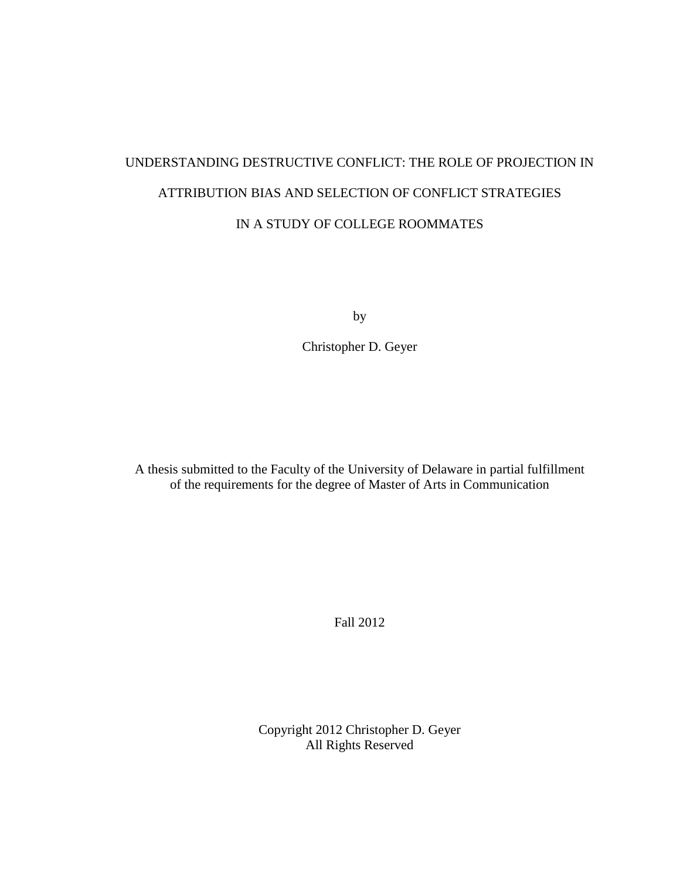# UNDERSTANDING DESTRUCTIVE CONFLICT: THE ROLE OF PROJECTION IN ATTRIBUTION BIAS AND SELECTION OF CONFLICT STRATEGIES IN A STUDY OF COLLEGE ROOMMATES

by

Christopher D. Geyer

A thesis submitted to the Faculty of the University of Delaware in partial fulfillment of the requirements for the degree of Master of Arts in Communication

Fall 2012

Copyright 2012 Christopher D. Geyer
All Rights Reserved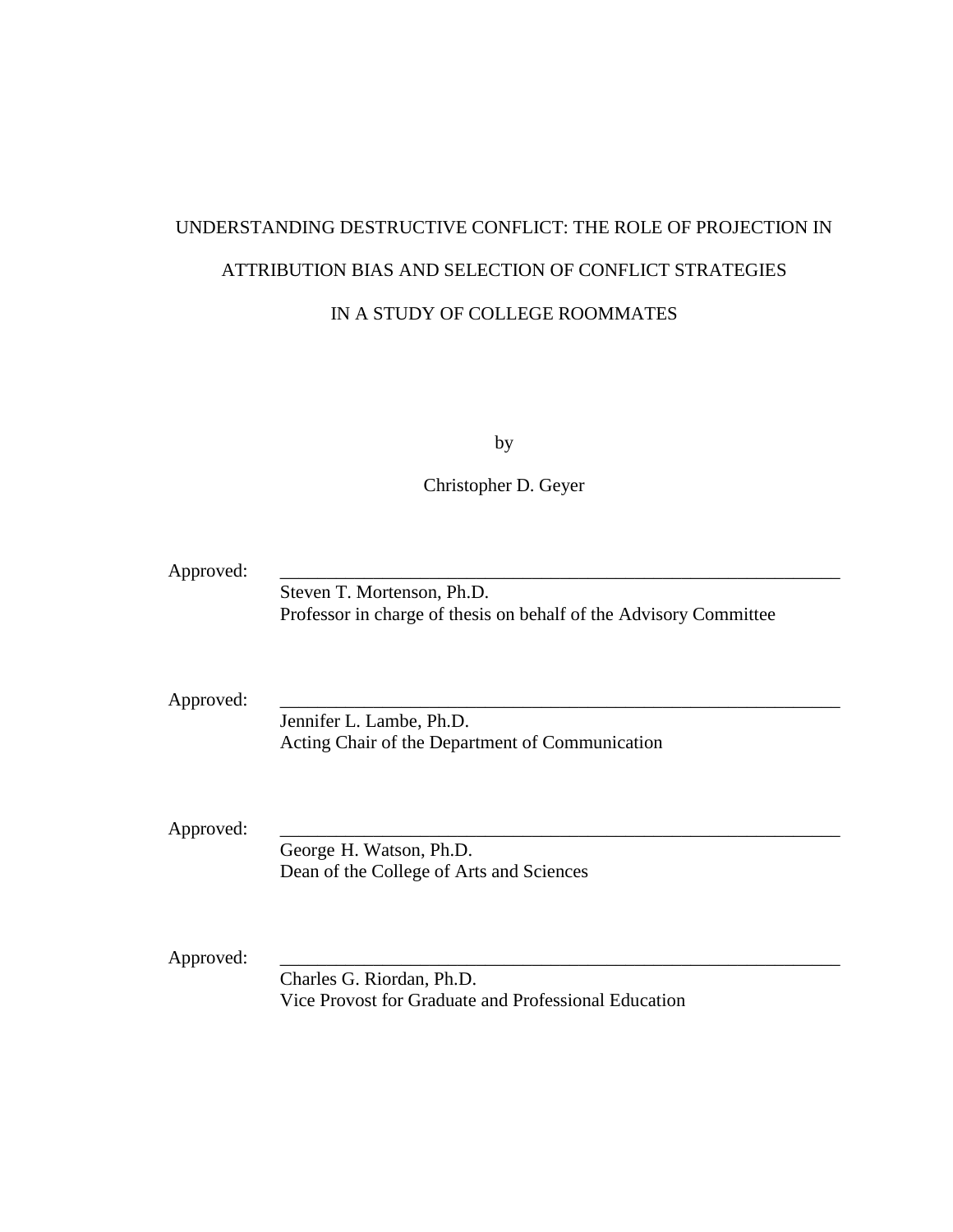UNDERSTANDING DESTRUCTIVE CONFLICT: THE ROLE OF PROJECTION IN ATTRIBUTION BIAS AND SELECTION OF CONFLICT STRATEGIES IN A STUDY OF COLLEGE ROOMMATES

by

Christopher D. Geyer

Approved: \_\_\_\_\_\_\_\_\_\_\_\_\_\_\_\_\_\_\_\_\_\_\_\_\_\_\_\_\_\_\_\_\_\_\_\_\_\_\_\_\_\_\_\_\_\_\_\_\_\_\_\_\_\_\_\_\_\_\_\_
Steven T. Mortenson, Ph.D.
Professor in charge of thesis on behalf of the Advisory Committee

Approved: \_\_\_\_\_\_\_\_\_\_\_\_\_\_\_\_\_\_\_\_\_\_\_\_\_\_\_\_\_\_\_\_\_\_\_\_\_\_\_\_\_\_\_\_\_\_\_\_\_\_\_\_\_\_\_\_\_\_\_\_
Jennifer L. Lambe, Ph.D.
Acting Chair of the Department of Communication

Approved: \_\_\_\_\_\_\_\_\_\_\_\_\_\_\_\_\_\_\_\_\_\_\_\_\_\_\_\_\_\_\_\_\_\_\_\_\_\_\_\_\_\_\_\_\_\_\_\_\_\_\_\_\_\_\_\_\_\_\_\_
George H. Watson, Ph.D.
Dean of the College of Arts and Sciences

Approved: \_\_\_\_\_\_\_\_\_\_\_\_\_\_\_\_\_\_\_\_\_\_\_\_\_\_\_\_\_\_\_\_\_\_\_\_\_\_\_\_\_\_\_\_\_\_\_\_\_\_\_\_\_\_\_\_\_\_\_\_
Charles G. Riordan, Ph.D.
Vice Provost for Graduate and Professional Education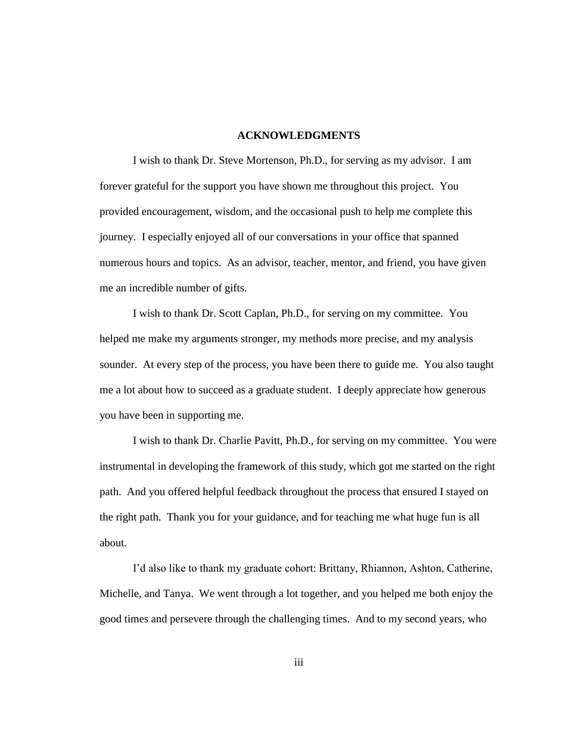## ACKNOWLEDGMENTS

I wish to thank Dr. Steve Mortenson, Ph.D., for serving as my advisor. I am forever grateful for the support you have shown me throughout this project. You provided encouragement, wisdom, and the occasional push to help me complete this journey. I especially enjoyed all of our conversations in your office that spanned numerous hours and topics. As an advisor, teacher, mentor, and friend, you have given me an incredible number of gifts.

I wish to thank Dr. Scott Caplan, Ph.D., for serving on my committee. You helped me make my arguments stronger, my methods more precise, and my analysis sounder. At every step of the process, you have been there to guide me. You also taught me a lot about how to succeed as a graduate student. I deeply appreciate how generous you have been in supporting me.

I wish to thank Dr. Charlie Pavitt, Ph.D., for serving on my committee. You were instrumental in developing the framework of this study, which got me started on the right path. And you offered helpful feedback throughout the process that ensured I stayed on the right path. Thank you for your guidance, and for teaching me what huge fun is all about.

I'd also like to thank my graduate cohort: Brittany, Rhiannon, Ashton, Catherine, Michelle, and Tanya. We went through a lot together, and you helped me both enjoy the good times and persevere through the challenging times. And to my second years, who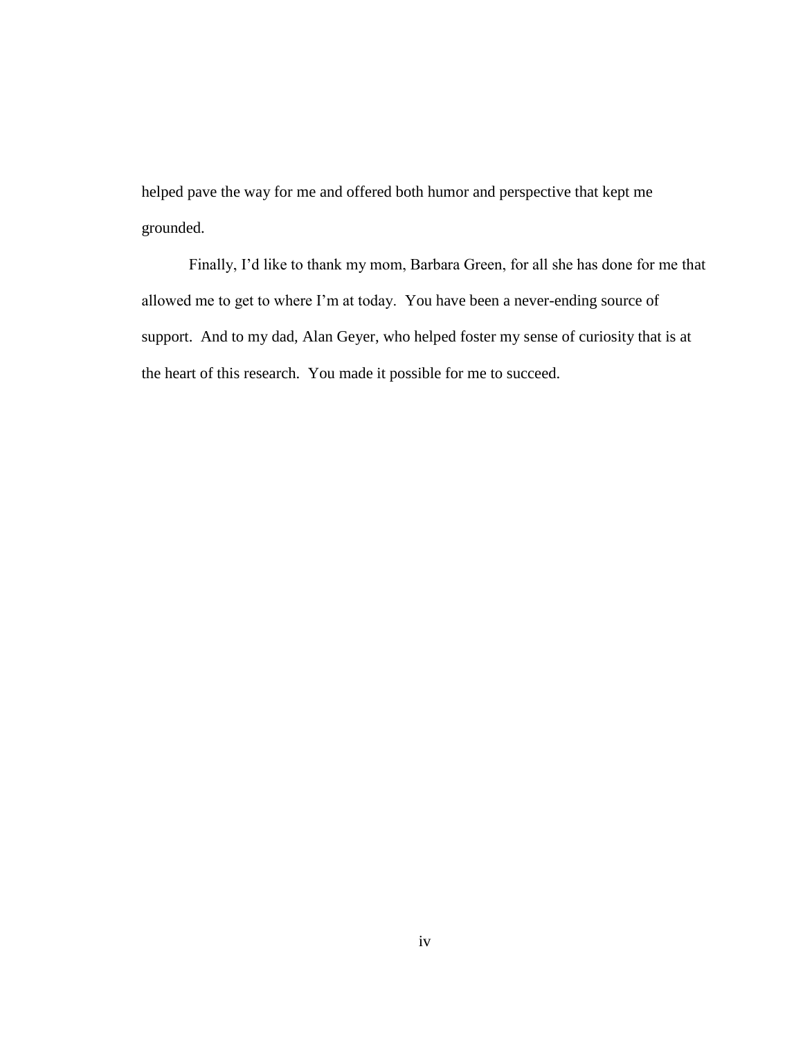helped pave the way for me and offered both humor and perspective that kept me grounded.

Finally, I'd like to thank my mom, Barbara Green, for all she has done for me that allowed me to get to where I'm at today. You have been a never-ending source of support. And to my dad, Alan Geyer, who helped foster my sense of curiosity that is at the heart of this research. You made it possible for me to succeed.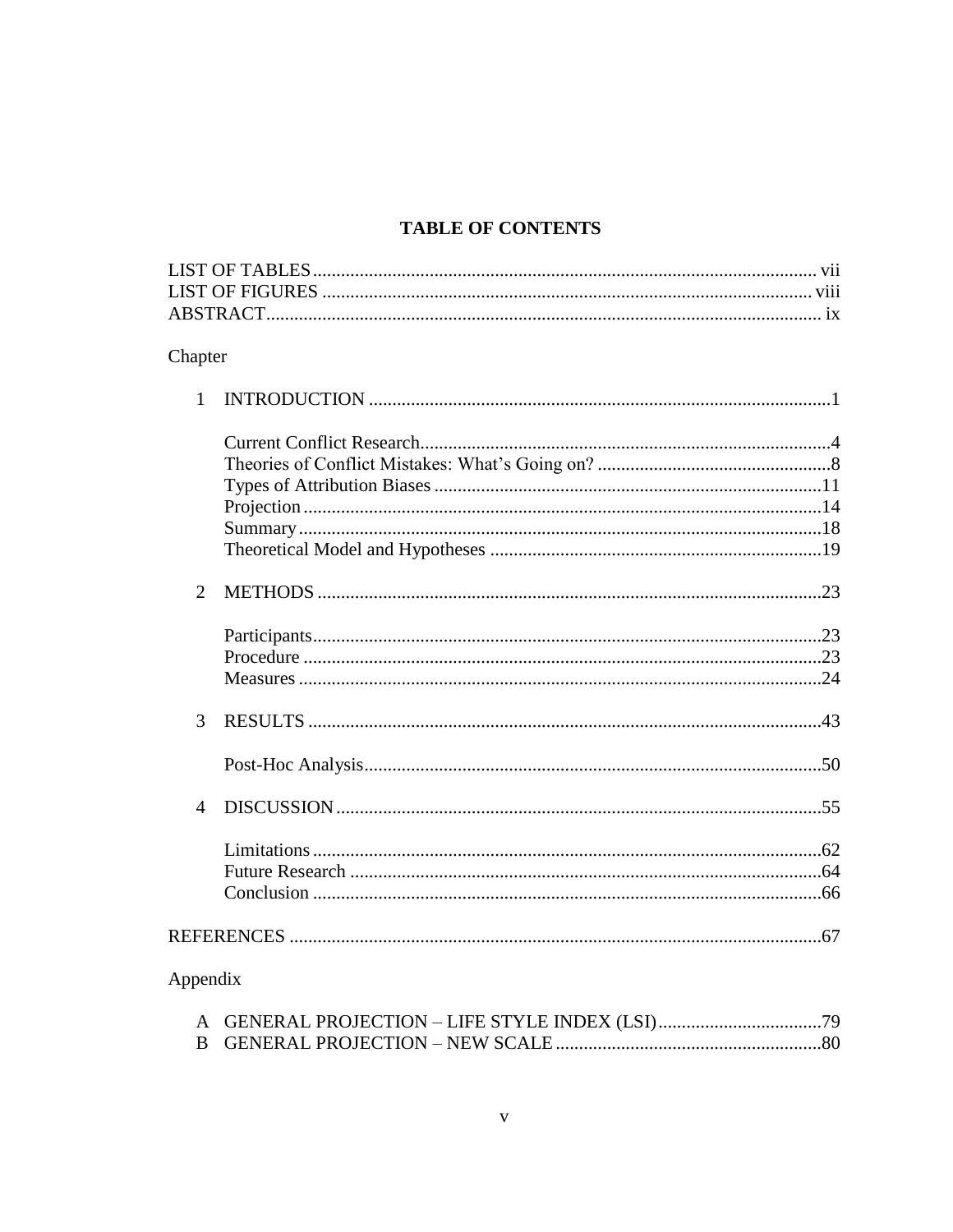# TABLE OF CONTENTS

LIST OF TABLES ..... vii
LIST OF FIGURES ..... viii
ABSTRACT ..... ix

Chapter

1 INTRODUCTION ..... 1

- Current Conflict Research ..... 4
- Theories of Conflict Mistakes: What's Going on? ..... 8
- Types of Attribution Biases ..... 11
- Projection ..... 14
- Summary ..... 18
- Theoretical Model and Hypotheses ..... 19

2 METHODS ..... 23

- Participants ..... 23
- Procedure ..... 23
- Measures ..... 24

3 RESULTS ..... 43

- Post-Hoc Analysis ..... 50

4 DISCUSSION ..... 55

- Limitations ..... 62
- Future Research ..... 64
- Conclusion ..... 66

REFERENCES ..... 67

Appendix

A GENERAL PROJECTION – LIFE STYLE INDEX (LSI) ..... 79
B GENERAL PROJECTION – NEW SCALE ..... 80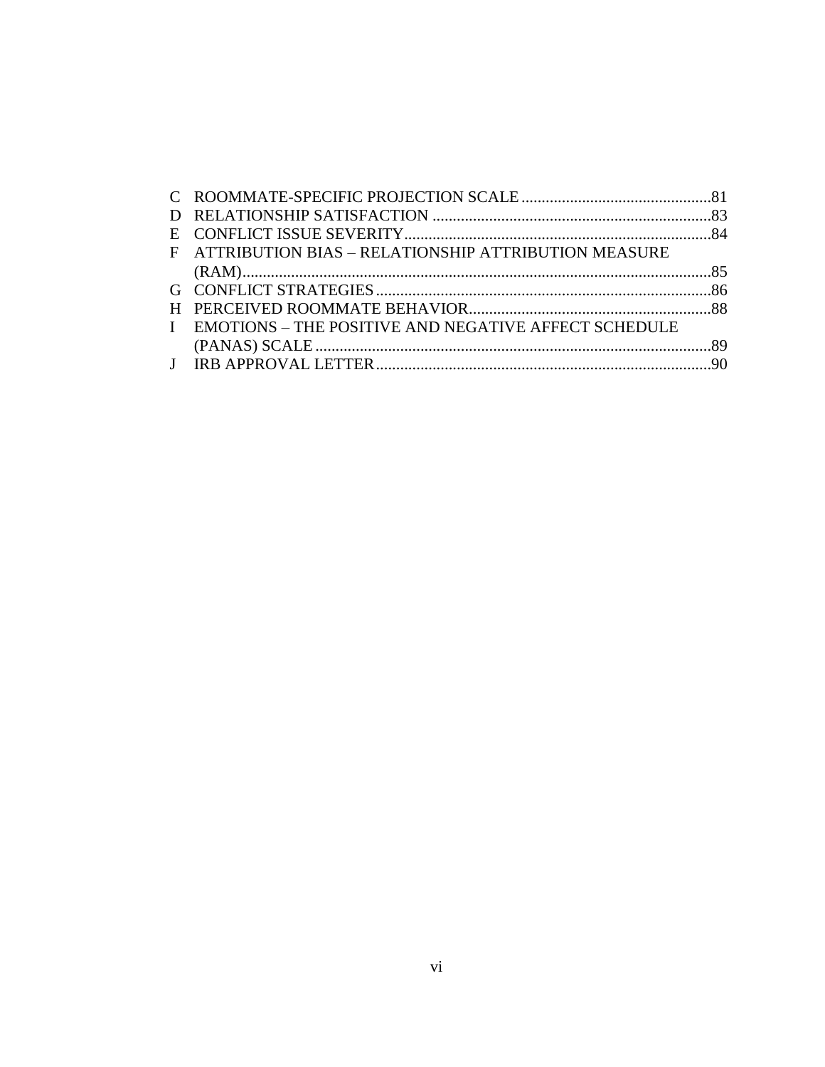C ROOMMATE-SPECIFIC PROJECTION SCALE ....................................................81
D RELATIONSHIP SATISFACTION ......................................................................83
E CONFLICT ISSUE SEVERITY...........................................................................84
F ATTRIBUTION BIAS – RELATIONSHIP ATTRIBUTION MEASURE (RAM)...................................................................................................................85
G CONFLICT STRATEGIES ..................................................................................86
H PERCEIVED ROOMMATE BEHAVIOR............................................................88
I EMOTIONS – THE POSITIVE AND NEGATIVE AFFECT SCHEDULE (PANAS) SCALE ..................................................................................................89
J IRB APPROVAL LETTER...................................................................................90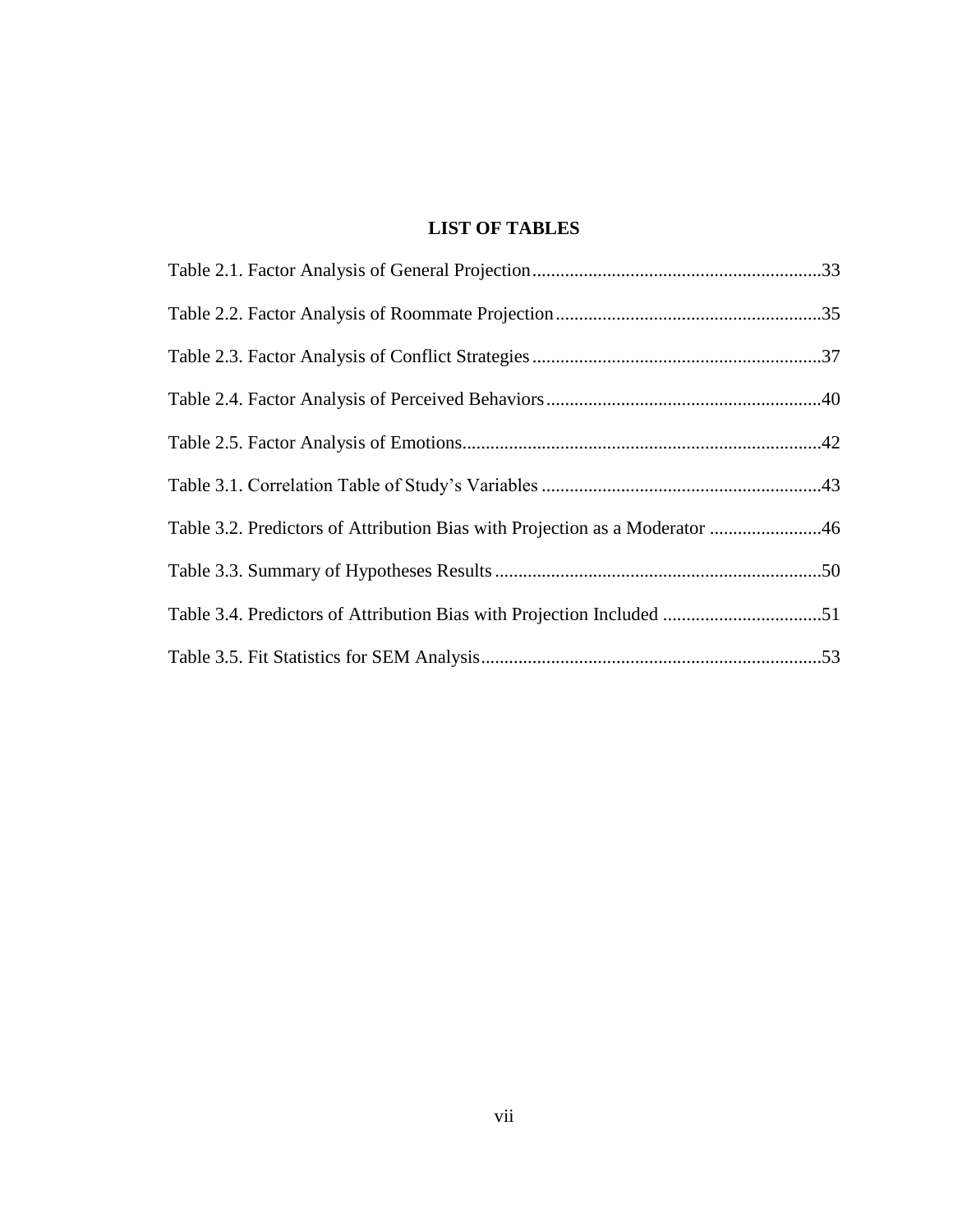# LIST OF TABLES

Table 2.1. Factor Analysis of General Projection..............................................................33

Table 2.2. Factor Analysis of Roommate Projection.........................................................35

Table 2.3. Factor Analysis of Conflict Strategies..............................................................37

Table 2.4. Factor Analysis of Perceived Behaviors...........................................................40

Table 2.5. Factor Analysis of Emotions.............................................................................42

Table 3.1. Correlation Table of Study's Variables ............................................................43

Table 3.2. Predictors of Attribution Bias with Projection as a Moderator ........................46

Table 3.3. Summary of Hypotheses Results......................................................................50

Table 3.4. Predictors of Attribution Bias with Projection Included ..................................51

Table 3.5. Fit Statistics for SEM Analysis.........................................................................53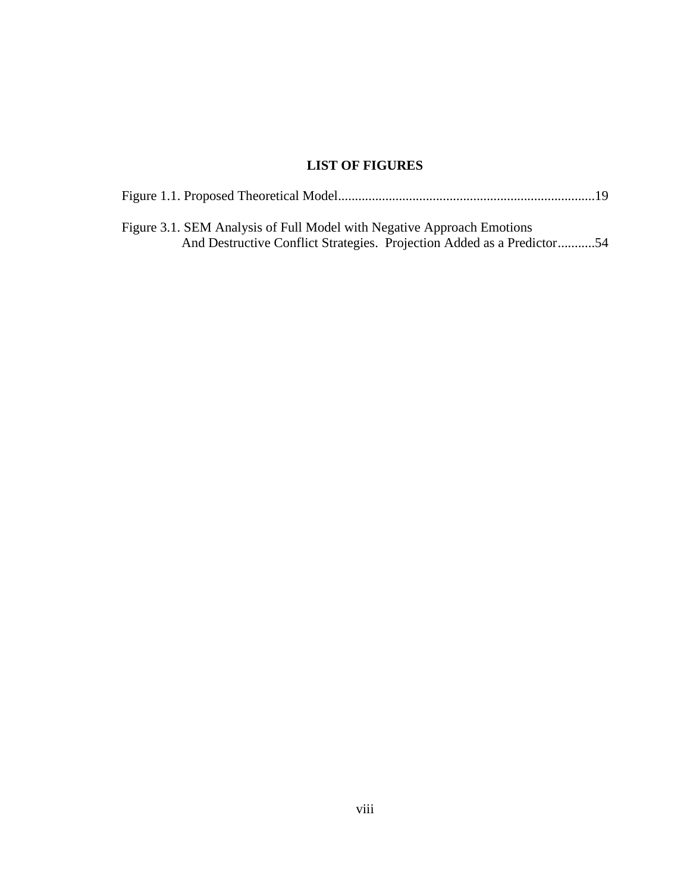## LIST OF FIGURES

Figure 1.1. Proposed Theoretical Model...........................................................................19

Figure 3.1. SEM Analysis of Full Model with Negative Approach Emotions
And Destructive Conflict Strategies. Projection Added as a Predictor...........54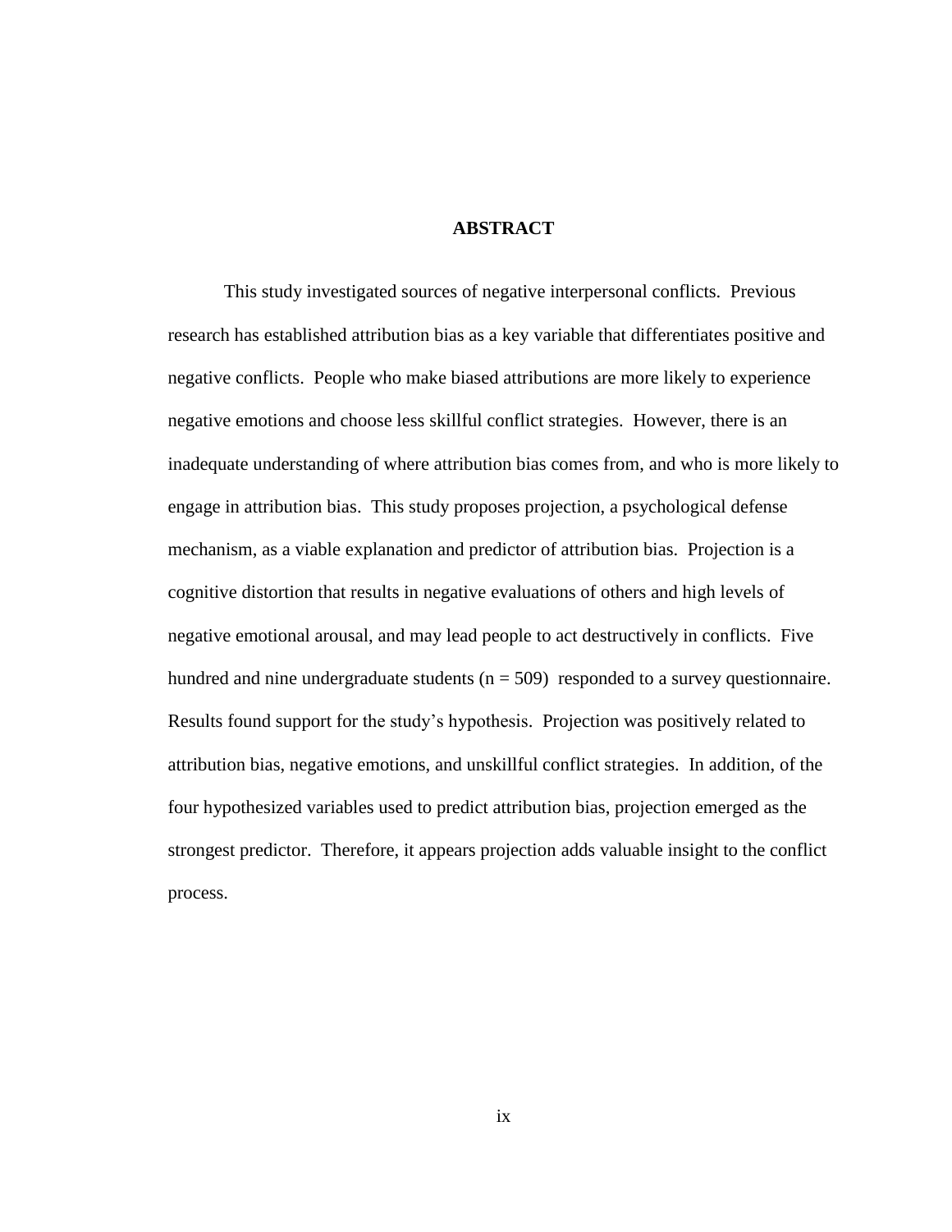# ABSTRACT

This study investigated sources of negative interpersonal conflicts. Previous research has established attribution bias as a key variable that differentiates positive and negative conflicts. People who make biased attributions are more likely to experience negative emotions and choose less skillful conflict strategies. However, there is an inadequate understanding of where attribution bias comes from, and who is more likely to engage in attribution bias. This study proposes projection, a psychological defense mechanism, as a viable explanation and predictor of attribution bias. Projection is a cognitive distortion that results in negative evaluations of others and high levels of negative emotional arousal, and may lead people to act destructively in conflicts. Five hundred and nine undergraduate students ($n = 509$) responded to a survey questionnaire. Results found support for the study's hypothesis. Projection was positively related to attribution bias, negative emotions, and unskillful conflict strategies. In addition, of the four hypothesized variables used to predict attribution bias, projection emerged as the strongest predictor. Therefore, it appears projection adds valuable insight to the conflict process.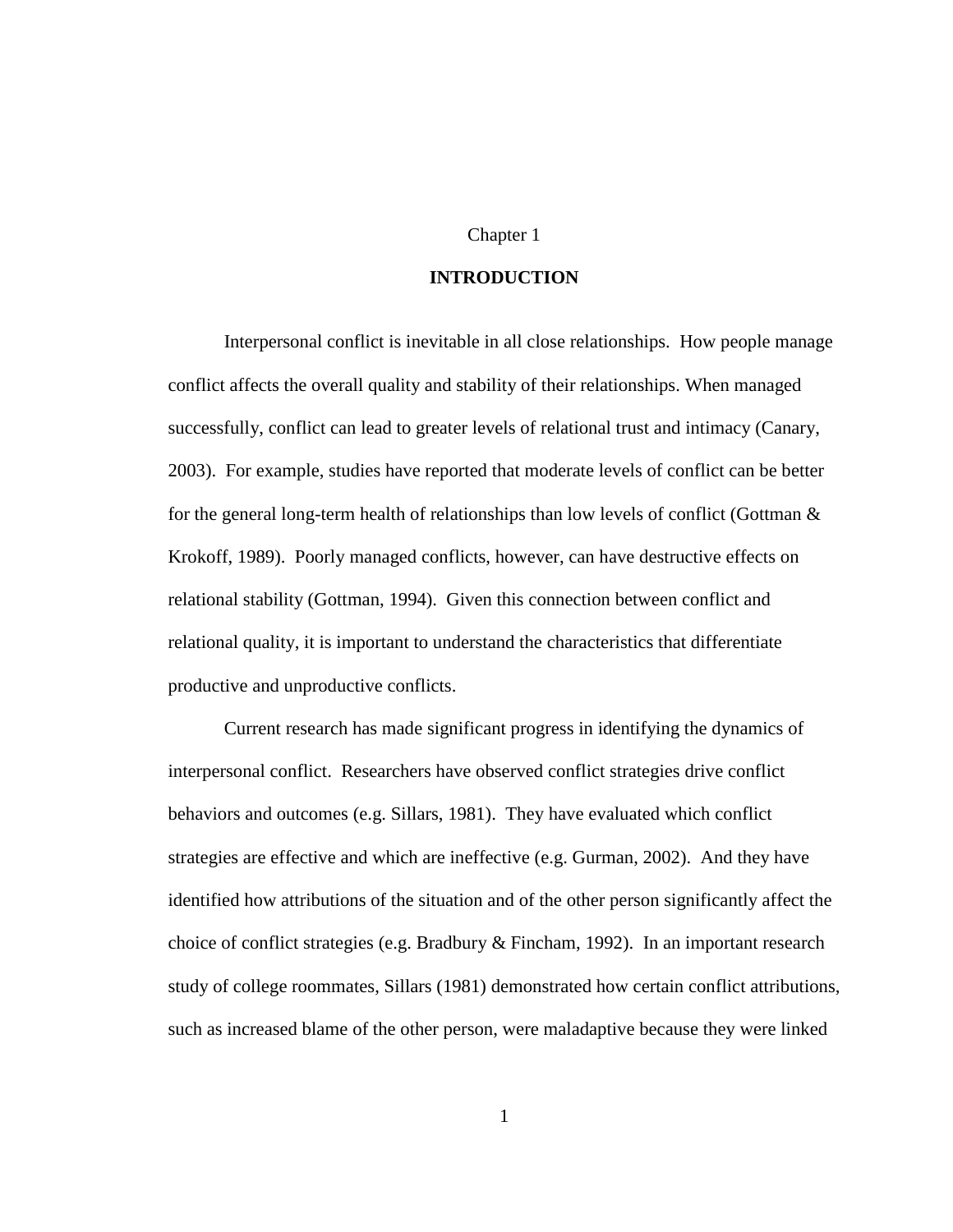# Chapter 1

## INTRODUCTION

Interpersonal conflict is inevitable in all close relationships. How people manage conflict affects the overall quality and stability of their relationships. When managed successfully, conflict can lead to greater levels of relational trust and intimacy (Canary, 2003). For example, studies have reported that moderate levels of conflict can be better for the general long-term health of relationships than low levels of conflict (Gottman & Krokoff, 1989). Poorly managed conflicts, however, can have destructive effects on relational stability (Gottman, 1994). Given this connection between conflict and relational quality, it is important to understand the characteristics that differentiate productive and unproductive conflicts.

Current research has made significant progress in identifying the dynamics of interpersonal conflict. Researchers have observed conflict strategies drive conflict behaviors and outcomes (e.g. Sillars, 1981). They have evaluated which conflict strategies are effective and which are ineffective (e.g. Gurman, 2002). And they have identified how attributions of the situation and of the other person significantly affect the choice of conflict strategies (e.g. Bradbury & Fincham, 1992). In an important research study of college roommates, Sillars (1981) demonstrated how certain conflict attributions, such as increased blame of the other person, were maladaptive because they were linked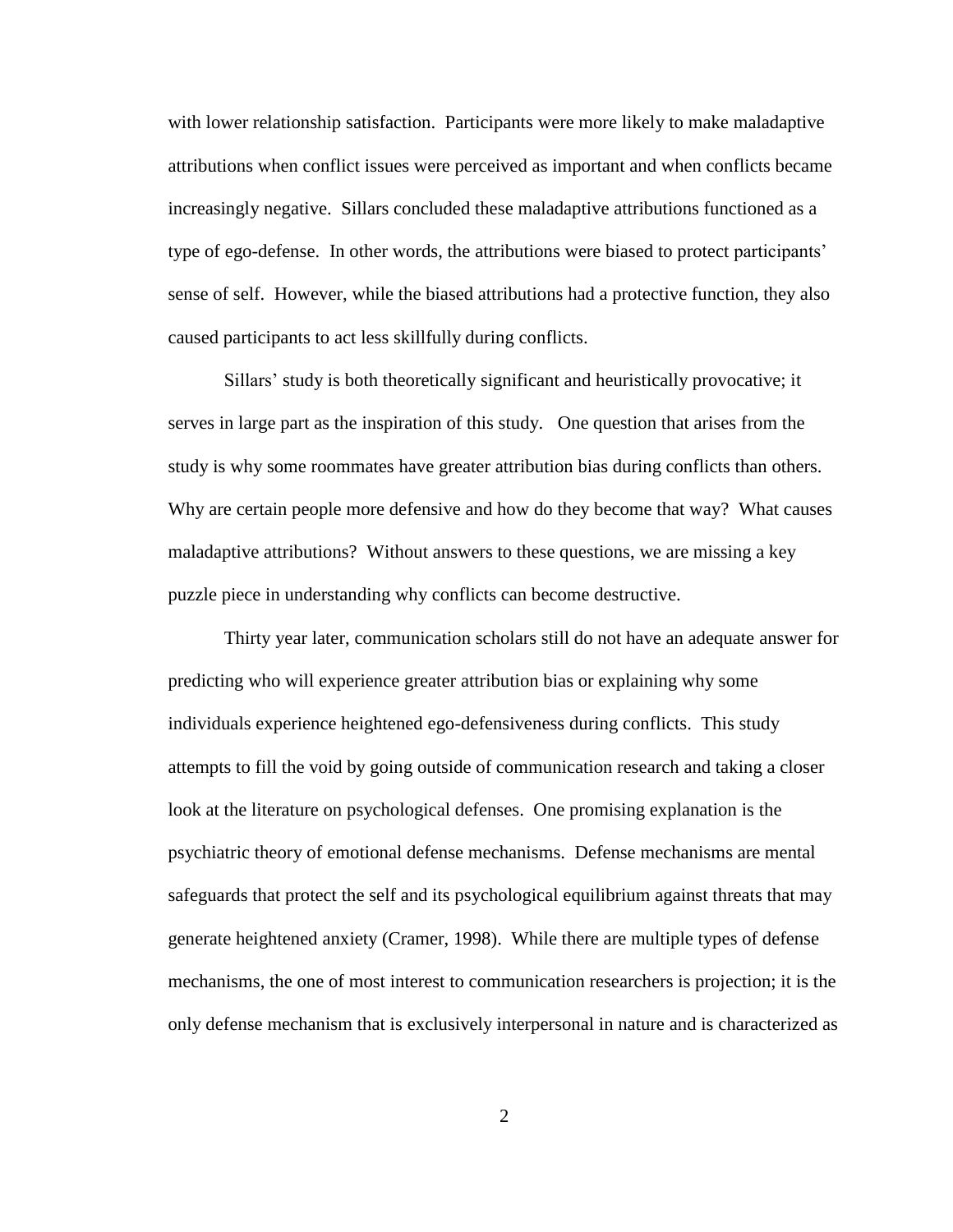with lower relationship satisfaction. Participants were more likely to make maladaptive attributions when conflict issues were perceived as important and when conflicts became increasingly negative. Sillars concluded these maladaptive attributions functioned as a type of ego-defense. In other words, the attributions were biased to protect participants' sense of self. However, while the biased attributions had a protective function, they also caused participants to act less skillfully during conflicts.

Sillars' study is both theoretically significant and heuristically provocative; it serves in large part as the inspiration of this study. One question that arises from the study is why some roommates have greater attribution bias during conflicts than others. Why are certain people more defensive and how do they become that way? What causes maladaptive attributions? Without answers to these questions, we are missing a key puzzle piece in understanding why conflicts can become destructive.

Thirty year later, communication scholars still do not have an adequate answer for predicting who will experience greater attribution bias or explaining why some individuals experience heightened ego-defensiveness during conflicts. This study attempts to fill the void by going outside of communication research and taking a closer look at the literature on psychological defenses. One promising explanation is the psychiatric theory of emotional defense mechanisms. Defense mechanisms are mental safeguards that protect the self and its psychological equilibrium against threats that may generate heightened anxiety (Cramer, 1998). While there are multiple types of defense mechanisms, the one of most interest to communication researchers is projection; it is the only defense mechanism that is exclusively interpersonal in nature and is characterized as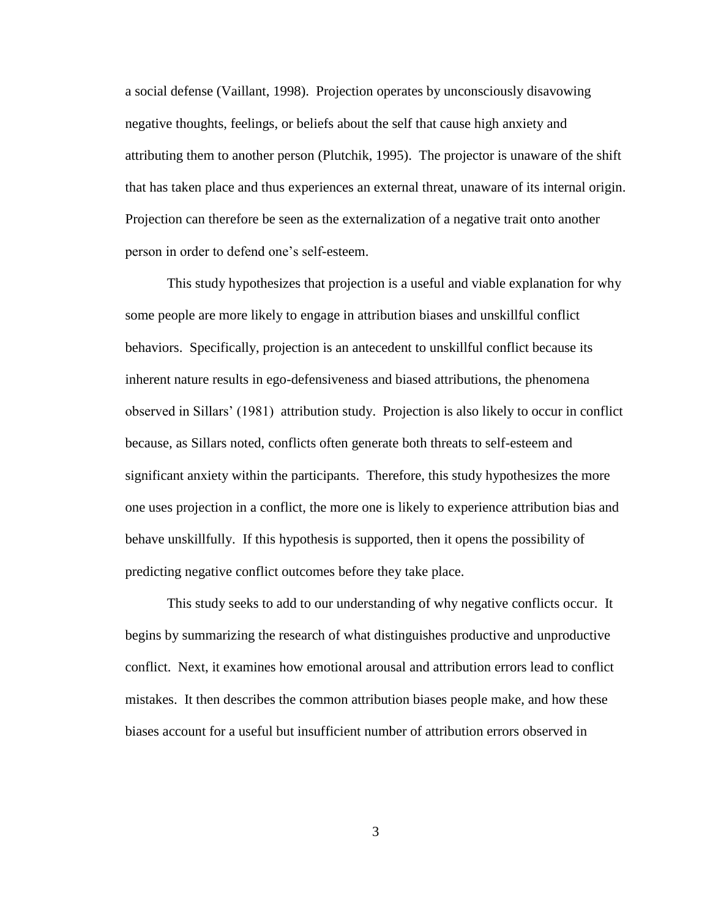a social defense (Vaillant, 1998). Projection operates by unconsciously disavowing negative thoughts, feelings, or beliefs about the self that cause high anxiety and attributing them to another person (Plutchik, 1995). The projector is unaware of the shift that has taken place and thus experiences an external threat, unaware of its internal origin. Projection can therefore be seen as the externalization of a negative trait onto another person in order to defend one's self-esteem.

This study hypothesizes that projection is a useful and viable explanation for why some people are more likely to engage in attribution biases and unskillful conflict behaviors. Specifically, projection is an antecedent to unskillful conflict because its inherent nature results in ego-defensiveness and biased attributions, the phenomena observed in Sillars' (1981) attribution study. Projection is also likely to occur in conflict because, as Sillars noted, conflicts often generate both threats to self-esteem and significant anxiety within the participants. Therefore, this study hypothesizes the more one uses projection in a conflict, the more one is likely to experience attribution bias and behave unskillfully. If this hypothesis is supported, then it opens the possibility of predicting negative conflict outcomes before they take place.

This study seeks to add to our understanding of why negative conflicts occur. It begins by summarizing the research of what distinguishes productive and unproductive conflict. Next, it examines how emotional arousal and attribution errors lead to conflict mistakes. It then describes the common attribution biases people make, and how these biases account for a useful but insufficient number of attribution errors observed in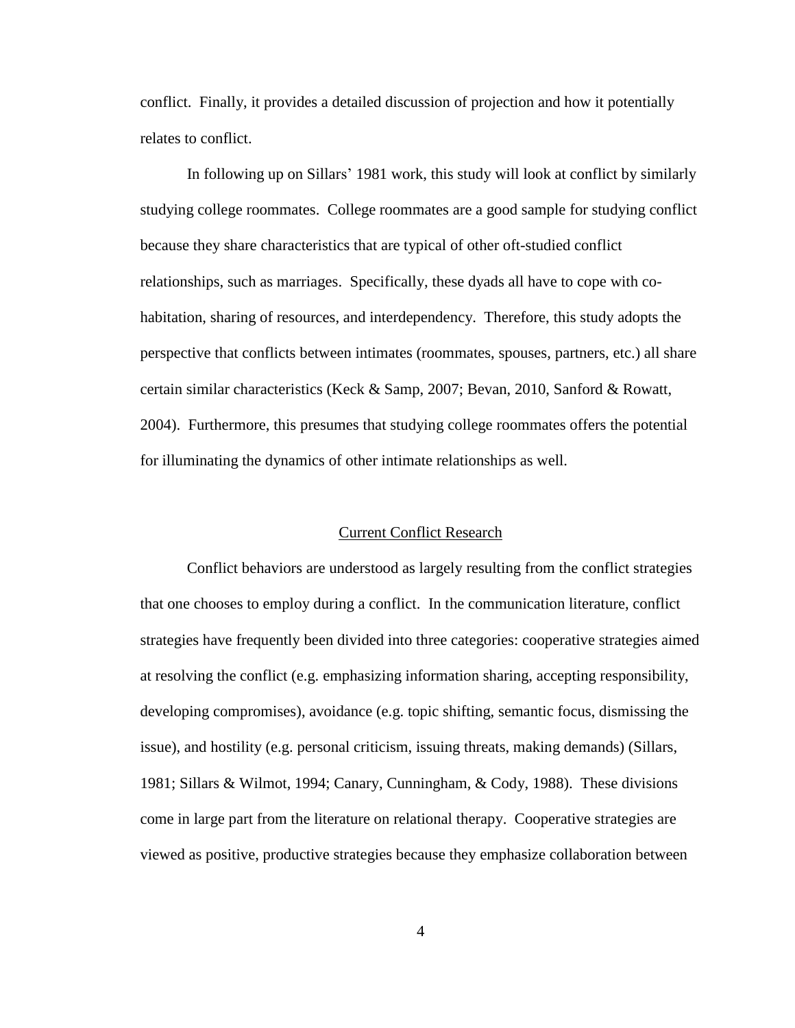conflict. Finally, it provides a detailed discussion of projection and how it potentially relates to conflict.

In following up on Sillars' 1981 work, this study will look at conflict by similarly studying college roommates. College roommates are a good sample for studying conflict because they share characteristics that are typical of other oft-studied conflict relationships, such as marriages. Specifically, these dyads all have to cope with co-habitation, sharing of resources, and interdependency. Therefore, this study adopts the perspective that conflicts between intimates (roommates, spouses, partners, etc.) all share certain similar characteristics (Keck & Samp, 2007; Bevan, 2010, Sanford & Rowatt, 2004). Furthermore, this presumes that studying college roommates offers the potential for illuminating the dynamics of other intimate relationships as well.

## Current Conflict Research

Conflict behaviors are understood as largely resulting from the conflict strategies that one chooses to employ during a conflict. In the communication literature, conflict strategies have frequently been divided into three categories: cooperative strategies aimed at resolving the conflict (e.g. emphasizing information sharing, accepting responsibility, developing compromises), avoidance (e.g. topic shifting, semantic focus, dismissing the issue), and hostility (e.g. personal criticism, issuing threats, making demands) (Sillars, 1981; Sillars & Wilmot, 1994; Canary, Cunningham, & Cody, 1988). These divisions come in large part from the literature on relational therapy. Cooperative strategies are viewed as positive, productive strategies because they emphasize collaboration between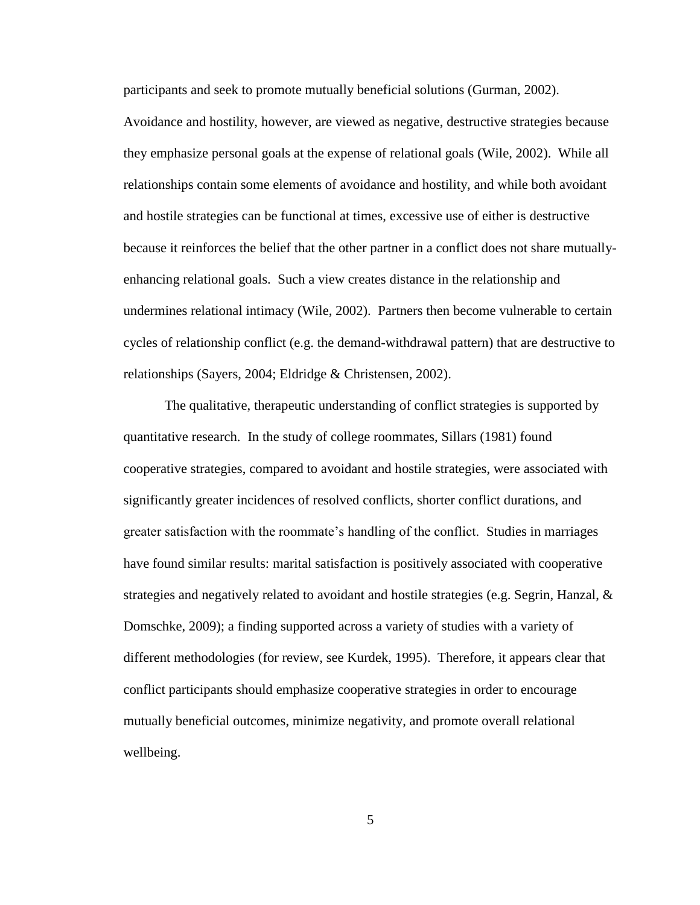participants and seek to promote mutually beneficial solutions (Gurman, 2002). Avoidance and hostility, however, are viewed as negative, destructive strategies because they emphasize personal goals at the expense of relational goals (Wile, 2002). While all relationships contain some elements of avoidance and hostility, and while both avoidant and hostile strategies can be functional at times, excessive use of either is destructive because it reinforces the belief that the other partner in a conflict does not share mutually-enhancing relational goals. Such a view creates distance in the relationship and undermines relational intimacy (Wile, 2002). Partners then become vulnerable to certain cycles of relationship conflict (e.g. the demand-withdrawal pattern) that are destructive to relationships (Sayers, 2004; Eldridge & Christensen, 2002).

The qualitative, therapeutic understanding of conflict strategies is supported by quantitative research. In the study of college roommates, Sillars (1981) found cooperative strategies, compared to avoidant and hostile strategies, were associated with significantly greater incidences of resolved conflicts, shorter conflict durations, and greater satisfaction with the roommate's handling of the conflict. Studies in marriages have found similar results: marital satisfaction is positively associated with cooperative strategies and negatively related to avoidant and hostile strategies (e.g. Segrin, Hanzal, & Domschke, 2009); a finding supported across a variety of studies with a variety of different methodologies (for review, see Kurdek, 1995). Therefore, it appears clear that conflict participants should emphasize cooperative strategies in order to encourage mutually beneficial outcomes, minimize negativity, and promote overall relational wellbeing.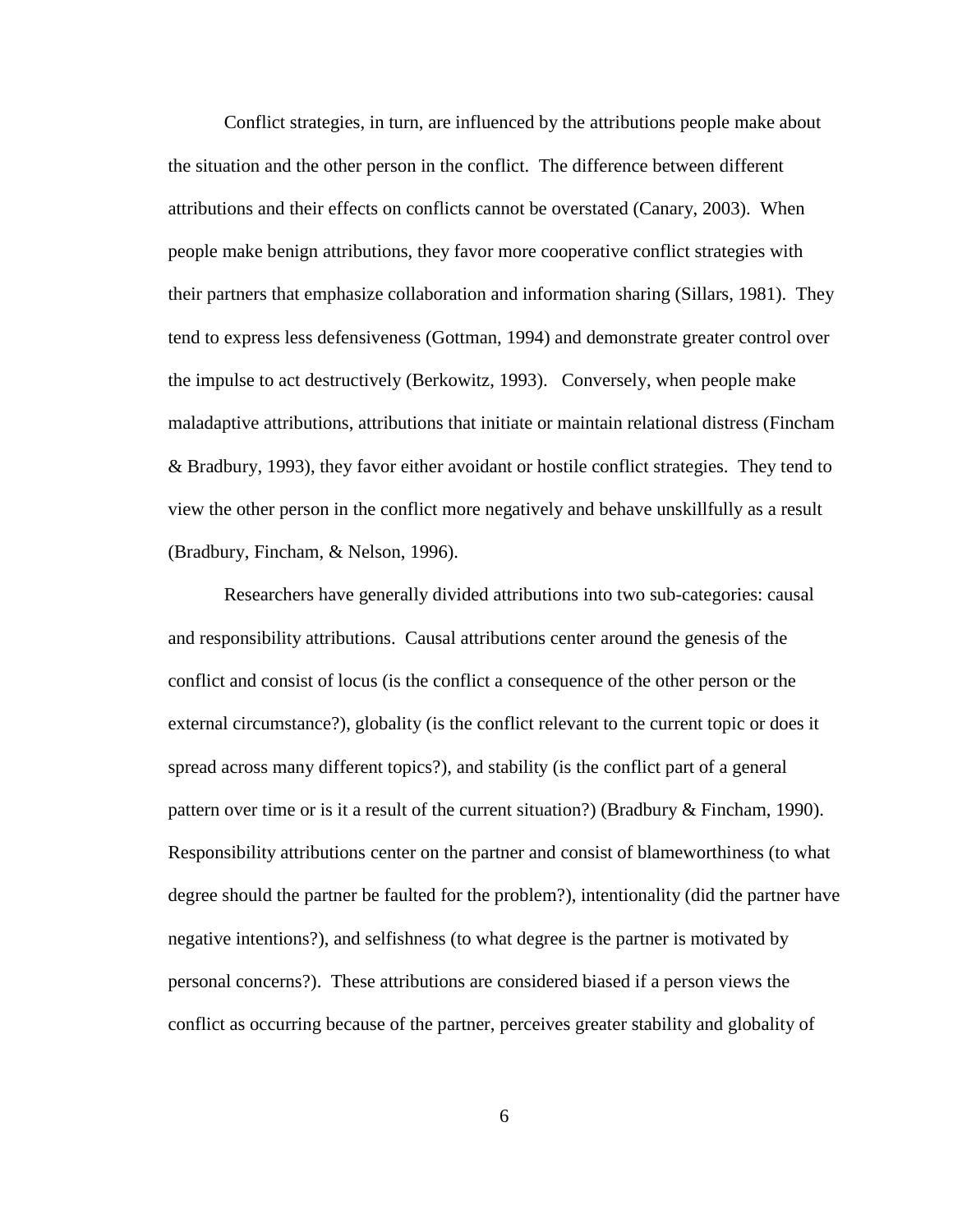Conflict strategies, in turn, are influenced by the attributions people make about the situation and the other person in the conflict. The difference between different attributions and their effects on conflicts cannot be overstated (Canary, 2003). When people make benign attributions, they favor more cooperative conflict strategies with their partners that emphasize collaboration and information sharing (Sillars, 1981). They tend to express less defensiveness (Gottman, 1994) and demonstrate greater control over the impulse to act destructively (Berkowitz, 1993). Conversely, when people make maladaptive attributions, attributions that initiate or maintain relational distress (Fincham & Bradbury, 1993), they favor either avoidant or hostile conflict strategies. They tend to view the other person in the conflict more negatively and behave unskillfully as a result (Bradbury, Fincham, & Nelson, 1996).

Researchers have generally divided attributions into two sub-categories: causal and responsibility attributions. Causal attributions center around the genesis of the conflict and consist of locus (is the conflict a consequence of the other person or the external circumstance?), globality (is the conflict relevant to the current topic or does it spread across many different topics?), and stability (is the conflict part of a general pattern over time or is it a result of the current situation?) (Bradbury & Fincham, 1990). Responsibility attributions center on the partner and consist of blameworthiness (to what degree should the partner be faulted for the problem?), intentionality (did the partner have negative intentions?), and selfishness (to what degree is the partner is motivated by personal concerns?). These attributions are considered biased if a person views the conflict as occurring because of the partner, perceives greater stability and globality of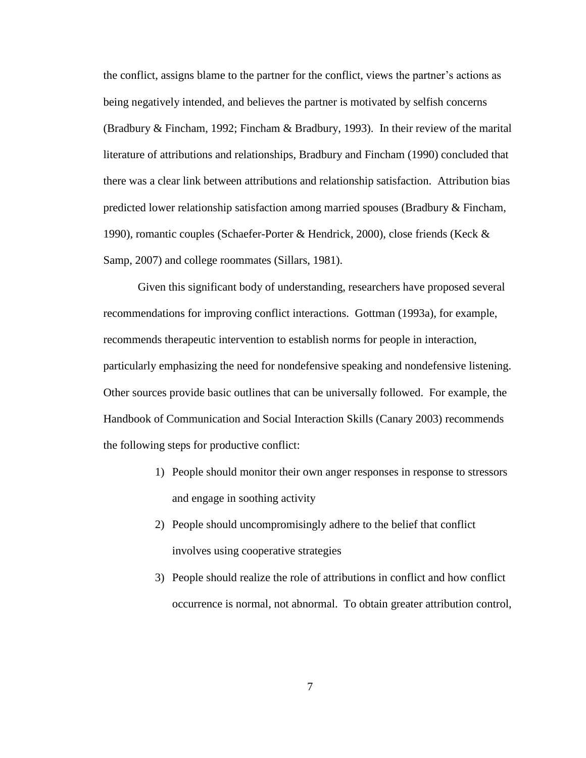the conflict, assigns blame to the partner for the conflict, views the partner's actions as being negatively intended, and believes the partner is motivated by selfish concerns (Bradbury & Fincham, 1992; Fincham & Bradbury, 1993). In their review of the marital literature of attributions and relationships, Bradbury and Fincham (1990) concluded that there was a clear link between attributions and relationship satisfaction. Attribution bias predicted lower relationship satisfaction among married spouses (Bradbury & Fincham, 1990), romantic couples (Schaefer-Porter & Hendrick, 2000), close friends (Keck & Samp, 2007) and college roommates (Sillars, 1981).

Given this significant body of understanding, researchers have proposed several recommendations for improving conflict interactions. Gottman (1993a), for example, recommends therapeutic intervention to establish norms for people in interaction, particularly emphasizing the need for nondefensive speaking and nondefensive listening. Other sources provide basic outlines that can be universally followed. For example, the Handbook of Communication and Social Interaction Skills (Canary 2003) recommends the following steps for productive conflict:

1) People should monitor their own anger responses in response to stressors and engage in soothing activity
2) People should uncompromisingly adhere to the belief that conflict involves using cooperative strategies
3) People should realize the role of attributions in conflict and how conflict occurrence is normal, not abnormal. To obtain greater attribution control,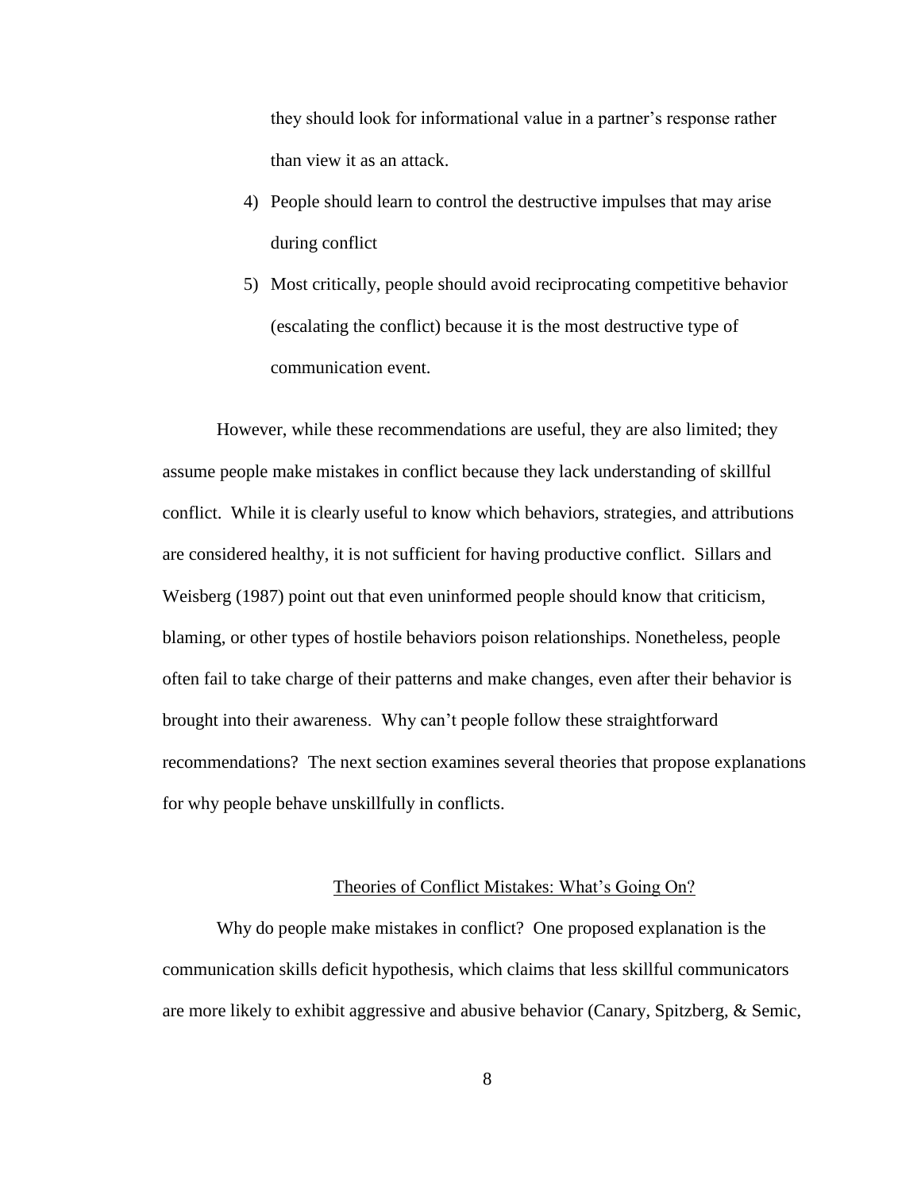they should look for informational value in a partner's response rather than view it as an attack.

4) People should learn to control the destructive impulses that may arise during conflict
5) Most critically, people should avoid reciprocating competitive behavior (escalating the conflict) because it is the most destructive type of communication event.

However, while these recommendations are useful, they are also limited; they assume people make mistakes in conflict because they lack understanding of skillful conflict. While it is clearly useful to know which behaviors, strategies, and attributions are considered healthy, it is not sufficient for having productive conflict. Sillars and Weisberg (1987) point out that even uninformed people should know that criticism, blaming, or other types of hostile behaviors poison relationships. Nonetheless, people often fail to take charge of their patterns and make changes, even after their behavior is brought into their awareness. Why can't people follow these straightforward recommendations? The next section examines several theories that propose explanations for why people behave unskillfully in conflicts.

## Theories of Conflict Mistakes: What's Going On?

Why do people make mistakes in conflict? One proposed explanation is the communication skills deficit hypothesis, which claims that less skillful communicators are more likely to exhibit aggressive and abusive behavior (Canary, Spitzberg, & Semic,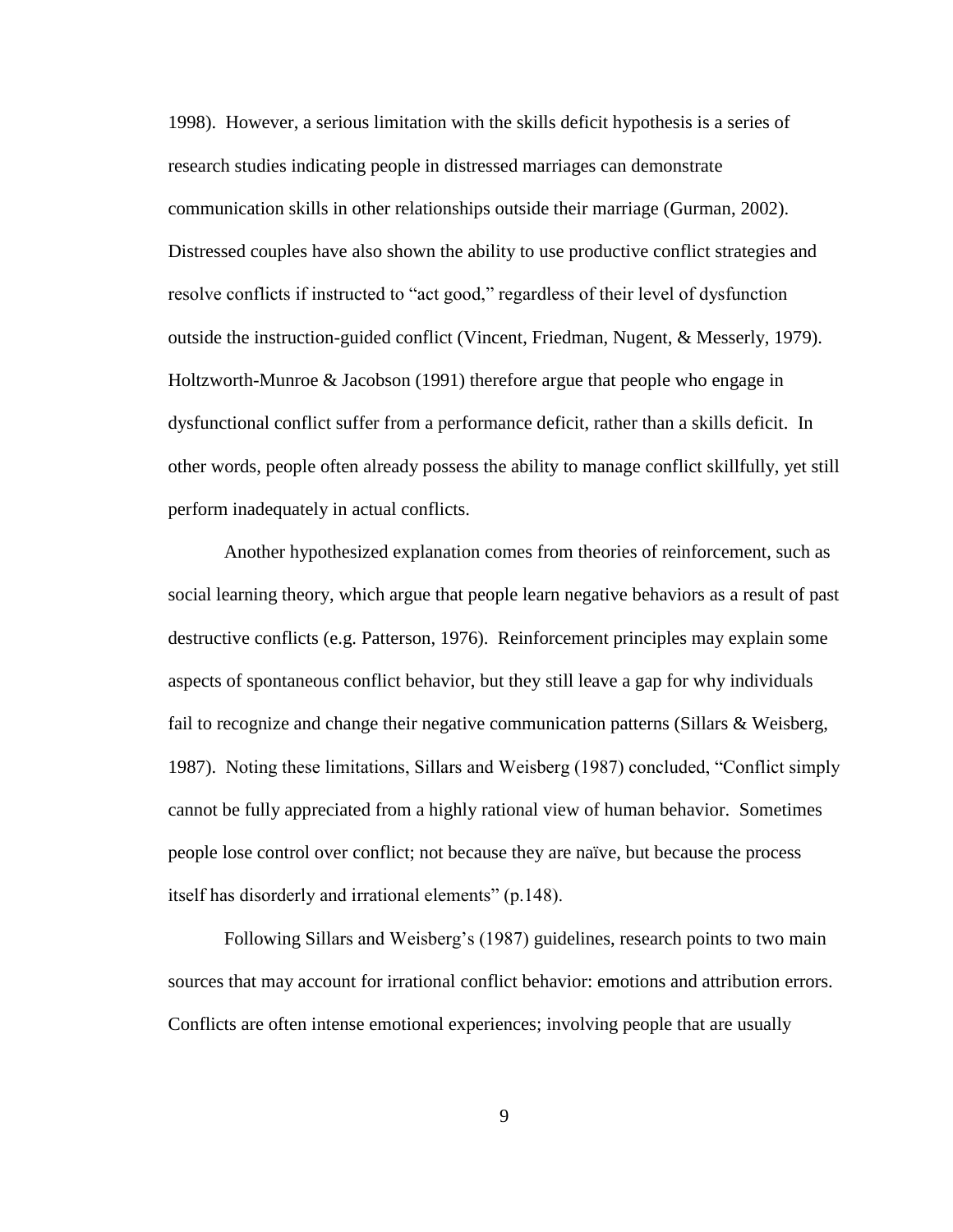1998). However, a serious limitation with the skills deficit hypothesis is a series of research studies indicating people in distressed marriages can demonstrate communication skills in other relationships outside their marriage (Gurman, 2002). Distressed couples have also shown the ability to use productive conflict strategies and resolve conflicts if instructed to "act good," regardless of their level of dysfunction outside the instruction-guided conflict (Vincent, Friedman, Nugent, & Messerly, 1979). Holtzworth-Munroe & Jacobson (1991) therefore argue that people who engage in dysfunctional conflict suffer from a performance deficit, rather than a skills deficit. In other words, people often already possess the ability to manage conflict skillfully, yet still perform inadequately in actual conflicts.

Another hypothesized explanation comes from theories of reinforcement, such as social learning theory, which argue that people learn negative behaviors as a result of past destructive conflicts (e.g. Patterson, 1976). Reinforcement principles may explain some aspects of spontaneous conflict behavior, but they still leave a gap for why individuals fail to recognize and change their negative communication patterns (Sillars & Weisberg, 1987). Noting these limitations, Sillars and Weisberg (1987) concluded, "Conflict simply cannot be fully appreciated from a highly rational view of human behavior. Sometimes people lose control over conflict; not because they are naïve, but because the process itself has disorderly and irrational elements" (p.148).

Following Sillars and Weisberg's (1987) guidelines, research points to two main sources that may account for irrational conflict behavior: emotions and attribution errors. Conflicts are often intense emotional experiences; involving people that are usually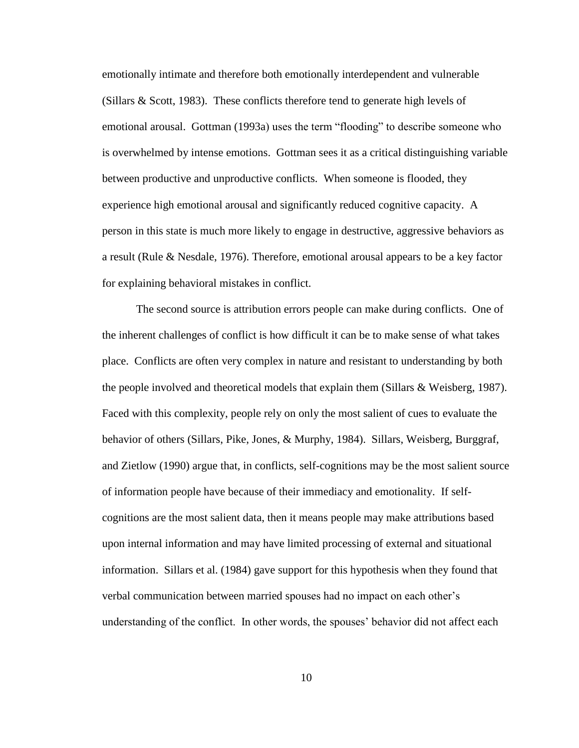emotionally intimate and therefore both emotionally interdependent and vulnerable (Sillars & Scott, 1983). These conflicts therefore tend to generate high levels of emotional arousal. Gottman (1993a) uses the term "flooding" to describe someone who is overwhelmed by intense emotions. Gottman sees it as a critical distinguishing variable between productive and unproductive conflicts. When someone is flooded, they experience high emotional arousal and significantly reduced cognitive capacity. A person in this state is much more likely to engage in destructive, aggressive behaviors as a result (Rule & Nesdale, 1976). Therefore, emotional arousal appears to be a key factor for explaining behavioral mistakes in conflict.

The second source is attribution errors people can make during conflicts. One of the inherent challenges of conflict is how difficult it can be to make sense of what takes place. Conflicts are often very complex in nature and resistant to understanding by both the people involved and theoretical models that explain them (Sillars & Weisberg, 1987). Faced with this complexity, people rely on only the most salient of cues to evaluate the behavior of others (Sillars, Pike, Jones, & Murphy, 1984). Sillars, Weisberg, Burggraf, and Zietlow (1990) argue that, in conflicts, self-cognitions may be the most salient source of information people have because of their immediacy and emotionality. If self-cognitions are the most salient data, then it means people may make attributions based upon internal information and may have limited processing of external and situational information. Sillars et al. (1984) gave support for this hypothesis when they found that verbal communication between married spouses had no impact on each other's understanding of the conflict. In other words, the spouses' behavior did not affect each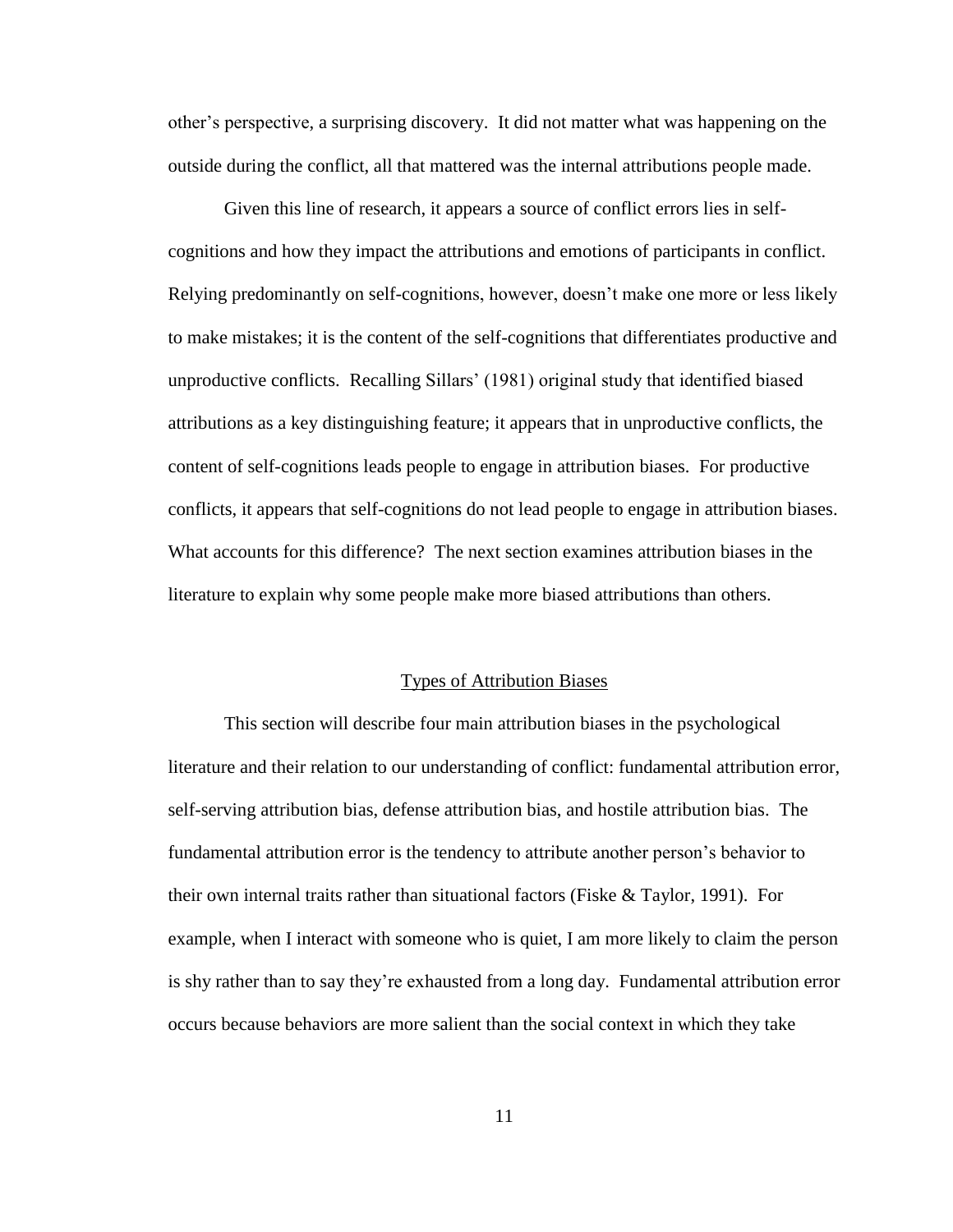other's perspective, a surprising discovery. It did not matter what was happening on the outside during the conflict, all that mattered was the internal attributions people made.

Given this line of research, it appears a source of conflict errors lies in self-cognitions and how they impact the attributions and emotions of participants in conflict. Relying predominantly on self-cognitions, however, doesn't make one more or less likely to make mistakes; it is the content of the self-cognitions that differentiates productive and unproductive conflicts. Recalling Sillars' (1981) original study that identified biased attributions as a key distinguishing feature; it appears that in unproductive conflicts, the content of self-cognitions leads people to engage in attribution biases. For productive conflicts, it appears that self-cognitions do not lead people to engage in attribution biases. What accounts for this difference? The next section examines attribution biases in the literature to explain why some people make more biased attributions than others.

## Types of Attribution Biases

This section will describe four main attribution biases in the psychological literature and their relation to our understanding of conflict: fundamental attribution error, self-serving attribution bias, defense attribution bias, and hostile attribution bias. The fundamental attribution error is the tendency to attribute another person's behavior to their own internal traits rather than situational factors (Fiske & Taylor, 1991). For example, when I interact with someone who is quiet, I am more likely to claim the person is shy rather than to say they're exhausted from a long day. Fundamental attribution error occurs because behaviors are more salient than the social context in which they take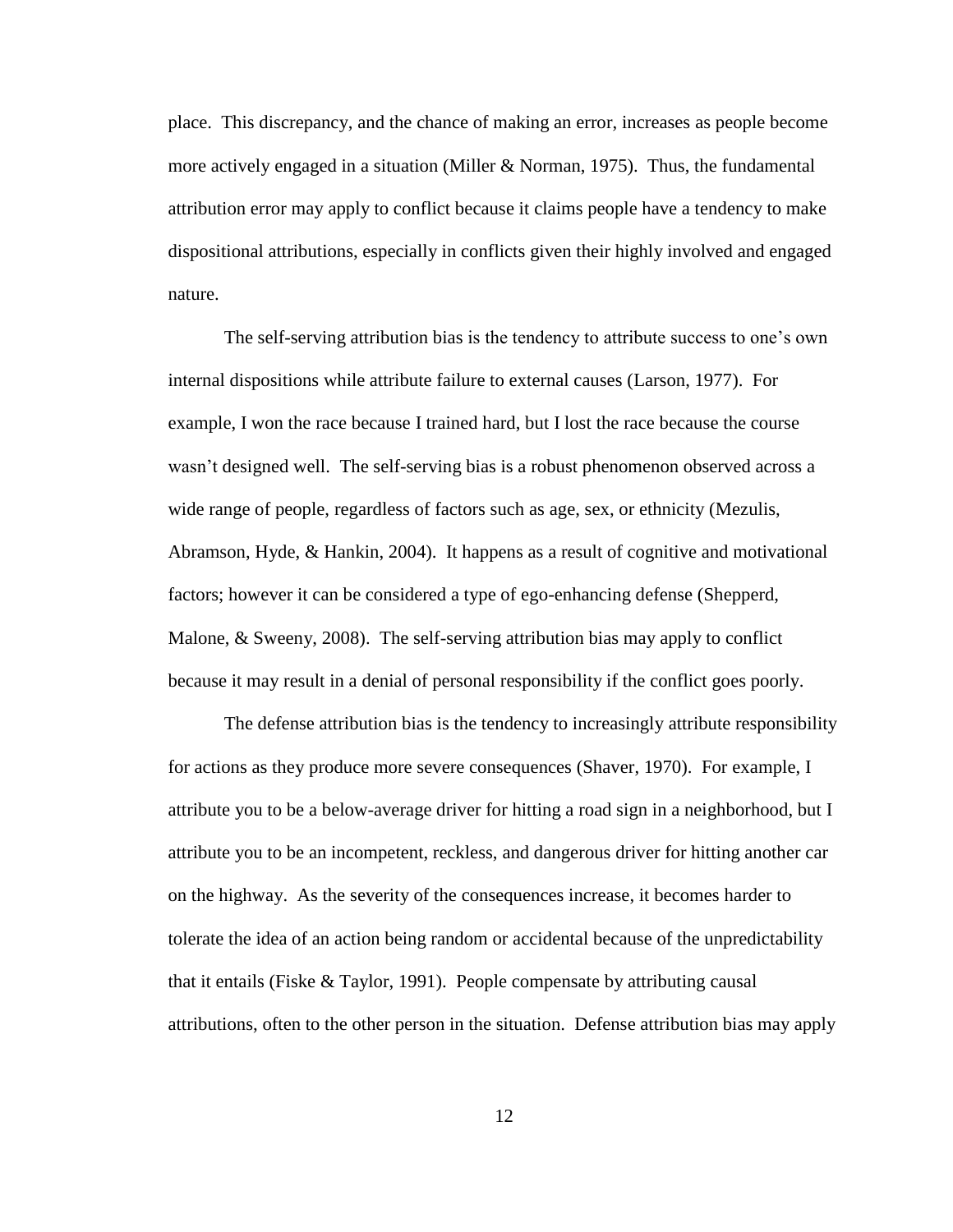place. This discrepancy, and the chance of making an error, increases as people become more actively engaged in a situation (Miller & Norman, 1975). Thus, the fundamental attribution error may apply to conflict because it claims people have a tendency to make dispositional attributions, especially in conflicts given their highly involved and engaged nature.

The self-serving attribution bias is the tendency to attribute success to one's own internal dispositions while attribute failure to external causes (Larson, 1977). For example, I won the race because I trained hard, but I lost the race because the course wasn't designed well. The self-serving bias is a robust phenomenon observed across a wide range of people, regardless of factors such as age, sex, or ethnicity (Mezulis, Abramson, Hyde, & Hankin, 2004). It happens as a result of cognitive and motivational factors; however it can be considered a type of ego-enhancing defense (Shepperd, Malone, & Sweeny, 2008). The self-serving attribution bias may apply to conflict because it may result in a denial of personal responsibility if the conflict goes poorly.

The defense attribution bias is the tendency to increasingly attribute responsibility for actions as they produce more severe consequences (Shaver, 1970). For example, I attribute you to be a below-average driver for hitting a road sign in a neighborhood, but I attribute you to be an incompetent, reckless, and dangerous driver for hitting another car on the highway. As the severity of the consequences increase, it becomes harder to tolerate the idea of an action being random or accidental because of the unpredictability that it entails (Fiske & Taylor, 1991). People compensate by attributing causal attributions, often to the other person in the situation. Defense attribution bias may apply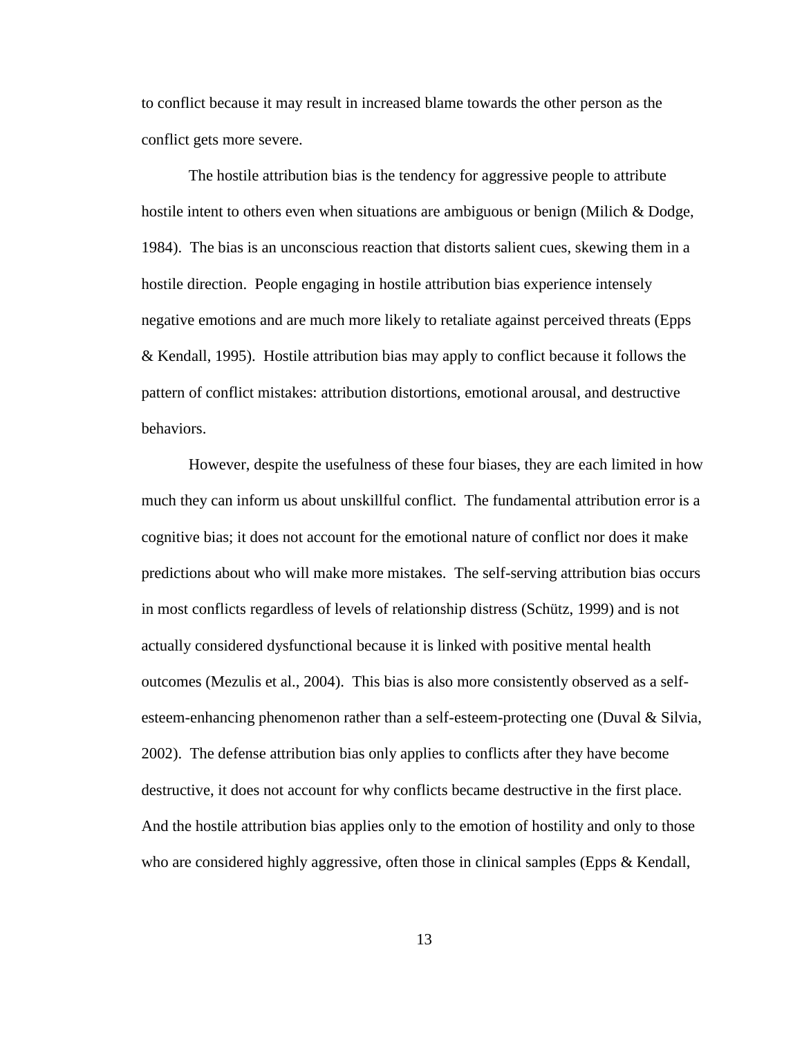to conflict because it may result in increased blame towards the other person as the conflict gets more severe.

The hostile attribution bias is the tendency for aggressive people to attribute hostile intent to others even when situations are ambiguous or benign (Milich & Dodge, 1984). The bias is an unconscious reaction that distorts salient cues, skewing them in a hostile direction. People engaging in hostile attribution bias experience intensely negative emotions and are much more likely to retaliate against perceived threats (Epps & Kendall, 1995). Hostile attribution bias may apply to conflict because it follows the pattern of conflict mistakes: attribution distortions, emotional arousal, and destructive behaviors.

However, despite the usefulness of these four biases, they are each limited in how much they can inform us about unskillful conflict. The fundamental attribution error is a cognitive bias; it does not account for the emotional nature of conflict nor does it make predictions about who will make more mistakes. The self-serving attribution bias occurs in most conflicts regardless of levels of relationship distress (Schütz, 1999) and is not actually considered dysfunctional because it is linked with positive mental health outcomes (Mezulis et al., 2004). This bias is also more consistently observed as a self-esteem-enhancing phenomenon rather than a self-esteem-protecting one (Duval & Silvia, 2002). The defense attribution bias only applies to conflicts after they have become destructive, it does not account for why conflicts became destructive in the first place. And the hostile attribution bias applies only to the emotion of hostility and only to those who are considered highly aggressive, often those in clinical samples (Epps & Kendall,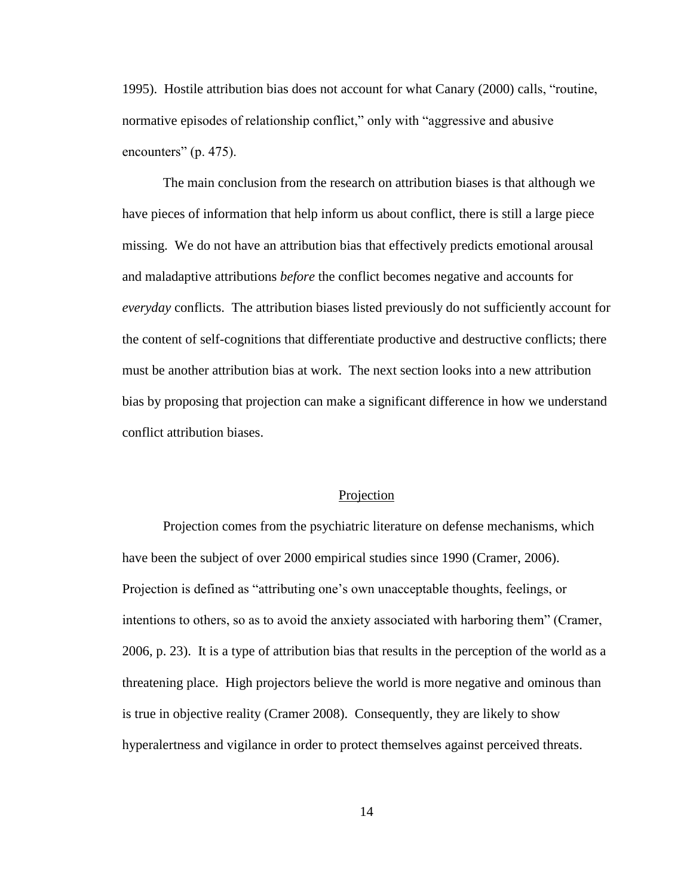1995). Hostile attribution bias does not account for what Canary (2000) calls, "routine, normative episodes of relationship conflict," only with "aggressive and abusive encounters" (p. 475).

The main conclusion from the research on attribution biases is that although we have pieces of information that help inform us about conflict, there is still a large piece missing. We do not have an attribution bias that effectively predicts emotional arousal and maladaptive attributions *before* the conflict becomes negative and accounts for *everyday* conflicts. The attribution biases listed previously do not sufficiently account for the content of self-cognitions that differentiate productive and destructive conflicts; there must be another attribution bias at work. The next section looks into a new attribution bias by proposing that projection can make a significant difference in how we understand conflict attribution biases.

## Projection

Projection comes from the psychiatric literature on defense mechanisms, which have been the subject of over 2000 empirical studies since 1990 (Cramer, 2006). Projection is defined as "attributing one's own unacceptable thoughts, feelings, or intentions to others, so as to avoid the anxiety associated with harboring them" (Cramer, 2006, p. 23). It is a type of attribution bias that results in the perception of the world as a threatening place. High projectors believe the world is more negative and ominous than is true in objective reality (Cramer 2008). Consequently, they are likely to show hyperalertness and vigilance in order to protect themselves against perceived threats.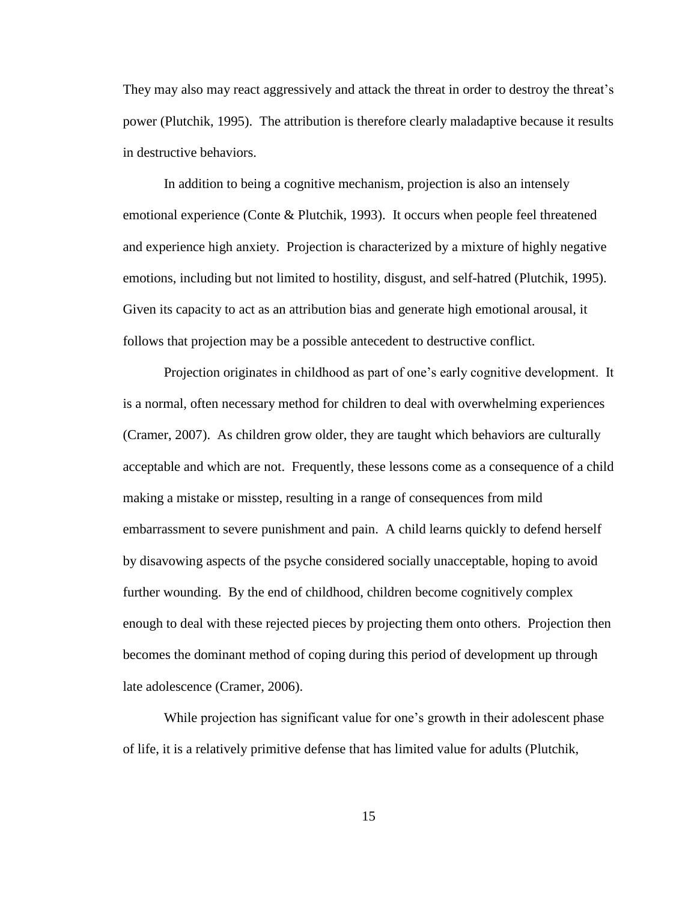They may also may react aggressively and attack the threat in order to destroy the threat's power (Plutchik, 1995). The attribution is therefore clearly maladaptive because it results in destructive behaviors.

In addition to being a cognitive mechanism, projection is also an intensely emotional experience (Conte & Plutchik, 1993). It occurs when people feel threatened and experience high anxiety. Projection is characterized by a mixture of highly negative emotions, including but not limited to hostility, disgust, and self-hatred (Plutchik, 1995). Given its capacity to act as an attribution bias and generate high emotional arousal, it follows that projection may be a possible antecedent to destructive conflict.

Projection originates in childhood as part of one's early cognitive development. It is a normal, often necessary method for children to deal with overwhelming experiences (Cramer, 2007). As children grow older, they are taught which behaviors are culturally acceptable and which are not. Frequently, these lessons come as a consequence of a child making a mistake or misstep, resulting in a range of consequences from mild embarrassment to severe punishment and pain. A child learns quickly to defend herself by disavowing aspects of the psyche considered socially unacceptable, hoping to avoid further wounding. By the end of childhood, children become cognitively complex enough to deal with these rejected pieces by projecting them onto others. Projection then becomes the dominant method of coping during this period of development up through late adolescence (Cramer, 2006).

While projection has significant value for one's growth in their adolescent phase of life, it is a relatively primitive defense that has limited value for adults (Plutchik,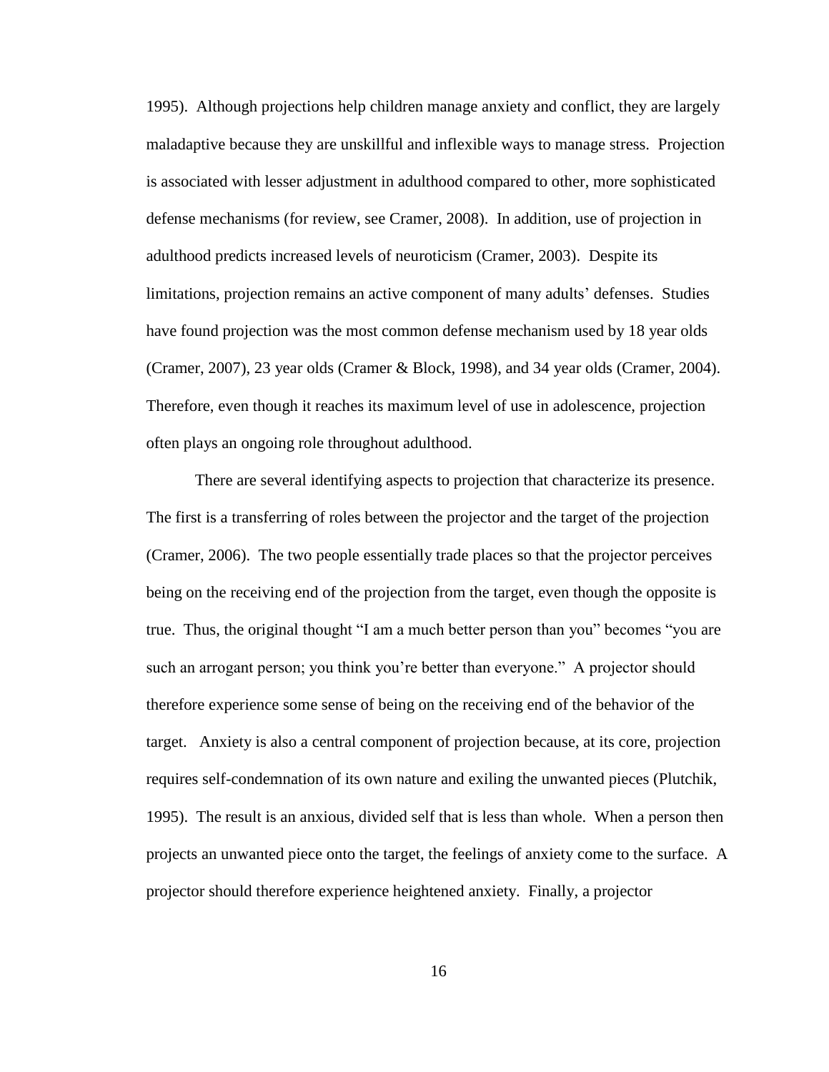1995). Although projections help children manage anxiety and conflict, they are largely maladaptive because they are unskillful and inflexible ways to manage stress. Projection is associated with lesser adjustment in adulthood compared to other, more sophisticated defense mechanisms (for review, see Cramer, 2008). In addition, use of projection in adulthood predicts increased levels of neuroticism (Cramer, 2003). Despite its limitations, projection remains an active component of many adults' defenses. Studies have found projection was the most common defense mechanism used by 18 year olds (Cramer, 2007), 23 year olds (Cramer & Block, 1998), and 34 year olds (Cramer, 2004). Therefore, even though it reaches its maximum level of use in adolescence, projection often plays an ongoing role throughout adulthood.

There are several identifying aspects to projection that characterize its presence. The first is a transferring of roles between the projector and the target of the projection (Cramer, 2006). The two people essentially trade places so that the projector perceives being on the receiving end of the projection from the target, even though the opposite is true. Thus, the original thought "I am a much better person than you" becomes "you are such an arrogant person; you think you're better than everyone." A projector should therefore experience some sense of being on the receiving end of the behavior of the target. Anxiety is also a central component of projection because, at its core, projection requires self-condemnation of its own nature and exiling the unwanted pieces (Plutchik, 1995). The result is an anxious, divided self that is less than whole. When a person then projects an unwanted piece onto the target, the feelings of anxiety come to the surface. A projector should therefore experience heightened anxiety. Finally, a projector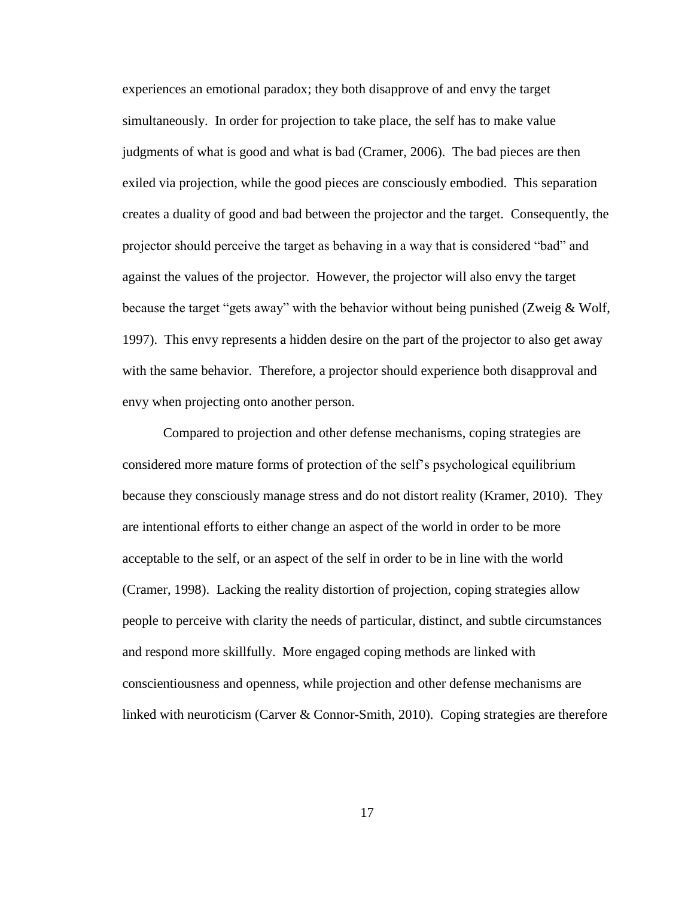experiences an emotional paradox; they both disapprove of and envy the target simultaneously. In order for projection to take place, the self has to make value judgments of what is good and what is bad (Cramer, 2006). The bad pieces are then exiled via projection, while the good pieces are consciously embodied. This separation creates a duality of good and bad between the projector and the target. Consequently, the projector should perceive the target as behaving in a way that is considered "bad" and against the values of the projector. However, the projector will also envy the target because the target "gets away" with the behavior without being punished (Zweig & Wolf, 1997). This envy represents a hidden desire on the part of the projector to also get away with the same behavior. Therefore, a projector should experience both disapproval and envy when projecting onto another person.

Compared to projection and other defense mechanisms, coping strategies are considered more mature forms of protection of the self's psychological equilibrium because they consciously manage stress and do not distort reality (Kramer, 2010). They are intentional efforts to either change an aspect of the world in order to be more acceptable to the self, or an aspect of the self in order to be in line with the world (Cramer, 1998). Lacking the reality distortion of projection, coping strategies allow people to perceive with clarity the needs of particular, distinct, and subtle circumstances and respond more skillfully. More engaged coping methods are linked with conscientiousness and openness, while projection and other defense mechanisms are linked with neuroticism (Carver & Connor-Smith, 2010). Coping strategies are therefore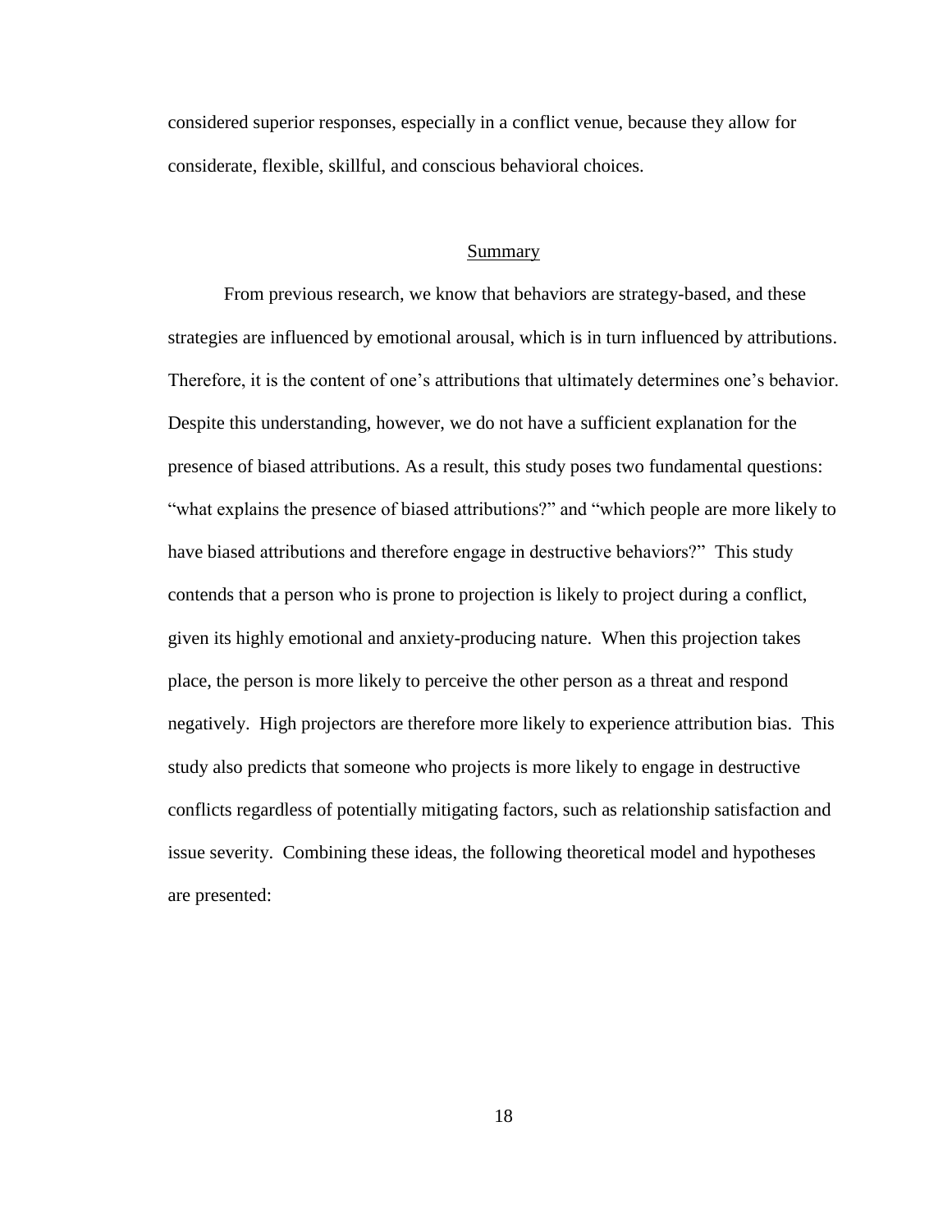considered superior responses, especially in a conflict venue, because they allow for considerate, flexible, skillful, and conscious behavioral choices.

## Summary

From previous research, we know that behaviors are strategy-based, and these strategies are influenced by emotional arousal, which is in turn influenced by attributions. Therefore, it is the content of one's attributions that ultimately determines one's behavior. Despite this understanding, however, we do not have a sufficient explanation for the presence of biased attributions. As a result, this study poses two fundamental questions: "what explains the presence of biased attributions?" and "which people are more likely to have biased attributions and therefore engage in destructive behaviors?" This study contends that a person who is prone to projection is likely to project during a conflict, given its highly emotional and anxiety-producing nature. When this projection takes place, the person is more likely to perceive the other person as a threat and respond negatively. High projectors are therefore more likely to experience attribution bias. This study also predicts that someone who projects is more likely to engage in destructive conflicts regardless of potentially mitigating factors, such as relationship satisfaction and issue severity. Combining these ideas, the following theoretical model and hypotheses are presented: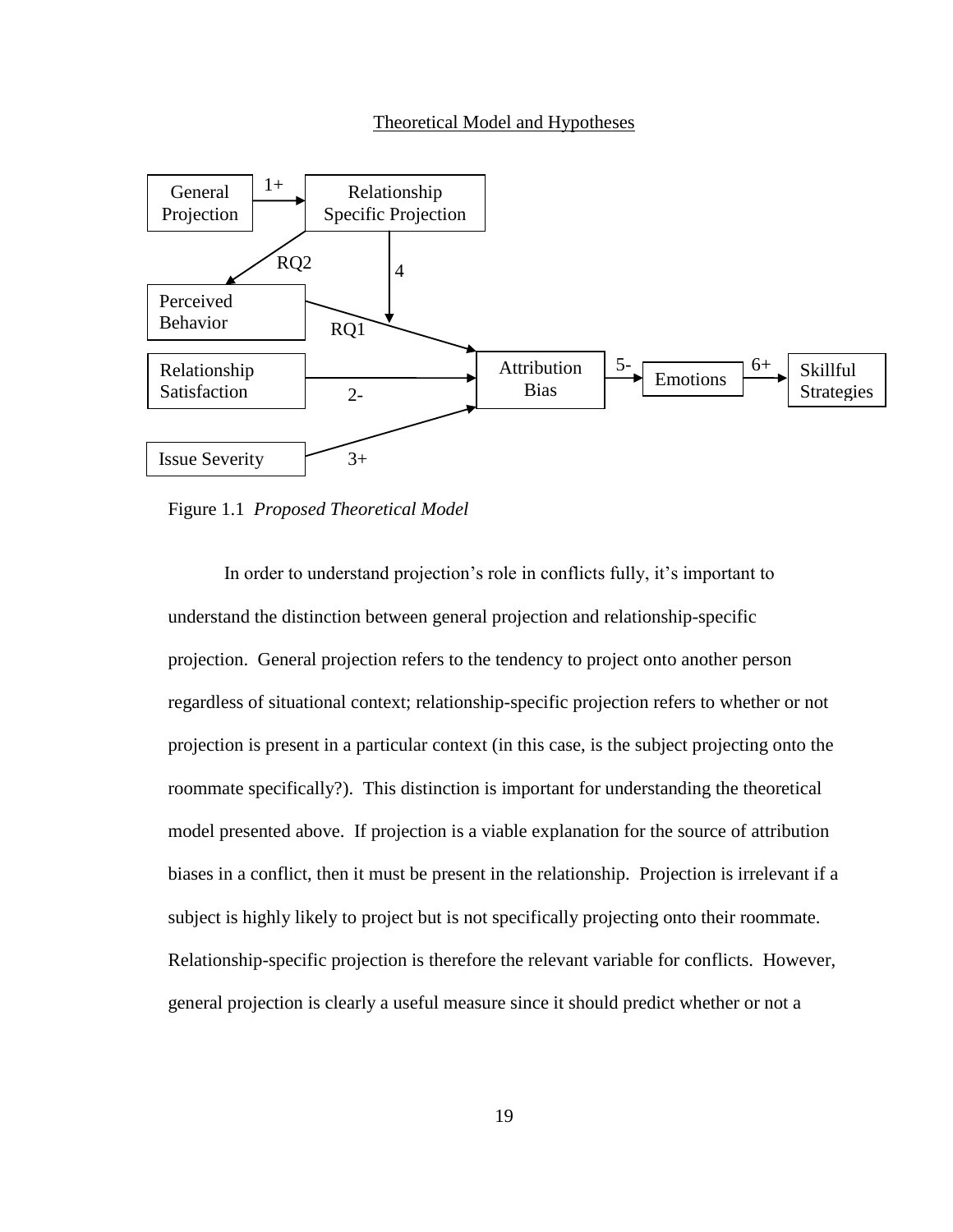## Theoretical Model and Hypotheses

Figure 1.1 *Proposed Theoretical Model*

In order to understand projection's role in conflicts fully, it's important to understand the distinction between general projection and relationship-specific projection. General projection refers to the tendency to project onto another person regardless of situational context; relationship-specific projection refers to whether or not projection is present in a particular context (in this case, is the subject projecting onto the roommate specifically?). This distinction is important for understanding the theoretical model presented above. If projection is a viable explanation for the source of attribution biases in a conflict, then it must be present in the relationship. Projection is irrelevant if a subject is highly likely to project but is not specifically projecting onto their roommate. Relationship-specific projection is therefore the relevant variable for conflicts. However, general projection is clearly a useful measure since it should predict whether or not a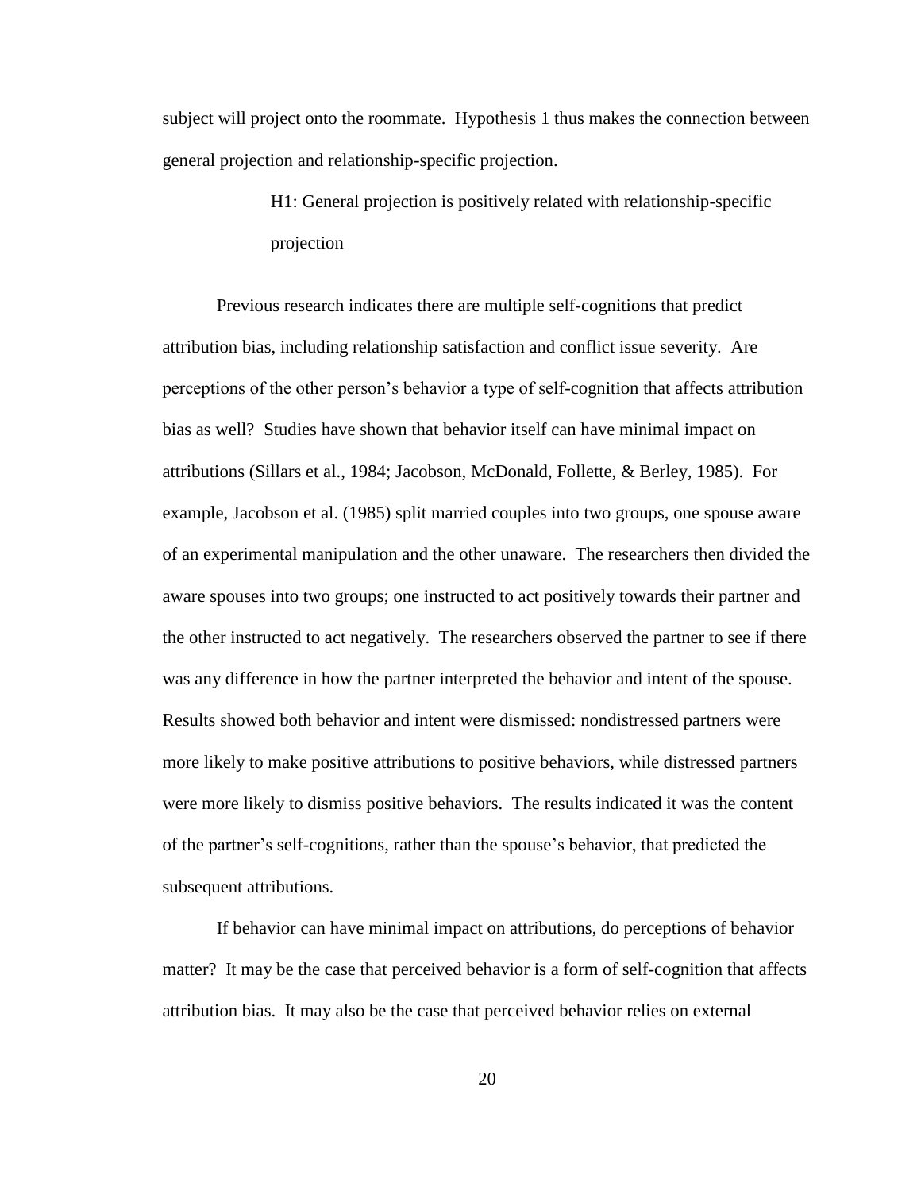subject will project onto the roommate. Hypothesis 1 thus makes the connection between general projection and relationship-specific projection.

> H1: General projection is positively related with relationship-specific projection

Previous research indicates there are multiple self-cognitions that predict attribution bias, including relationship satisfaction and conflict issue severity. Are perceptions of the other person's behavior a type of self-cognition that affects attribution bias as well? Studies have shown that behavior itself can have minimal impact on attributions (Sillars et al., 1984; Jacobson, McDonald, Follette, & Berley, 1985). For example, Jacobson et al. (1985) split married couples into two groups, one spouse aware of an experimental manipulation and the other unaware. The researchers then divided the aware spouses into two groups; one instructed to act positively towards their partner and the other instructed to act negatively. The researchers observed the partner to see if there was any difference in how the partner interpreted the behavior and intent of the spouse. Results showed both behavior and intent were dismissed: nondistressed partners were more likely to make positive attributions to positive behaviors, while distressed partners were more likely to dismiss positive behaviors. The results indicated it was the content of the partner's self-cognitions, rather than the spouse's behavior, that predicted the subsequent attributions.

If behavior can have minimal impact on attributions, do perceptions of behavior matter? It may be the case that perceived behavior is a form of self-cognition that affects attribution bias. It may also be the case that perceived behavior relies on external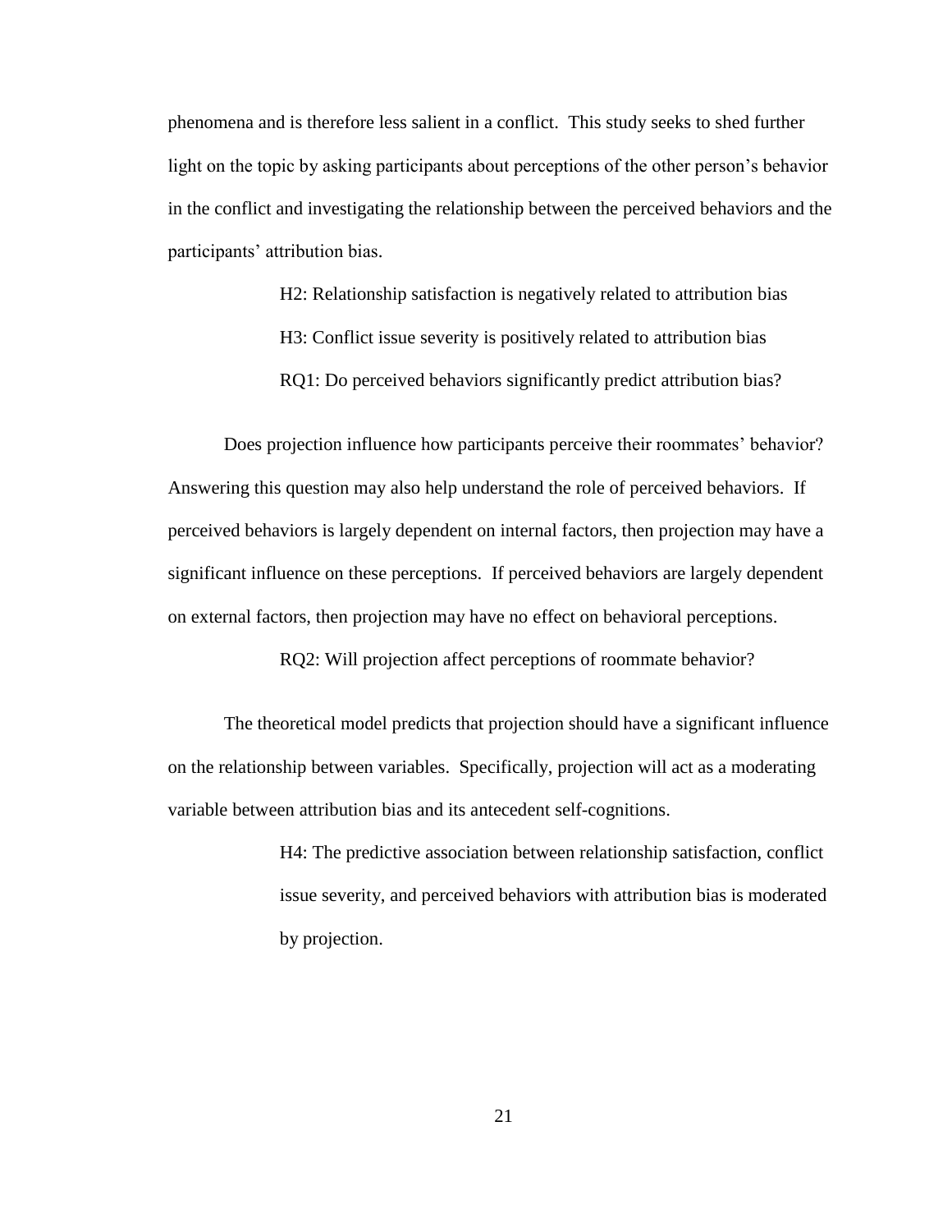phenomena and is therefore less salient in a conflict. This study seeks to shed further light on the topic by asking participants about perceptions of the other person's behavior in the conflict and investigating the relationship between the perceived behaviors and the participants' attribution bias.

> H2: Relationship satisfaction is negatively related to attribution bias
>
> H3: Conflict issue severity is positively related to attribution bias
>
> RQ1: Do perceived behaviors significantly predict attribution bias?

Does projection influence how participants perceive their roommates' behavior? Answering this question may also help understand the role of perceived behaviors. If perceived behaviors is largely dependent on internal factors, then projection may have a significant influence on these perceptions. If perceived behaviors are largely dependent on external factors, then projection may have no effect on behavioral perceptions.

> RQ2: Will projection affect perceptions of roommate behavior?

The theoretical model predicts that projection should have a significant influence on the relationship between variables. Specifically, projection will act as a moderating variable between attribution bias and its antecedent self-cognitions.

> H4: The predictive association between relationship satisfaction, conflict issue severity, and perceived behaviors with attribution bias is moderated by projection.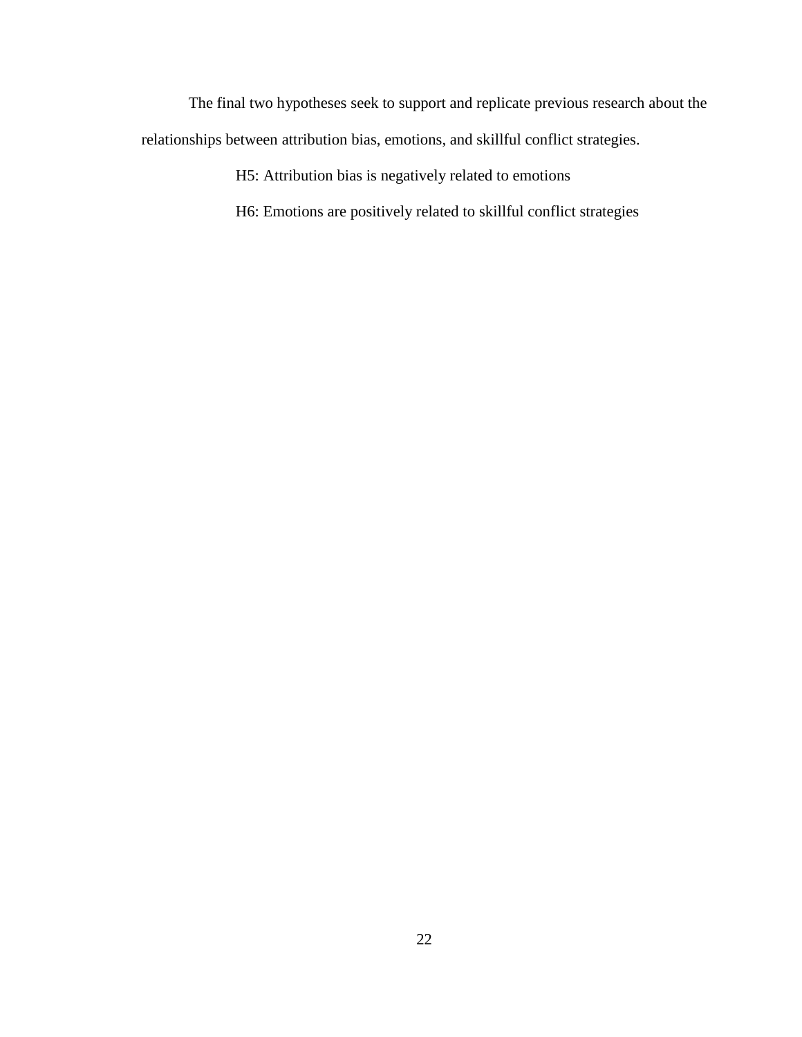The final two hypotheses seek to support and replicate previous research about the relationships between attribution bias, emotions, and skillful conflict strategies.

H5: Attribution bias is negatively related to emotions

H6: Emotions are positively related to skillful conflict strategies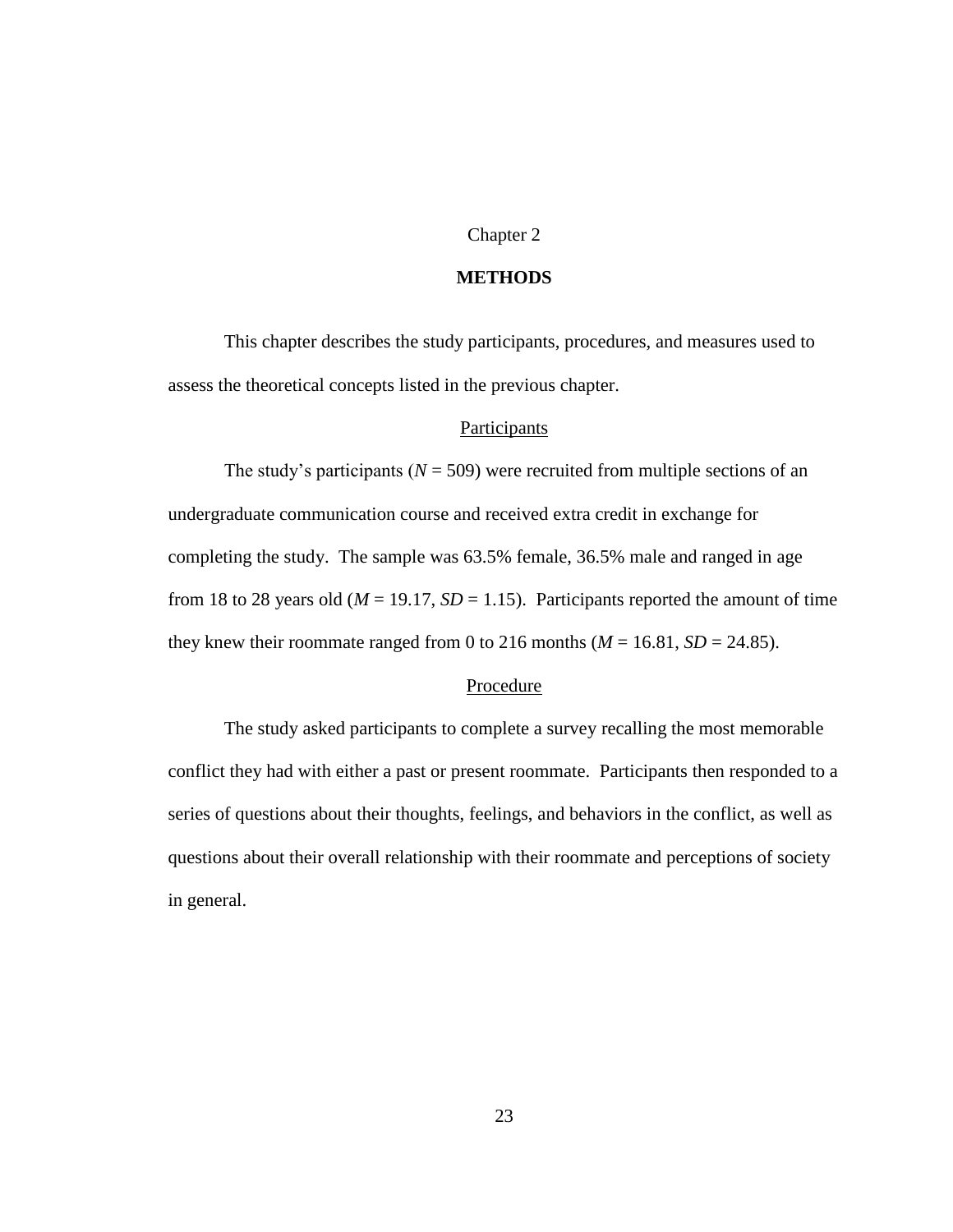# Chapter 2

# METHODS

This chapter describes the study participants, procedures, and measures used to assess the theoretical concepts listed in the previous chapter.

## Participants

The study's participants ($N = 509$) were recruited from multiple sections of an undergraduate communication course and received extra credit in exchange for completing the study. The sample was 63.5% female, 36.5% male and ranged in age from 18 to 28 years old ($M = 19.17$, $SD = 1.15$). Participants reported the amount of time they knew their roommate ranged from 0 to 216 months ($M = 16.81$, $SD = 24.85$).

## Procedure

The study asked participants to complete a survey recalling the most memorable conflict they had with either a past or present roommate. Participants then responded to a series of questions about their thoughts, feelings, and behaviors in the conflict, as well as questions about their overall relationship with their roommate and perceptions of society in general.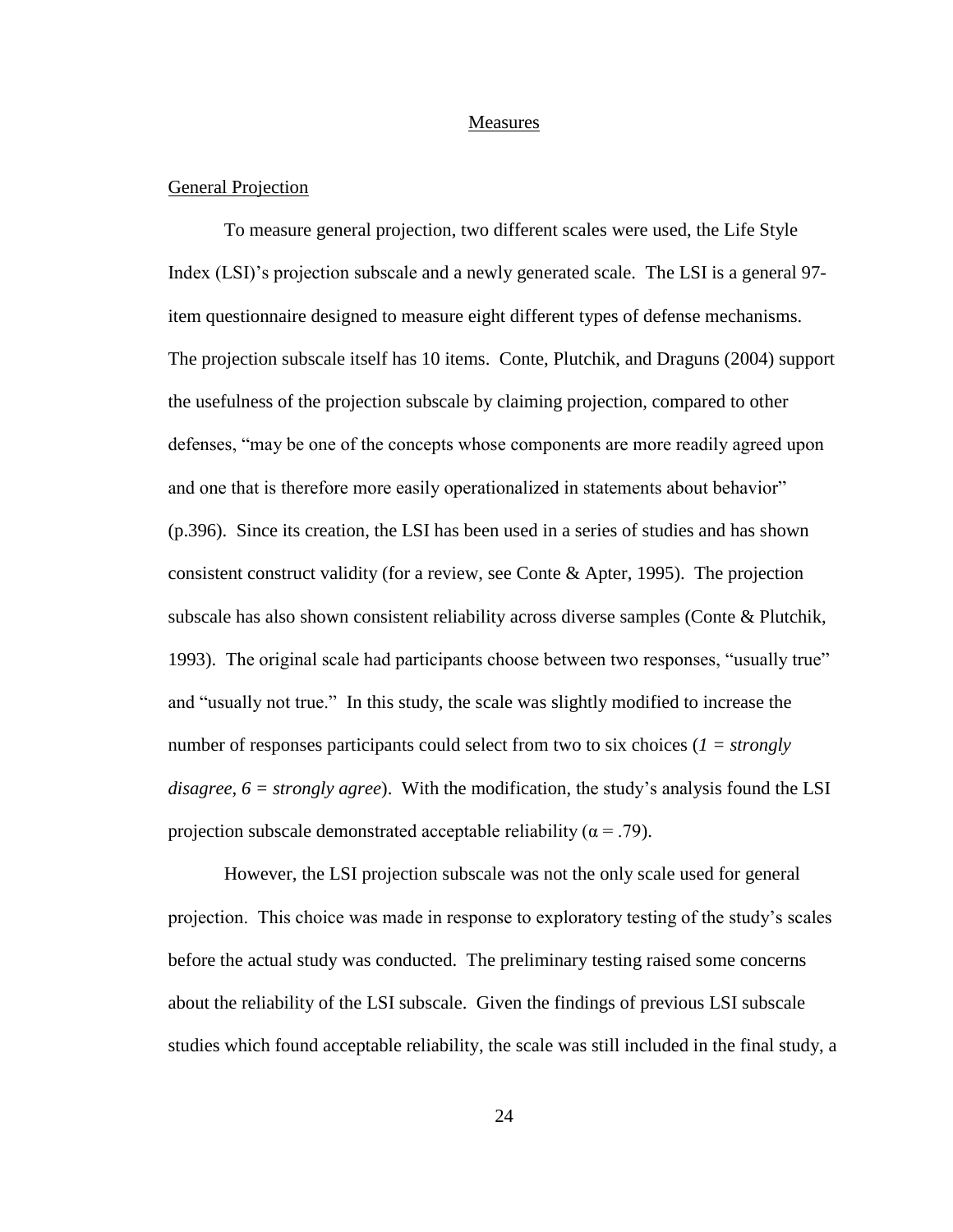## Measures

### General Projection

To measure general projection, two different scales were used, the Life Style Index (LSI)'s projection subscale and a newly generated scale. The LSI is a general 97-item questionnaire designed to measure eight different types of defense mechanisms. The projection subscale itself has 10 items. Conte, Plutchik, and Draguns (2004) support the usefulness of the projection subscale by claiming projection, compared to other defenses, "may be one of the concepts whose components are more readily agreed upon and one that is therefore more easily operationalized in statements about behavior" (p.396). Since its creation, the LSI has been used in a series of studies and has shown consistent construct validity (for a review, see Conte & Apter, 1995). The projection subscale has also shown consistent reliability across diverse samples (Conte & Plutchik, 1993). The original scale had participants choose between two responses, "usually true" and "usually not true." In this study, the scale was slightly modified to increase the number of responses participants could select from two to six choices (*1 = strongly disagree, 6 = strongly agree*). With the modification, the study's analysis found the LSI projection subscale demonstrated acceptable reliability ($\alpha = .79$).

However, the LSI projection subscale was not the only scale used for general projection. This choice was made in response to exploratory testing of the study's scales before the actual study was conducted. The preliminary testing raised some concerns about the reliability of the LSI subscale. Given the findings of previous LSI subscale studies which found acceptable reliability, the scale was still included in the final study, a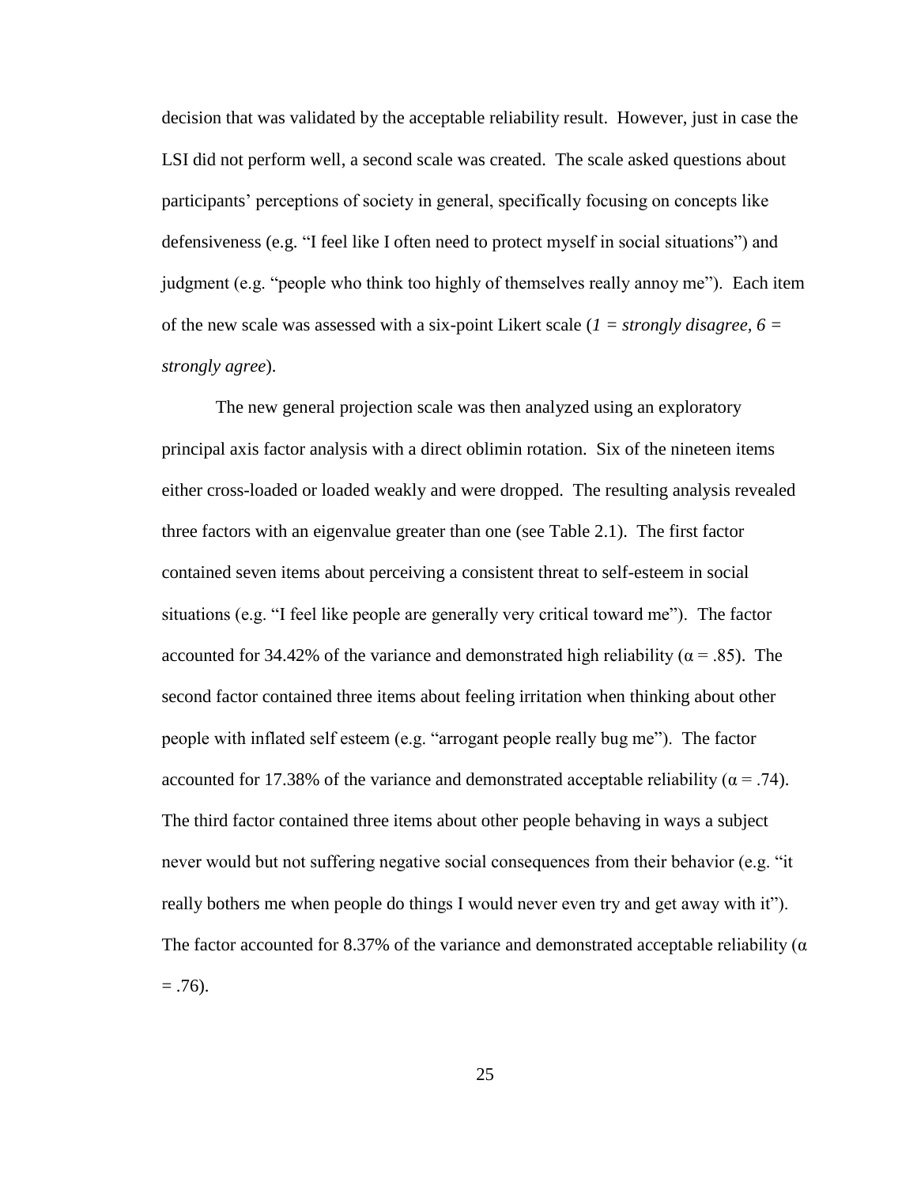decision that was validated by the acceptable reliability result. However, just in case the LSI did not perform well, a second scale was created. The scale asked questions about participants' perceptions of society in general, specifically focusing on concepts like defensiveness (e.g. "I feel like I often need to protect myself in social situations") and judgment (e.g. "people who think too highly of themselves really annoy me"). Each item of the new scale was assessed with a six-point Likert scale (*1 = strongly disagree, 6 = strongly agree*).

The new general projection scale was then analyzed using an exploratory principal axis factor analysis with a direct oblimin rotation. Six of the nineteen items either cross-loaded or loaded weakly and were dropped. The resulting analysis revealed three factors with an eigenvalue greater than one (see Table 2.1). The first factor contained seven items about perceiving a consistent threat to self-esteem in social situations (e.g. "I feel like people are generally very critical toward me"). The factor accounted for 34.42% of the variance and demonstrated high reliability ($\alpha = .85$). The second factor contained three items about feeling irritation when thinking about other people with inflated self esteem (e.g. "arrogant people really bug me"). The factor accounted for 17.38% of the variance and demonstrated acceptable reliability ($\alpha = .74$). The third factor contained three items about other people behaving in ways a subject never would but not suffering negative social consequences from their behavior (e.g. "it really bothers me when people do things I would never even try and get away with it"). The factor accounted for 8.37% of the variance and demonstrated acceptable reliability ($\alpha = .76$).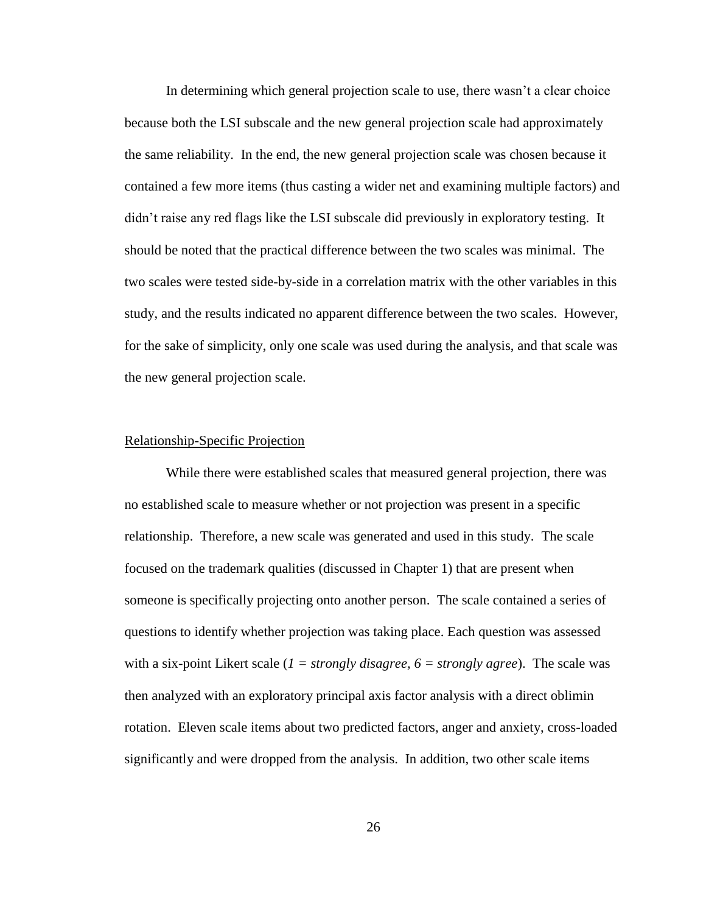In determining which general projection scale to use, there wasn't a clear choice because both the LSI subscale and the new general projection scale had approximately the same reliability. In the end, the new general projection scale was chosen because it contained a few more items (thus casting a wider net and examining multiple factors) and didn't raise any red flags like the LSI subscale did previously in exploratory testing. It should be noted that the practical difference between the two scales was minimal. The two scales were tested side-by-side in a correlation matrix with the other variables in this study, and the results indicated no apparent difference between the two scales. However, for the sake of simplicity, only one scale was used during the analysis, and that scale was the new general projection scale.

### Relationship-Specific Projection

While there were established scales that measured general projection, there was no established scale to measure whether or not projection was present in a specific relationship. Therefore, a new scale was generated and used in this study. The scale focused on the trademark qualities (discussed in Chapter 1) that are present when someone is specifically projecting onto another person. The scale contained a series of questions to identify whether projection was taking place. Each question was assessed with a six-point Likert scale (*1 = strongly disagree, 6 = strongly agree*). The scale was then analyzed with an exploratory principal axis factor analysis with a direct oblimin rotation. Eleven scale items about two predicted factors, anger and anxiety, cross-loaded significantly and were dropped from the analysis. In addition, two other scale items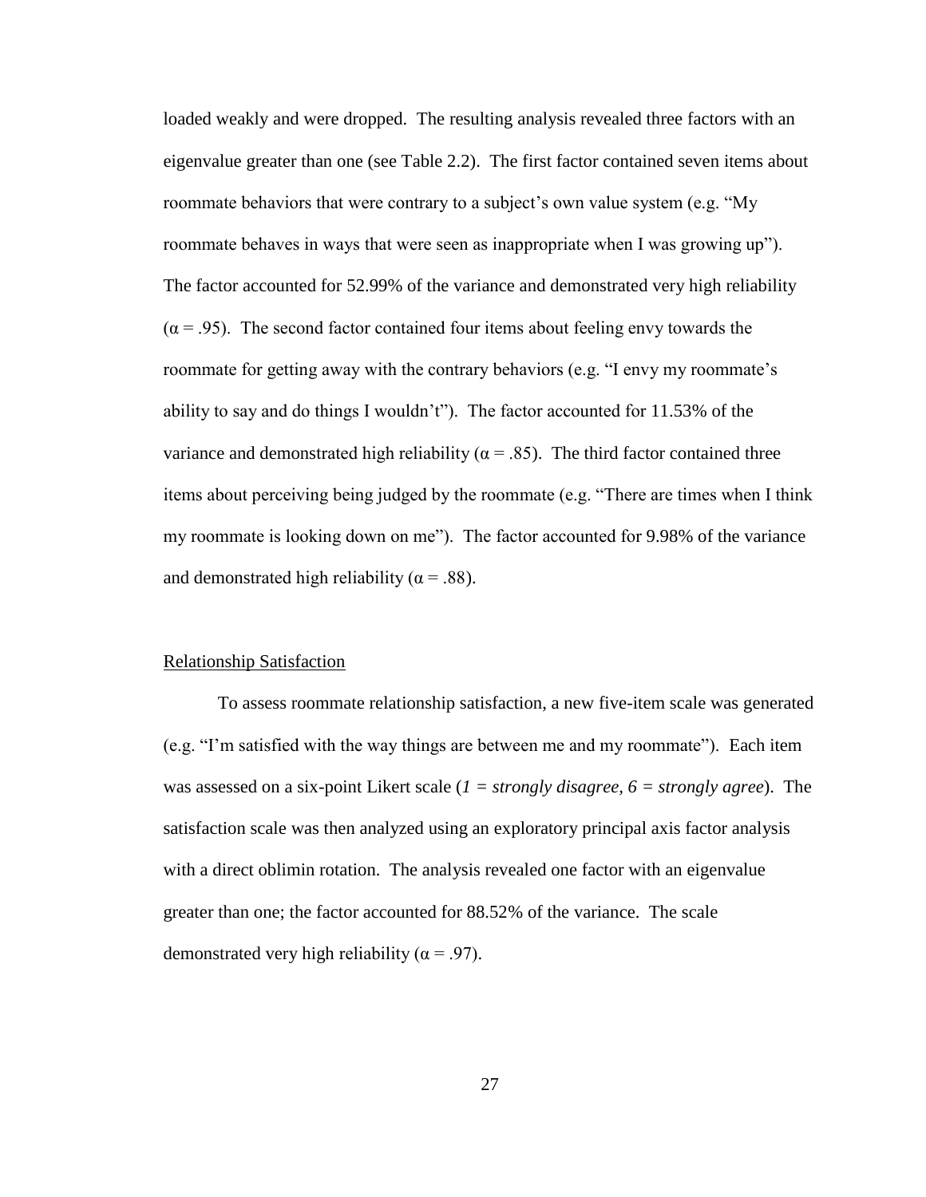loaded weakly and were dropped. The resulting analysis revealed three factors with an eigenvalue greater than one (see Table 2.2). The first factor contained seven items about roommate behaviors that were contrary to a subject's own value system (e.g. "My roommate behaves in ways that were seen as inappropriate when I was growing up"). The factor accounted for 52.99% of the variance and demonstrated very high reliability ($\alpha = .95$). The second factor contained four items about feeling envy towards the roommate for getting away with the contrary behaviors (e.g. "I envy my roommate's ability to say and do things I wouldn't"). The factor accounted for 11.53% of the variance and demonstrated high reliability ($\alpha = .85$). The third factor contained three items about perceiving being judged by the roommate (e.g. "There are times when I think my roommate is looking down on me"). The factor accounted for 9.98% of the variance and demonstrated high reliability ($\alpha = .88$).

<u>Relationship Satisfaction</u>

To assess roommate relationship satisfaction, a new five-item scale was generated (e.g. "I'm satisfied with the way things are between me and my roommate"). Each item was assessed on a six-point Likert scale (*1 = strongly disagree*, *6 = strongly agree*). The satisfaction scale was then analyzed using an exploratory principal axis factor analysis with a direct oblimin rotation. The analysis revealed one factor with an eigenvalue greater than one; the factor accounted for 88.52% of the variance. The scale demonstrated very high reliability ($\alpha = .97$).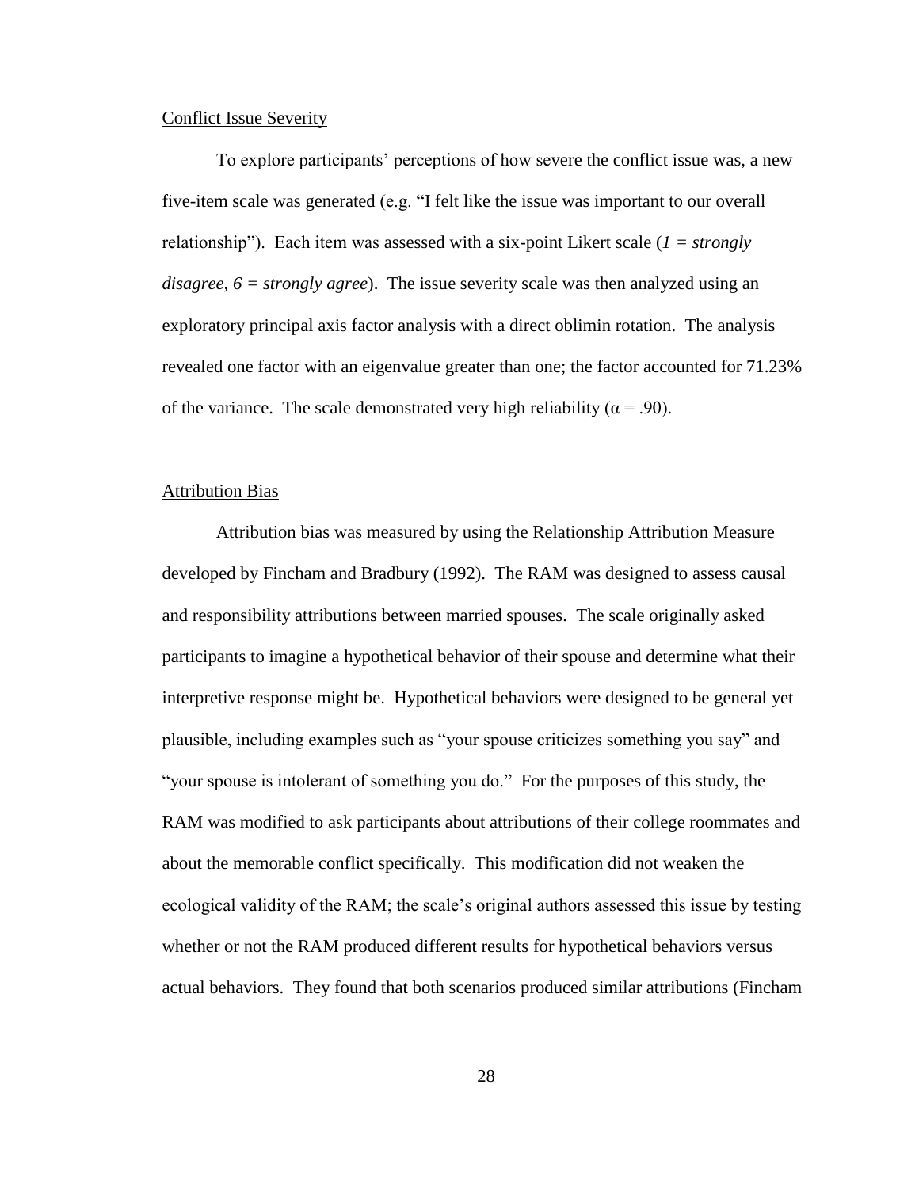Conflict Issue Severity

To explore participants' perceptions of how severe the conflict issue was, a new five-item scale was generated (e.g. "I felt like the issue was important to our overall relationship"). Each item was assessed with a six-point Likert scale (*1 = strongly disagree, 6 = strongly agree*). The issue severity scale was then analyzed using an exploratory principal axis factor analysis with a direct oblimin rotation. The analysis revealed one factor with an eigenvalue greater than one; the factor accounted for 71.23% of the variance. The scale demonstrated very high reliability ($\alpha = .90$).

Attribution Bias

Attribution bias was measured by using the Relationship Attribution Measure developed by Fincham and Bradbury (1992). The RAM was designed to assess causal and responsibility attributions between married spouses. The scale originally asked participants to imagine a hypothetical behavior of their spouse and determine what their interpretive response might be. Hypothetical behaviors were designed to be general yet plausible, including examples such as "your spouse criticizes something you say" and "your spouse is intolerant of something you do." For the purposes of this study, the RAM was modified to ask participants about attributions of their college roommates and about the memorable conflict specifically. This modification did not weaken the ecological validity of the RAM; the scale's original authors assessed this issue by testing whether or not the RAM produced different results for hypothetical behaviors versus actual behaviors. They found that both scenarios produced similar attributions (Fincham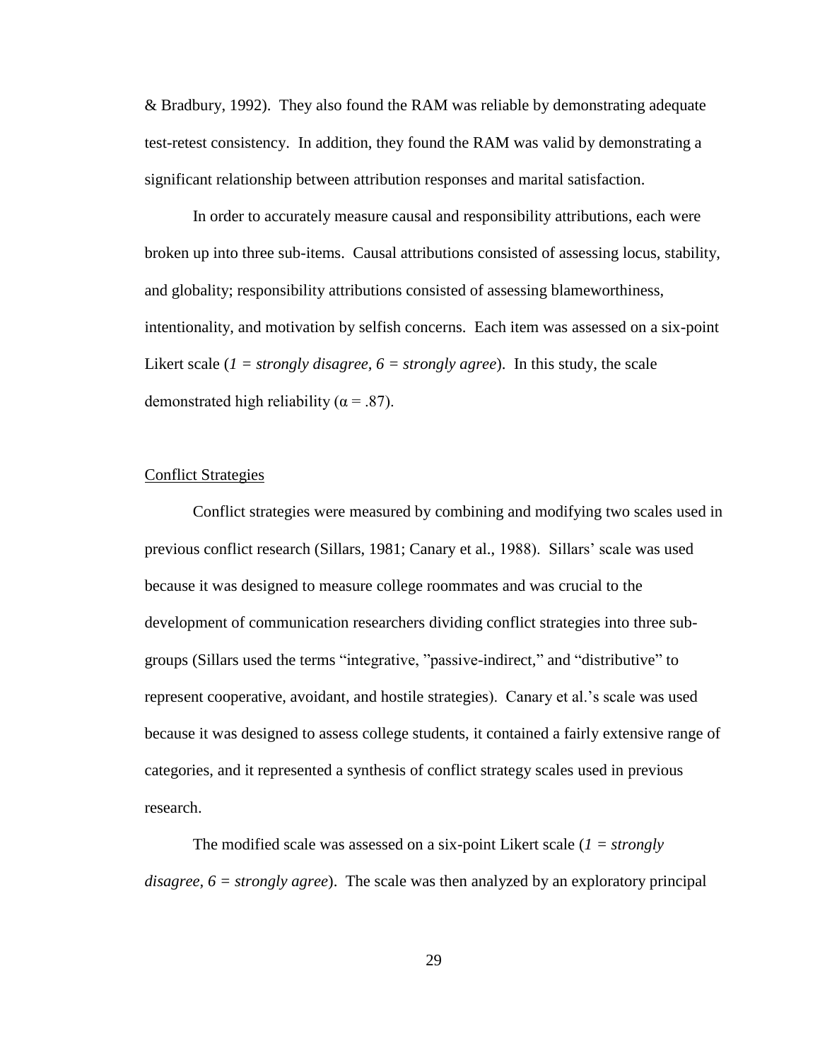& Bradbury, 1992). They also found the RAM was reliable by demonstrating adequate test-retest consistency. In addition, they found the RAM was valid by demonstrating a significant relationship between attribution responses and marital satisfaction.

In order to accurately measure causal and responsibility attributions, each were broken up into three sub-items. Causal attributions consisted of assessing locus, stability, and globality; responsibility attributions consisted of assessing blameworthiness, intentionality, and motivation by selfish concerns. Each item was assessed on a six-point Likert scale (*1 = strongly disagree, 6 = strongly agree*). In this study, the scale demonstrated high reliability ($\alpha = .87$).

<u>Conflict Strategies</u>

Conflict strategies were measured by combining and modifying two scales used in previous conflict research (Sillars, 1981; Canary et al., 1988). Sillars' scale was used because it was designed to measure college roommates and was crucial to the development of communication researchers dividing conflict strategies into three sub-groups (Sillars used the terms "integrative, "passive-indirect," and "distributive" to represent cooperative, avoidant, and hostile strategies). Canary et al.'s scale was used because it was designed to assess college students, it contained a fairly extensive range of categories, and it represented a synthesis of conflict strategy scales used in previous research.

The modified scale was assessed on a six-point Likert scale (*1 = strongly disagree, 6 = strongly agree*). The scale was then analyzed by an exploratory principal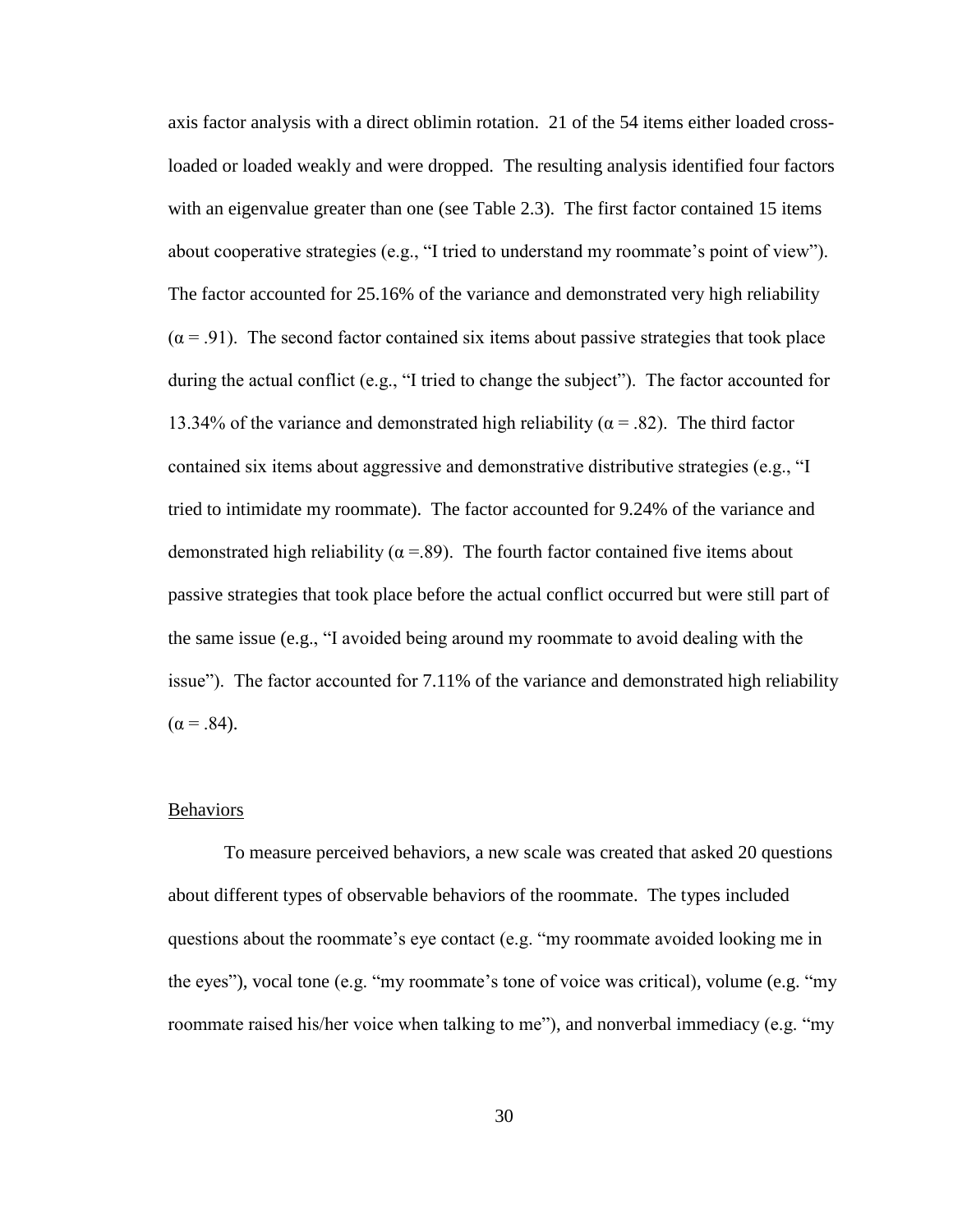axis factor analysis with a direct oblimin rotation. 21 of the 54 items either loaded cross-loaded or loaded weakly and were dropped. The resulting analysis identified four factors with an eigenvalue greater than one (see Table 2.3). The first factor contained 15 items about cooperative strategies (e.g., "I tried to understand my roommate's point of view"). The factor accounted for 25.16% of the variance and demonstrated very high reliability ($\alpha = .91$). The second factor contained six items about passive strategies that took place during the actual conflict (e.g., "I tried to change the subject"). The factor accounted for 13.34% of the variance and demonstrated high reliability ($\alpha = .82$). The third factor contained six items about aggressive and demonstrative distributive strategies (e.g., "I tried to intimidate my roommate). The factor accounted for 9.24% of the variance and demonstrated high reliability ($\alpha =.89$). The fourth factor contained five items about passive strategies that took place before the actual conflict occurred but were still part of the same issue (e.g., "I avoided being around my roommate to avoid dealing with the issue"). The factor accounted for 7.11% of the variance and demonstrated high reliability ($\alpha = .84$).

Behaviors

To measure perceived behaviors, a new scale was created that asked 20 questions about different types of observable behaviors of the roommate. The types included questions about the roommate's eye contact (e.g. "my roommate avoided looking me in the eyes"), vocal tone (e.g. "my roommate's tone of voice was critical), volume (e.g. "my roommate raised his/her voice when talking to me"), and nonverbal immediacy (e.g. "my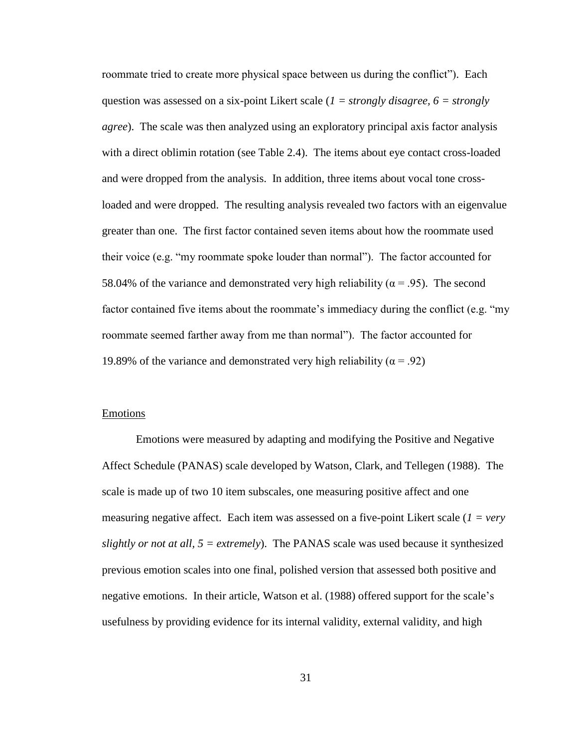roommate tried to create more physical space between us during the conflict"). Each question was assessed on a six-point Likert scale (*1 = strongly disagree, 6 = strongly agree*). The scale was then analyzed using an exploratory principal axis factor analysis with a direct oblimin rotation (see Table 2.4). The items about eye contact cross-loaded and were dropped from the analysis. In addition, three items about vocal tone cross-loaded and were dropped. The resulting analysis revealed two factors with an eigenvalue greater than one. The first factor contained seven items about how the roommate used their voice (e.g. "my roommate spoke louder than normal"). The factor accounted for 58.04% of the variance and demonstrated very high reliability ($\alpha = .95$). The second factor contained five items about the roommate's immediacy during the conflict (e.g. "my roommate seemed farther away from me than normal"). The factor accounted for 19.89% of the variance and demonstrated very high reliability ($\alpha = .92$)

<u>Emotions</u>

Emotions were measured by adapting and modifying the Positive and Negative Affect Schedule (PANAS) scale developed by Watson, Clark, and Tellegen (1988). The scale is made up of two 10 item subscales, one measuring positive affect and one measuring negative affect. Each item was assessed on a five-point Likert scale (*1 = very slightly or not at all, 5 = extremely*). The PANAS scale was used because it synthesized previous emotion scales into one final, polished version that assessed both positive and negative emotions. In their article, Watson et al. (1988) offered support for the scale's usefulness by providing evidence for its internal validity, external validity, and high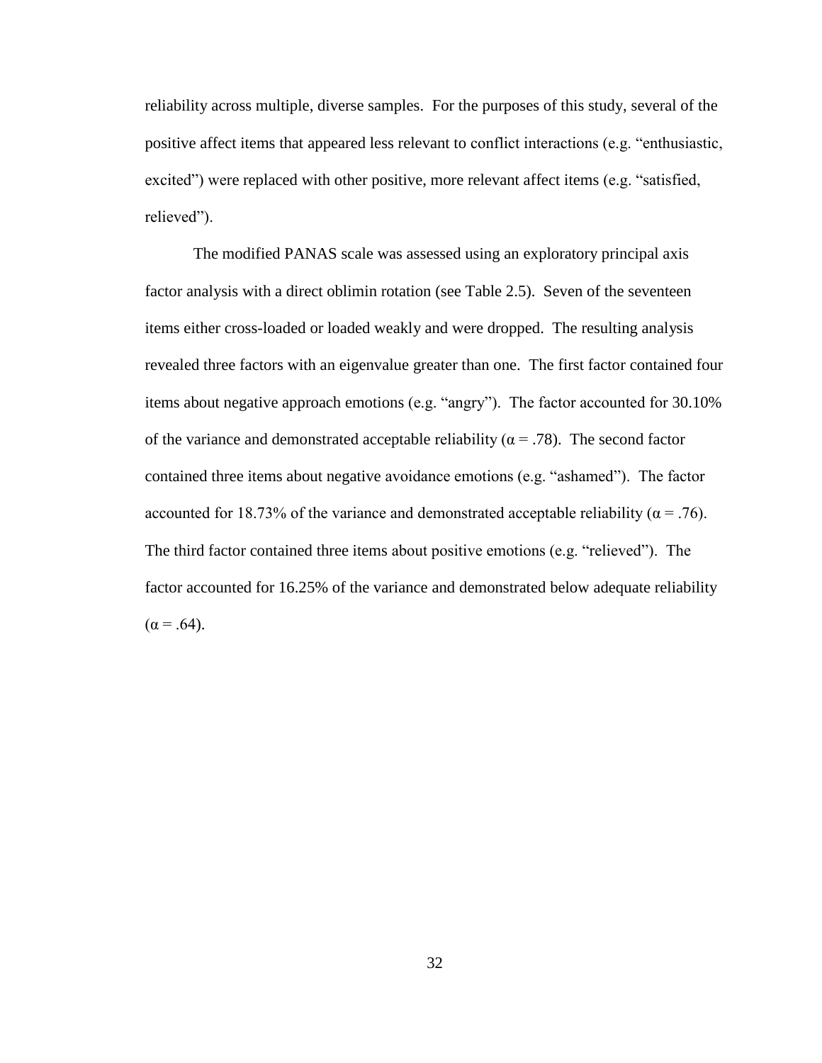reliability across multiple, diverse samples. For the purposes of this study, several of the positive affect items that appeared less relevant to conflict interactions (e.g. "enthusiastic, excited") were replaced with other positive, more relevant affect items (e.g. "satisfied, relieved").

The modified PANAS scale was assessed using an exploratory principal axis factor analysis with a direct oblimin rotation (see Table 2.5). Seven of the seventeen items either cross-loaded or loaded weakly and were dropped. The resulting analysis revealed three factors with an eigenvalue greater than one. The first factor contained four items about negative approach emotions (e.g. "angry"). The factor accounted for 30.10% of the variance and demonstrated acceptable reliability ($\alpha = .78$). The second factor contained three items about negative avoidance emotions (e.g. "ashamed"). The factor accounted for 18.73% of the variance and demonstrated acceptable reliability ($\alpha = .76$). The third factor contained three items about positive emotions (e.g. "relieved"). The factor accounted for 16.25% of the variance and demonstrated below adequate reliability ($\alpha = .64$).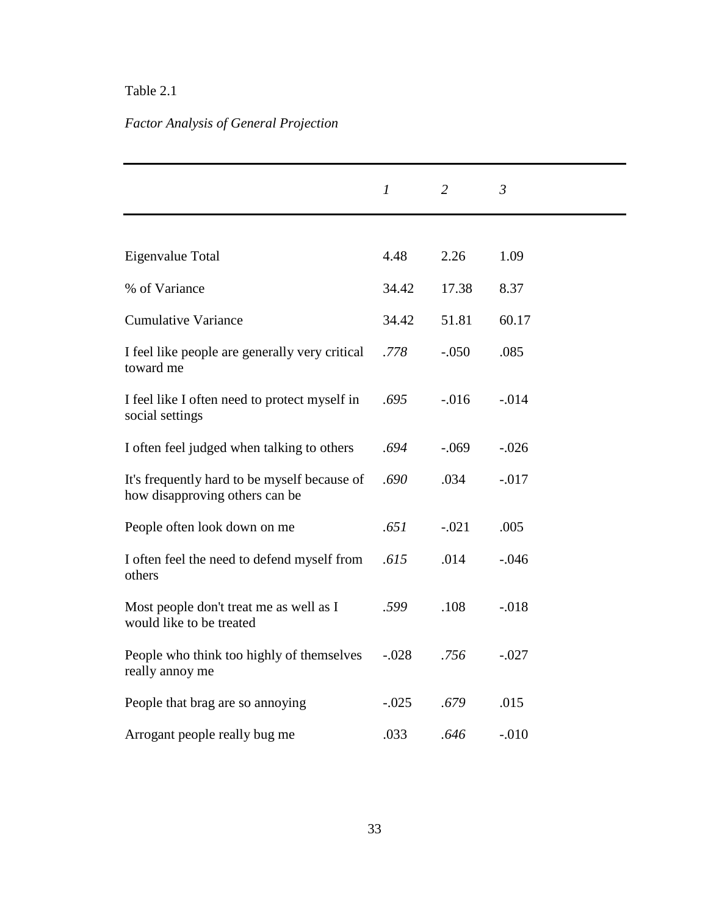Table 2.1

*Factor Analysis of General Projection*

| | *1* | *2* | *3* |
|---|---|---|---|
| Eigenvalue Total | 4.48 | 2.26 | 1.09 |
| % of Variance | 34.42 | 17.38 | 8.37 |
| Cumulative Variance | 34.42 | 51.81 | 60.17 |
| I feel like people are generally very critical toward me | *.778* | -.050 | .085 |
| I feel like I often need to protect myself in social settings | *.695* | -.016 | -.014 |
| I often feel judged when talking to others | *.694* | -.069 | -.026 |
| It's frequently hard to be myself because of how disapproving others can be | *.690* | .034 | -.017 |
| People often look down on me | *.651* | -.021 | .005 |
| I often feel the need to defend myself from others | *.615* | .014 | -.046 |
| Most people don't treat me as well as I would like to be treated | *.599* | .108 | -.018 |
| People who think too highly of themselves really annoy me | -.028 | *.756* | -.027 |
| People that brag are so annoying | -.025 | *.679* | .015 |
| Arrogant people really bug me | .033 | *.646* | -.010 |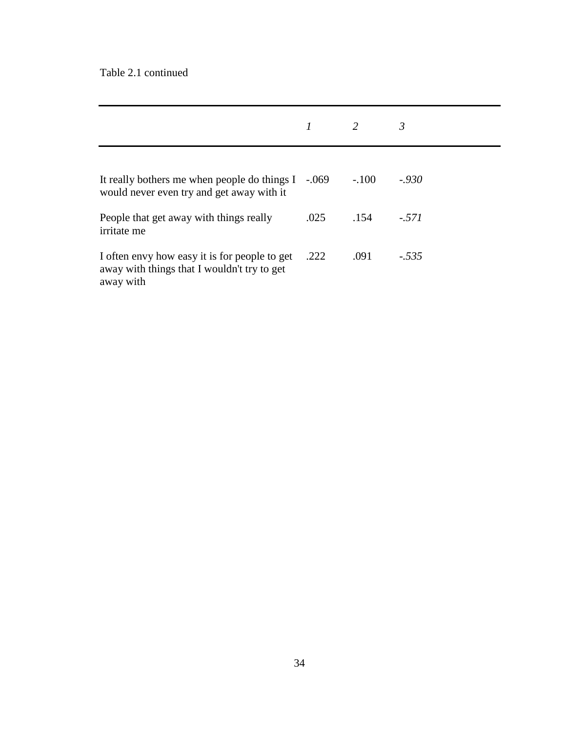Table 2.1 continued

| | *1* | *2* | *3* |
|---|---|---|---|
| It really bothers me when people do things I would never even try and get away with it | -.069 | -.100 | *-.930* |
| People that get away with things really irritate me | .025 | .154 | *-.571* |
| I often envy how easy it is for people to get away with things that I wouldn't try to get away with | .222 | .091 | *-.535* |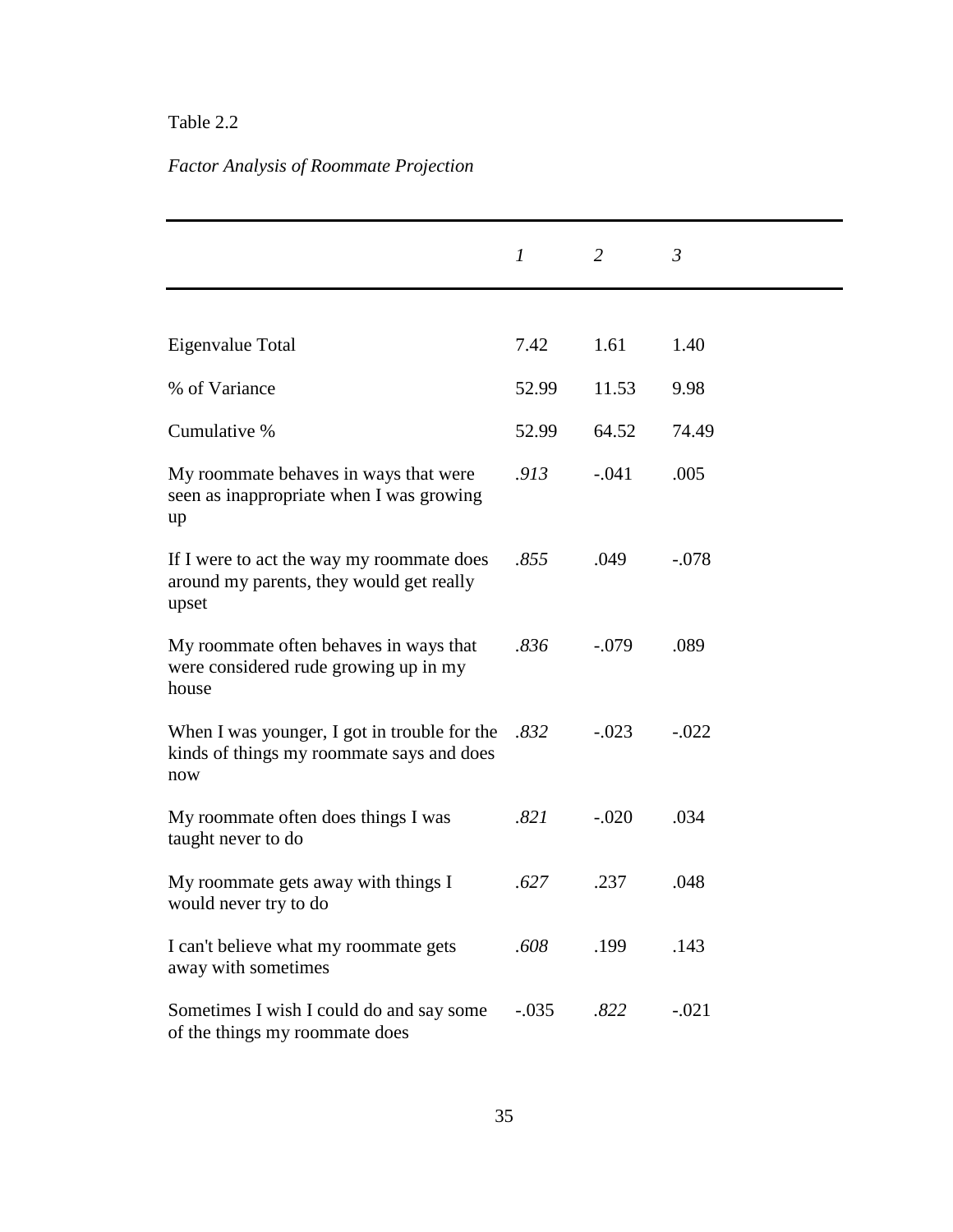Table 2.2

*Factor Analysis of Roommate Projection*

| | *1* | *2* | *3* |
|---|---|---|---|
| Eigenvalue Total | 7.42 | 1.61 | 1.40 |
| % of Variance | 52.99 | 11.53 | 9.98 |
| Cumulative % | 52.99 | 64.52 | 74.49 |
| My roommate behaves in ways that were seen as inappropriate when I was growing up | *.913* | -.041 | .005 |
| If I were to act the way my roommate does around my parents, they would get really upset | *.855* | .049 | -.078 |
| My roommate often behaves in ways that were considered rude growing up in my house | *.836* | -.079 | .089 |
| When I was younger, I got in trouble for the kinds of things my roommate says and does now | *.832* | -.023 | -.022 |
| My roommate often does things I was taught never to do | *.821* | -.020 | .034 |
| My roommate gets away with things I would never try to do | *.627* | .237 | .048 |
| I can't believe what my roommate gets away with sometimes | *.608* | .199 | .143 |
| Sometimes I wish I could do and say some of the things my roommate does | -.035 | *.822* | -.021 |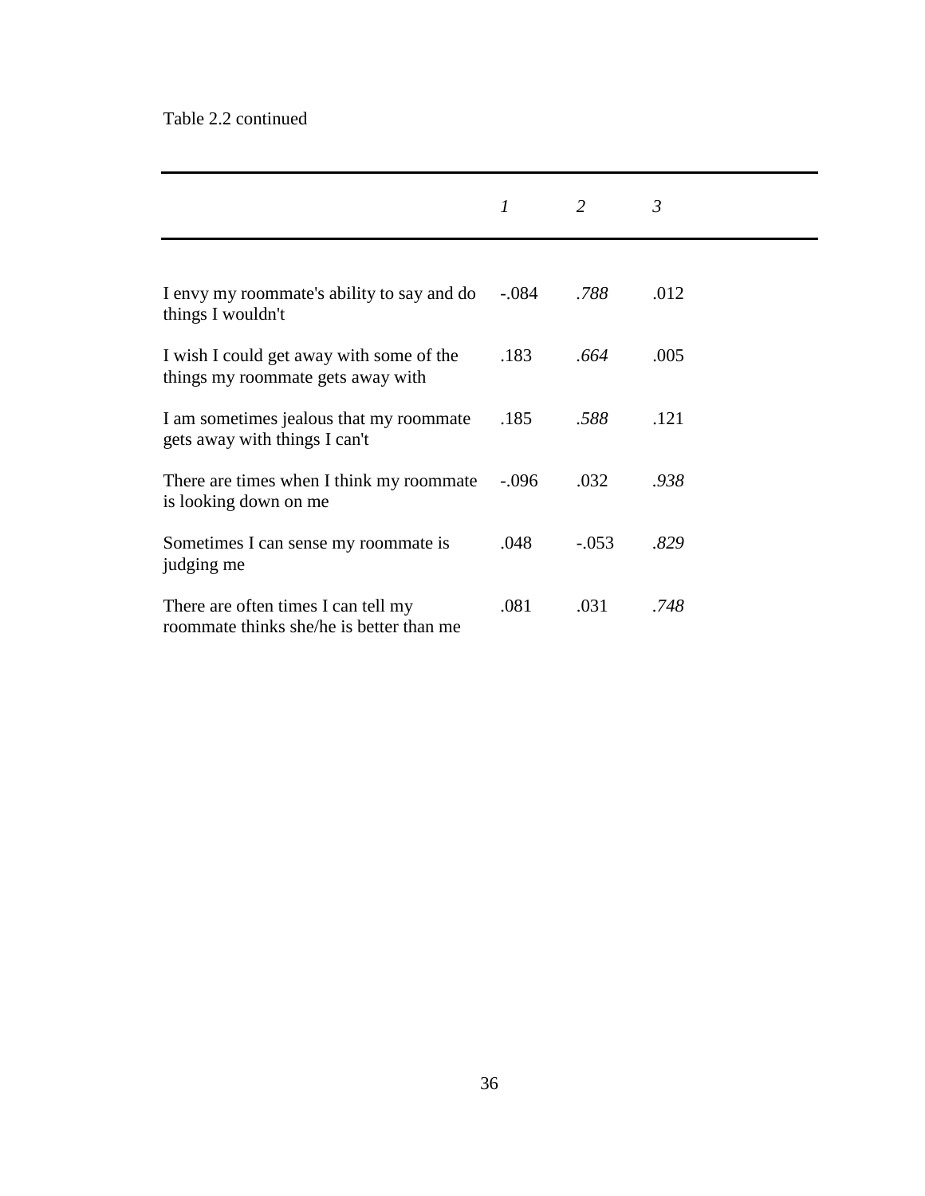Table 2.2 continued

| | *1* | *2* | *3* |
|---|---|---|---|
| I envy my roommate's ability to say and do things I wouldn't | -.084 | *.788* | .012 |
| I wish I could get away with some of the things my roommate gets away with | .183 | *.664* | .005 |
| I am sometimes jealous that my roommate gets away with things I can't | .185 | *.588* | .121 |
| There are times when I think my roommate is looking down on me | -.096 | .032 | *.938* |
| Sometimes I can sense my roommate is judging me | .048 | -.053 | *.829* |
| There are often times I can tell my roommate thinks she/he is better than me | .081 | .031 | *.748* |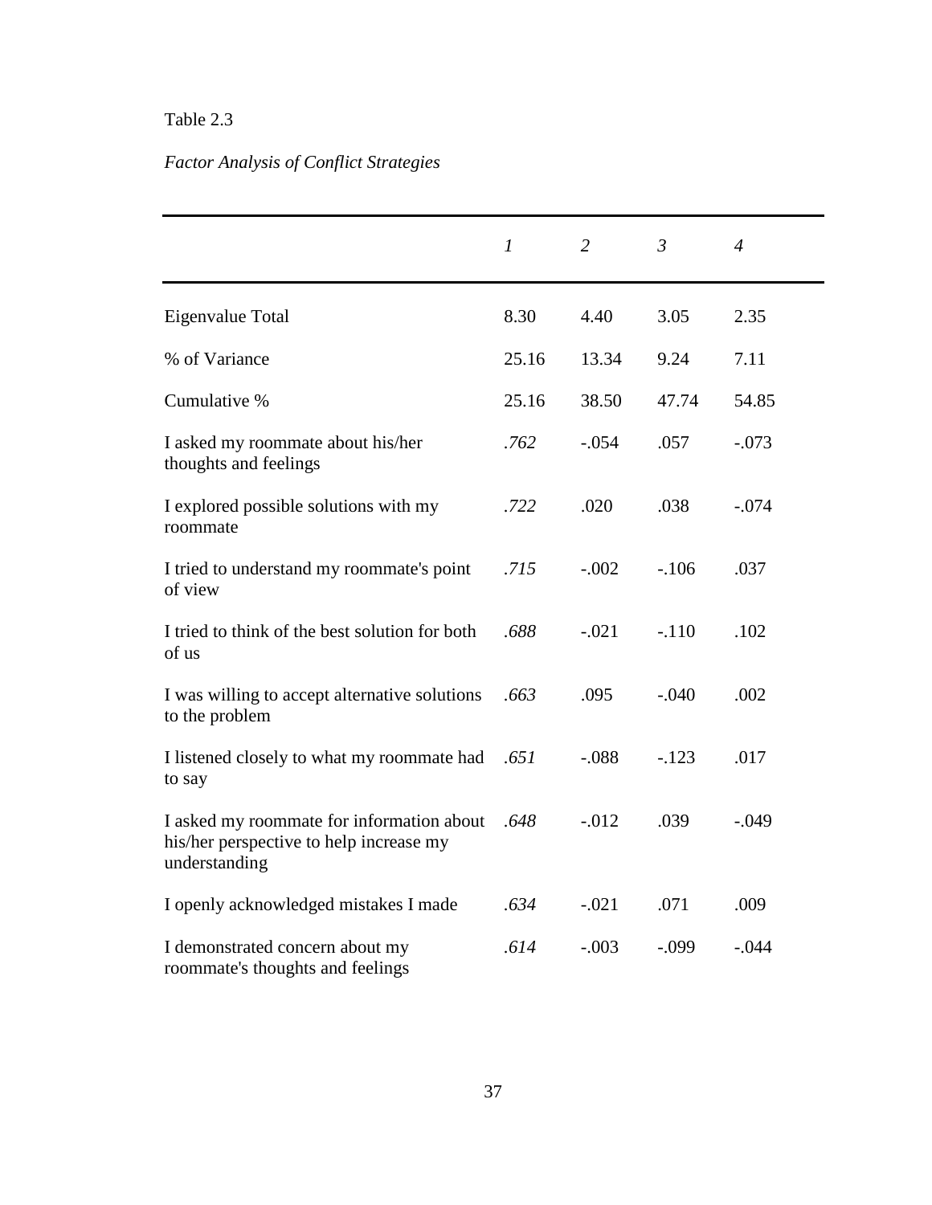Table 2.3

*Factor Analysis of Conflict Strategies*

| | *1* | *2* | *3* | *4* |
|---|---|---|---|---|
| Eigenvalue Total | 8.30 | 4.40 | 3.05 | 2.35 |
| % of Variance | 25.16 | 13.34 | 9.24 | 7.11 |
| Cumulative % | 25.16 | 38.50 | 47.74 | 54.85 |
| I asked my roommate about his/her thoughts and feelings | *.762* | -.054 | .057 | -.073 |
| I explored possible solutions with my roommate | *.722* | .020 | .038 | -.074 |
| I tried to understand my roommate's point of view | *.715* | -.002 | -.106 | .037 |
| I tried to think of the best solution for both of us | *.688* | -.021 | -.110 | .102 |
| I was willing to accept alternative solutions to the problem | *.663* | .095 | -.040 | .002 |
| I listened closely to what my roommate had to say | *.651* | -.088 | -.123 | .017 |
| I asked my roommate for information about his/her perspective to help increase my understanding | *.648* | -.012 | .039 | -.049 |
| I openly acknowledged mistakes I made | *.634* | -.021 | .071 | .009 |
| I demonstrated concern about my roommate's thoughts and feelings | *.614* | -.003 | -.099 | -.044 |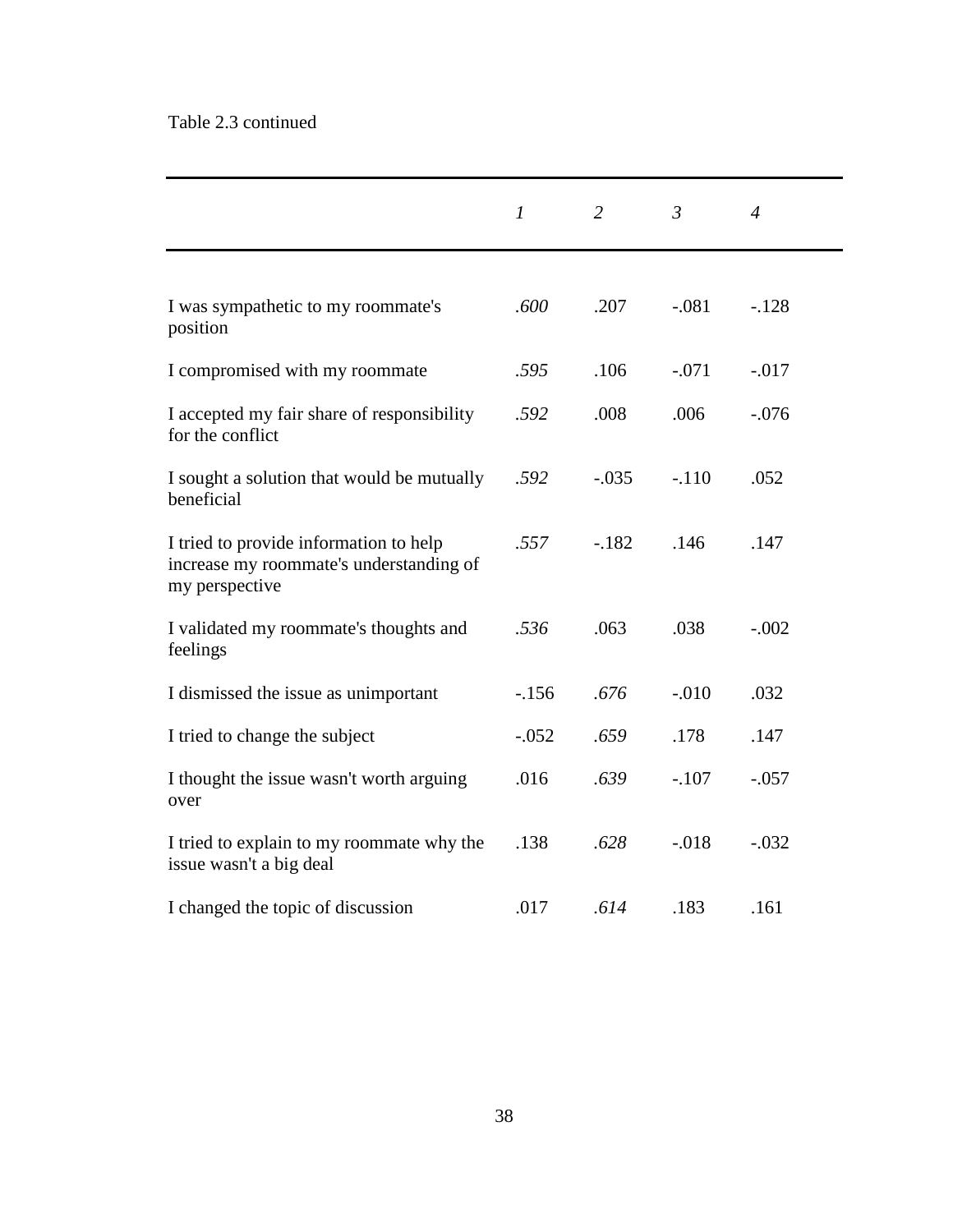Table 2.3 continued

| | *1* | *2* | *3* | *4* |
|---|---|---|---|---|
| I was sympathetic to my roommate's position | *.600* | .207 | -.081 | -.128 |
| I compromised with my roommate | *.595* | .106 | -.071 | -.017 |
| I accepted my fair share of responsibility for the conflict | *.592* | .008 | .006 | -.076 |
| I sought a solution that would be mutually beneficial | *.592* | -.035 | -.110 | .052 |
| I tried to provide information to help increase my roommate's understanding of my perspective | *.557* | -.182 | .146 | .147 |
| I validated my roommate's thoughts and feelings | *.536* | .063 | .038 | -.002 |
| I dismissed the issue as unimportant | -.156 | *.676* | -.010 | .032 |
| I tried to change the subject | -.052 | *.659* | .178 | .147 |
| I thought the issue wasn't worth arguing over | .016 | *.639* | -.107 | -.057 |
| I tried to explain to my roommate why the issue wasn't a big deal | .138 | *.628* | -.018 | -.032 |
| I changed the topic of discussion | .017 | *.614* | .183 | .161 |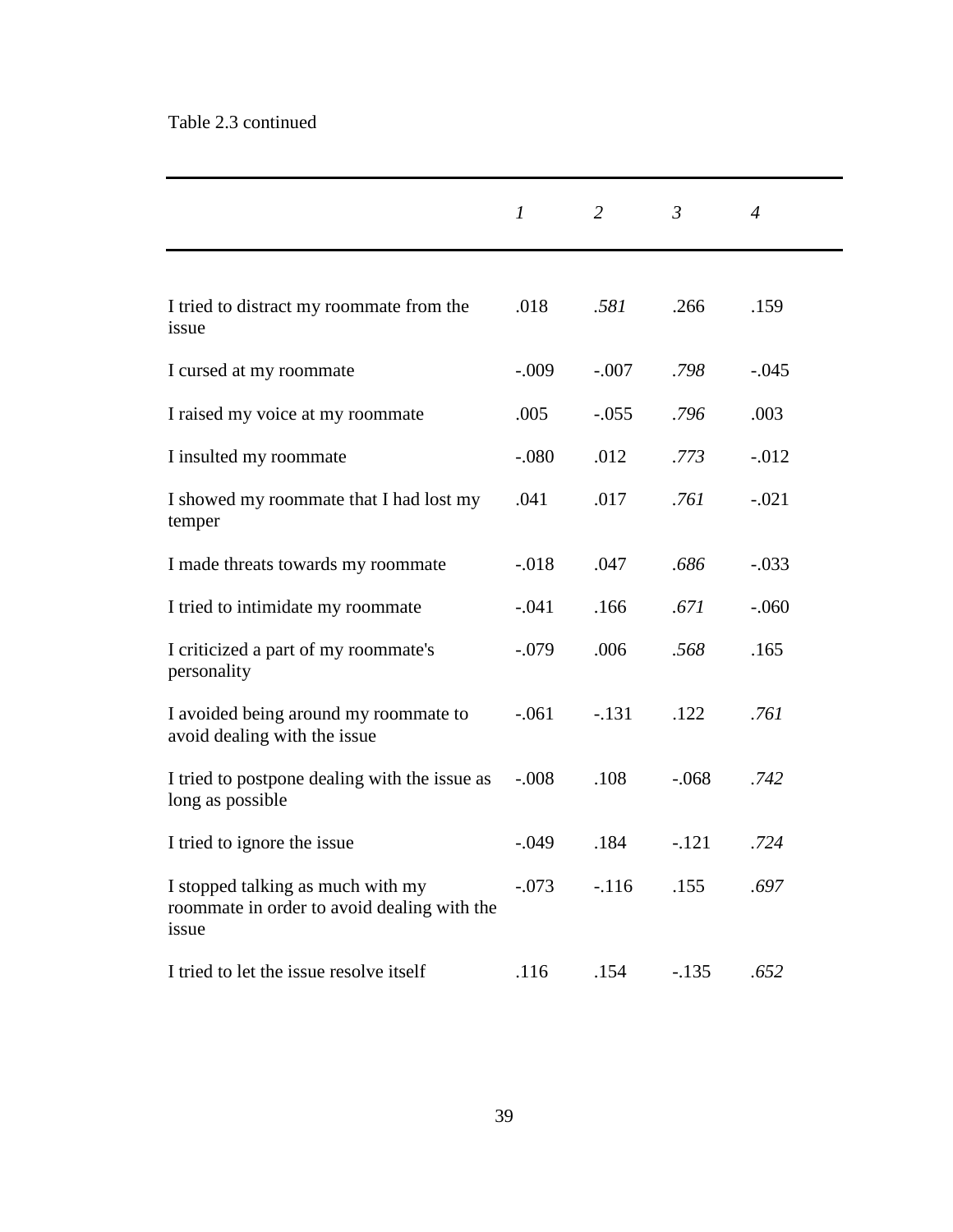Table 2.3 continued

| | *1* | *2* | *3* | *4* |
|---|---|---|---|---|
| I tried to distract my roommate from the issue | .018 | *.581* | .266 | .159 |
| I cursed at my roommate | -.009 | -.007 | *.798* | -.045 |
| I raised my voice at my roommate | .005 | -.055 | *.796* | .003 |
| I insulted my roommate | -.080 | .012 | *.773* | -.012 |
| I showed my roommate that I had lost my temper | .041 | .017 | *.761* | -.021 |
| I made threats towards my roommate | -.018 | .047 | *.686* | -.033 |
| I tried to intimidate my roommate | -.041 | .166 | *.671* | -.060 |
| I criticized a part of my roommate's personality | -.079 | .006 | *.568* | .165 |
| I avoided being around my roommate to avoid dealing with the issue | -.061 | -.131 | .122 | *.761* |
| I tried to postpone dealing with the issue as long as possible | -.008 | .108 | -.068 | *.742* |
| I tried to ignore the issue | -.049 | .184 | -.121 | *.724* |
| I stopped talking as much with my roommate in order to avoid dealing with the issue | -.073 | -.116 | .155 | *.697* |
| I tried to let the issue resolve itself | .116 | .154 | -.135 | *.652* |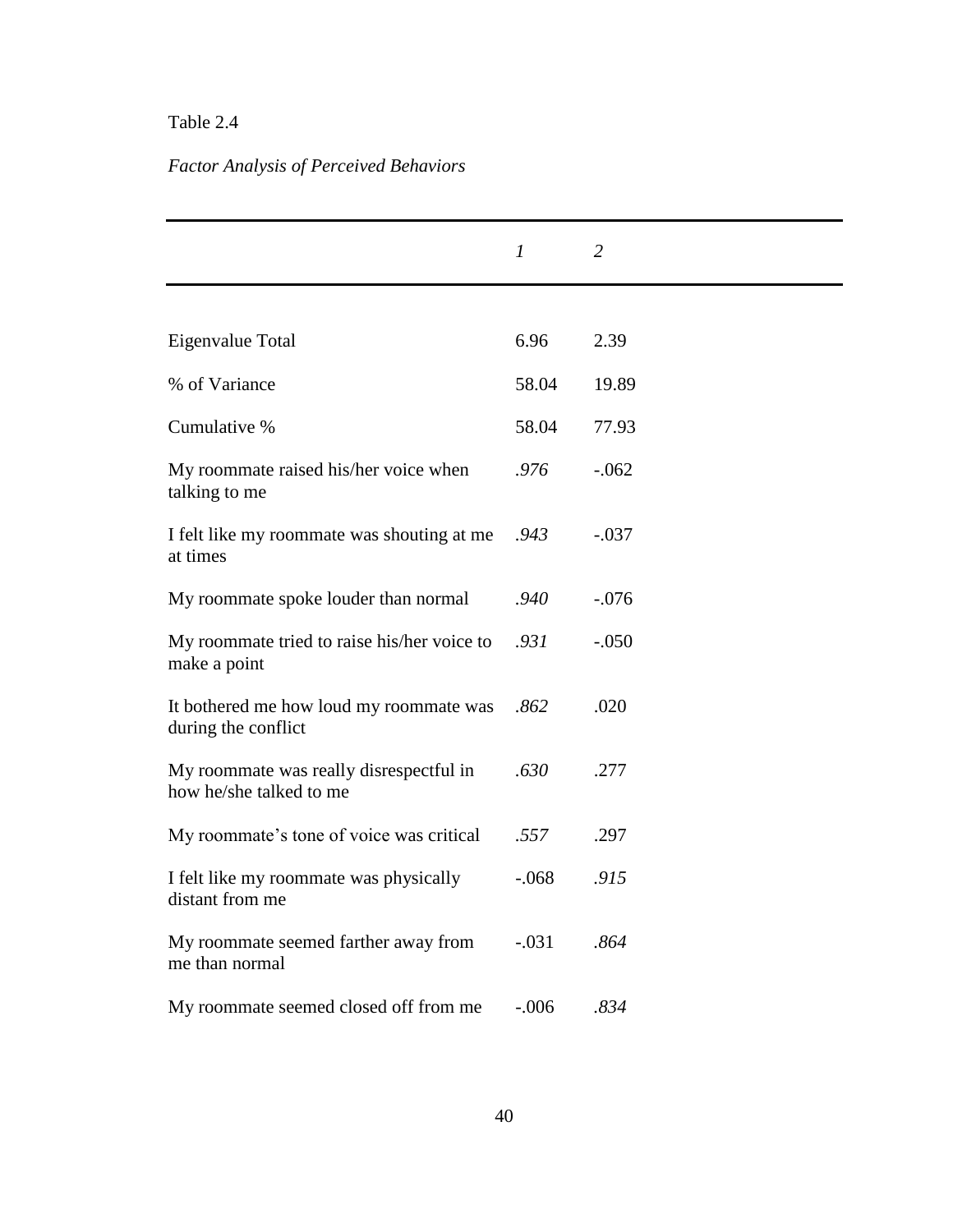Table 2.4

*Factor Analysis of Perceived Behaviors*

| | *1* | *2* |
|---|---|---|
| Eigenvalue Total | 6.96 | 2.39 |
| % of Variance | 58.04 | 19.89 |
| Cumulative % | 58.04 | 77.93 |
| My roommate raised his/her voice when talking to me | *.976* | -.062 |
| I felt like my roommate was shouting at me at times | *.943* | -.037 |
| My roommate spoke louder than normal | *.940* | -.076 |
| My roommate tried to raise his/her voice to make a point | *.931* | -.050 |
| It bothered me how loud my roommate was during the conflict | *.862* | .020 |
| My roommate was really disrespectful in how he/she talked to me | *.630* | .277 |
| My roommate's tone of voice was critical | *.557* | .297 |
| I felt like my roommate was physically distant from me | -.068 | *.915* |
| My roommate seemed farther away from me than normal | -.031 | *.864* |
| My roommate seemed closed off from me | -.006 | *.834* |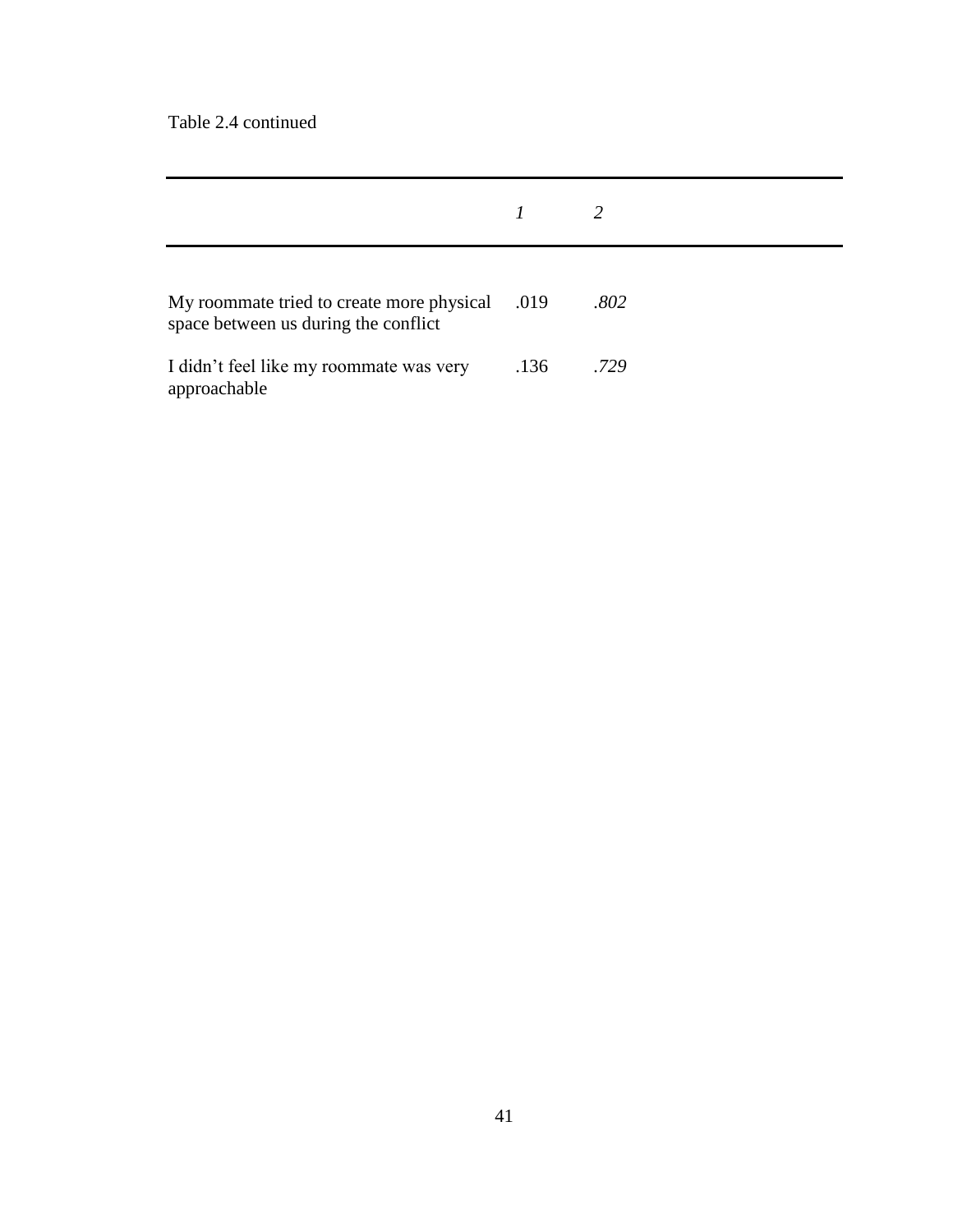Table 2.4 continued

| | *1* | *2* |
|---|---|---|
| My roommate tried to create more physical space between us during the conflict | .019 | *.802* |
| I didn't feel like my roommate was very approachable | .136 | *.729* |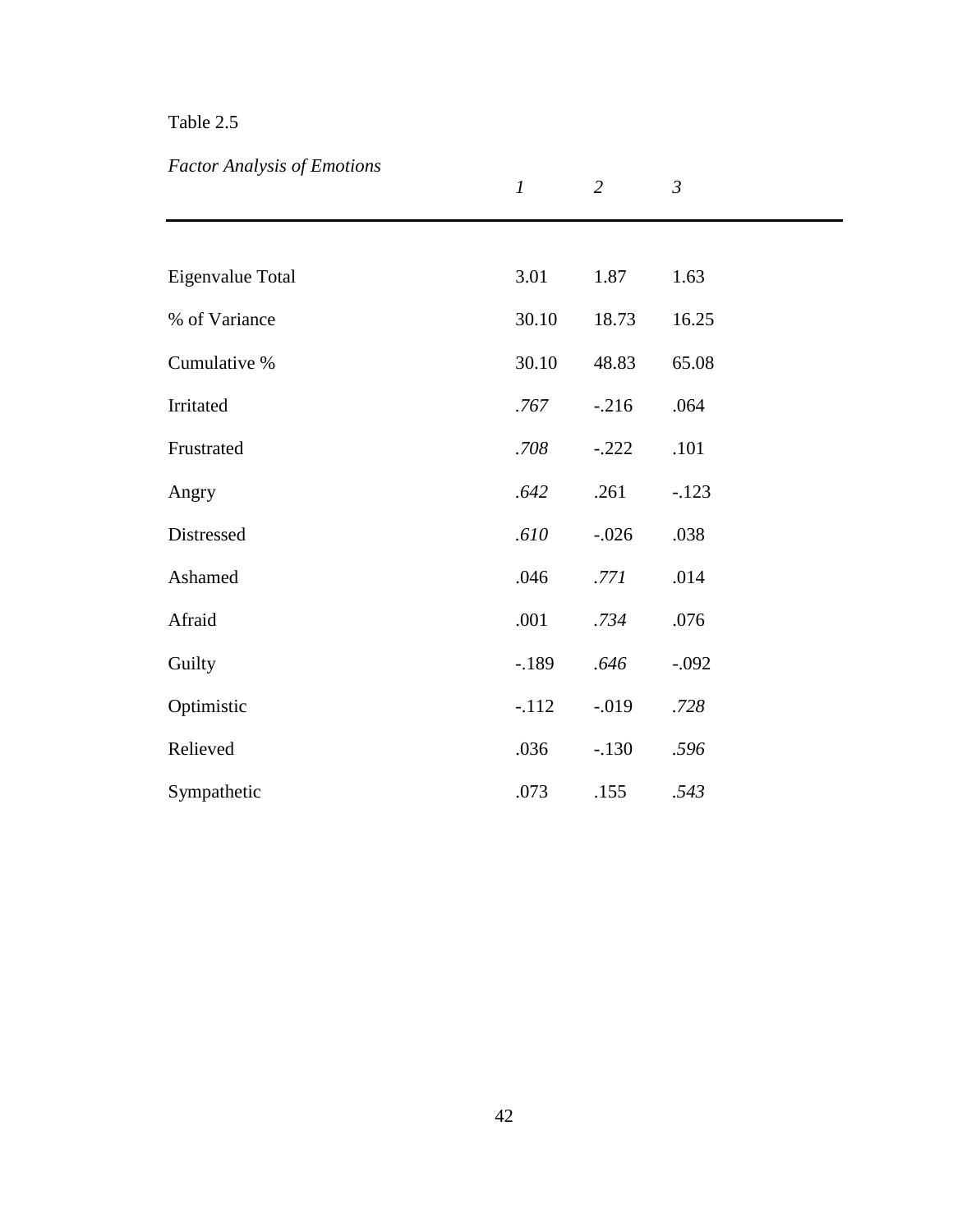Table 2.5

*Factor Analysis of Emotions*

| | *1* | *2* | *3* |
|---|---|---|---|
| Eigenvalue Total | 3.01 | 1.87 | 1.63 |
| % of Variance | 30.10 | 18.73 | 16.25 |
| Cumulative % | 30.10 | 48.83 | 65.08 |
| Irritated | *.767* | -.216 | .064 |
| Frustrated | *.708* | -.222 | .101 |
| Angry | *.642* | .261 | -.123 |
| Distressed | *.610* | -.026 | .038 |
| Ashamed | .046 | *.771* | .014 |
| Afraid | .001 | *.734* | .076 |
| Guilty | -.189 | *.646* | -.092 |
| Optimistic | -.112 | -.019 | *.728* |
| Relieved | .036 | -.130 | *.596* |
| Sympathetic | .073 | .155 | *.543* |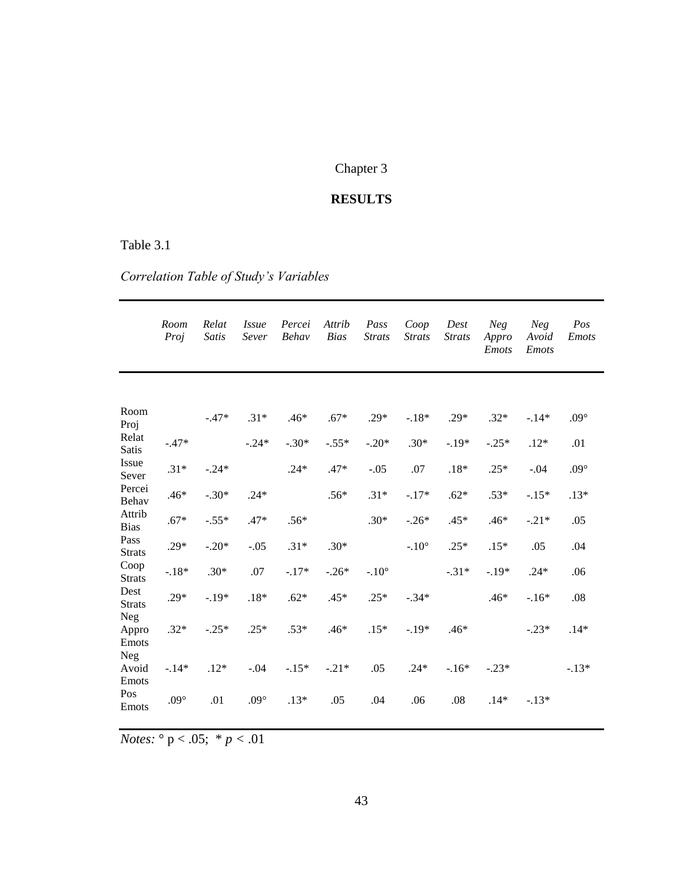# Chapter 3

## RESULTS

Table 3.1

*Correlation Table of Study's Variables*

| | *Room Proj* | *Relat Satis* | *Issue Sever* | *Percei Behav* | *Attrib Bias* | *Pass Strats* | *Coop Strats* | *Dest Strats* | *Neg Appro Emots* | *Neg Avoid Emots* | *Pos Emots* |
|---|---|---|---|---|---|---|---|---|---|---|---|
| Room Proj | | -.47* | .31* | .46* | .67* | .29* | -.18* | .29* | .32* | -.14* | .09° |
| Relat Satis | -.47* | | -.24* | -.30* | -.55* | -.20* | .30* | -.19* | -.25* | .12* | .01 |
| Issue Sever | .31* | -.24* | | .24* | .47* | -.05 | .07 | .18* | .25* | -.04 | .09° |
| Percei Behav | .46* | -.30* | .24* | | .56* | .31* | -.17* | .62* | .53* | -.15* | .13* |
| Attrib Bias | .67* | -.55* | .47* | .56* | | .30* | -.26* | .45* | .46* | -.21* | .05 |
| Pass Strats | .29* | -.20* | -.05 | .31* | .30* | | -.10° | .25* | .15* | .05 | .04 |
| Coop Strats | -.18* | .30* | .07 | -.17* | -.26* | -.10° | | -.31* | -.19* | .24* | .06 |
| Dest Strats | .29* | -.19* | .18* | .62* | .45* | .25* | -.34* | | .46* | -.16* | .08 |
| Neg Appro Emots | .32* | -.25* | .25* | .53* | .46* | .15* | -.19* | .46* | | -.23* | .14* |
| Neg Avoid Emots | -.14* | .12* | -.04 | -.15* | -.21* | .05 | .24* | -.16* | -.23* | | -.13* |
| Pos Emots | .09° | .01 | .09° | .13* | .05 | .04 | .06 | .08 | .14* | -.13* | |

*Notes:* ° $p < .05$; * $p < .01$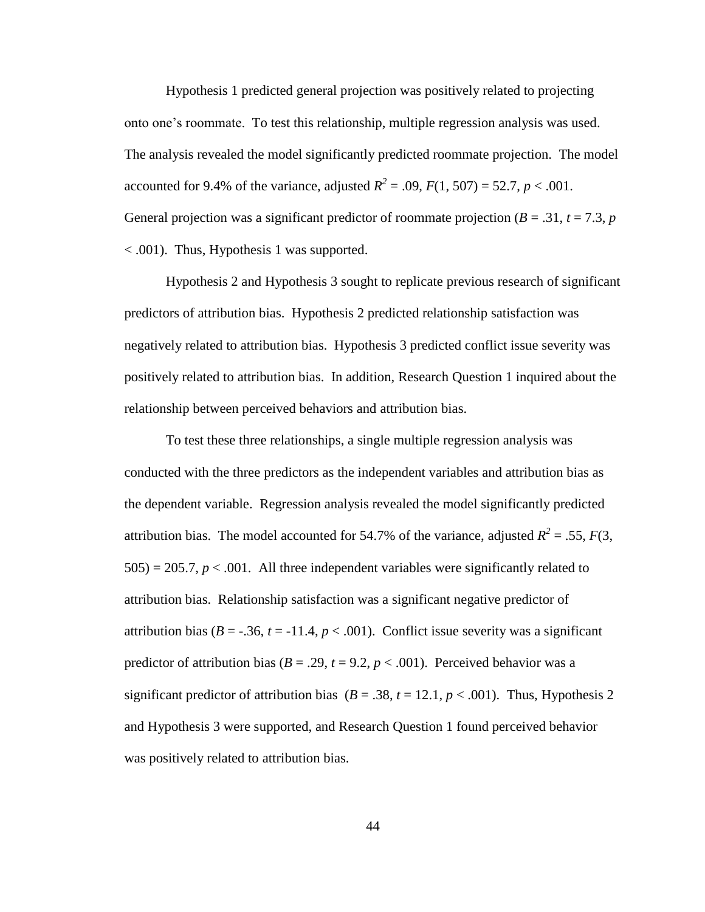Hypothesis 1 predicted general projection was positively related to projecting onto one's roommate. To test this relationship, multiple regression analysis was used. The analysis revealed the model significantly predicted roommate projection. The model accounted for 9.4% of the variance, adjusted $R^2 = .09$, $F(1, 507) = 52.7$, $p < .001$. General projection was a significant predictor of roommate projection ($B = .31$, $t = 7.3$, $p < .001$). Thus, Hypothesis 1 was supported.

Hypothesis 2 and Hypothesis 3 sought to replicate previous research of significant predictors of attribution bias. Hypothesis 2 predicted relationship satisfaction was negatively related to attribution bias. Hypothesis 3 predicted conflict issue severity was positively related to attribution bias. In addition, Research Question 1 inquired about the relationship between perceived behaviors and attribution bias.

To test these three relationships, a single multiple regression analysis was conducted with the three predictors as the independent variables and attribution bias as the dependent variable. Regression analysis revealed the model significantly predicted attribution bias. The model accounted for 54.7% of the variance, adjusted $R^2 = .55$, $F(3, 505) = 205.7$, $p < .001$. All three independent variables were significantly related to attribution bias. Relationship satisfaction was a significant negative predictor of attribution bias ($B = -.36$, $t = -11.4$, $p < .001$). Conflict issue severity was a significant predictor of attribution bias ($B = .29$, $t = 9.2$, $p < .001$). Perceived behavior was a significant predictor of attribution bias ($B = .38$, $t = 12.1$, $p < .001$). Thus, Hypothesis 2 and Hypothesis 3 were supported, and Research Question 1 found perceived behavior was positively related to attribution bias.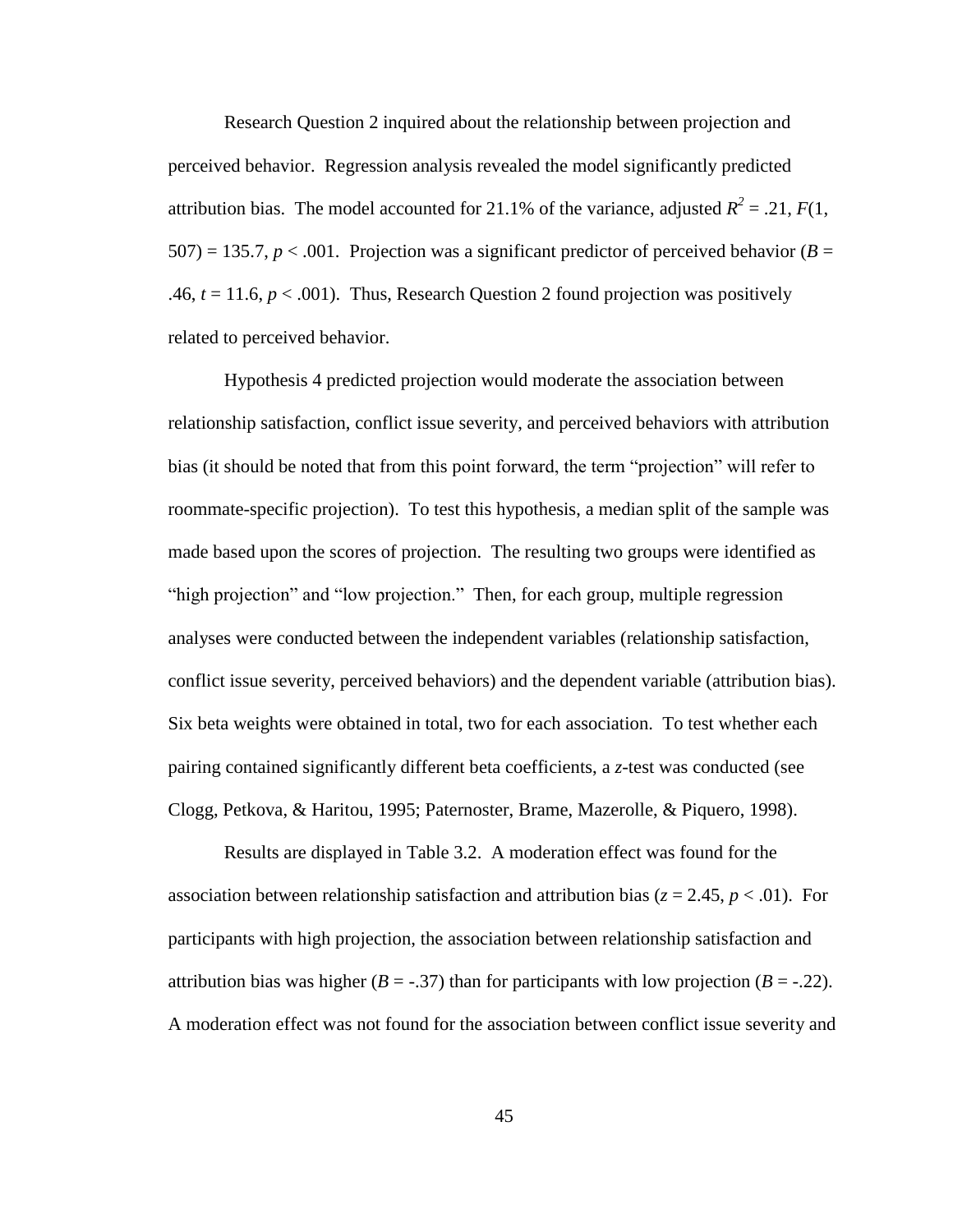Research Question 2 inquired about the relationship between projection and perceived behavior. Regression analysis revealed the model significantly predicted attribution bias. The model accounted for 21.1% of the variance, adjusted $R^2 = .21$, $F(1, 507) = 135.7$, $p < .001$. Projection was a significant predictor of perceived behavior ($B = .46$, $t = 11.6$, $p < .001$). Thus, Research Question 2 found projection was positively related to perceived behavior.

Hypothesis 4 predicted projection would moderate the association between relationship satisfaction, conflict issue severity, and perceived behaviors with attribution bias (it should be noted that from this point forward, the term "projection" will refer to roommate-specific projection). To test this hypothesis, a median split of the sample was made based upon the scores of projection. The resulting two groups were identified as "high projection" and "low projection." Then, for each group, multiple regression analyses were conducted between the independent variables (relationship satisfaction, conflict issue severity, perceived behaviors) and the dependent variable (attribution bias). Six beta weights were obtained in total, two for each association. To test whether each pairing contained significantly different beta coefficients, a *z*-test was conducted (see Clogg, Petkova, & Haritou, 1995; Paternoster, Brame, Mazerolle, & Piquero, 1998).

Results are displayed in Table 3.2. A moderation effect was found for the association between relationship satisfaction and attribution bias ($z = 2.45$, $p < .01$). For participants with high projection, the association between relationship satisfaction and attribution bias was higher ($B = -.37$) than for participants with low projection ($B = -.22$). A moderation effect was not found for the association between conflict issue severity and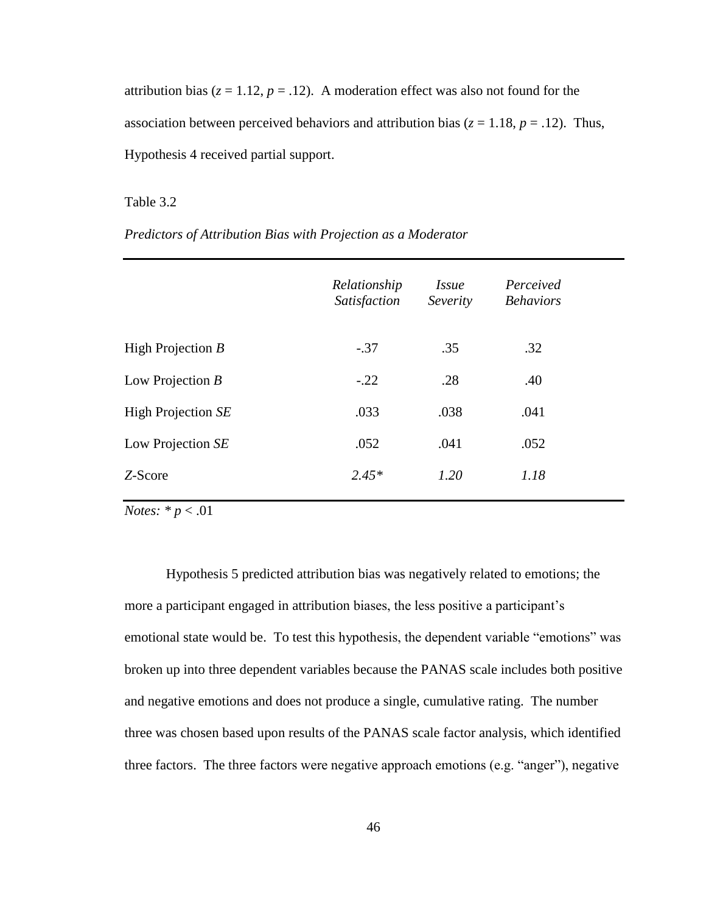attribution bias ($z = 1.12$, $p = .12$). A moderation effect was also not found for the association between perceived behaviors and attribution bias ($z = 1.18$, $p = .12$). Thus, Hypothesis 4 received partial support.

Table 3.2

*Predictors of Attribution Bias with Projection as a Moderator*

| | *Relationship Satisfaction* | *Issue Severity* | *Perceived Behaviors* |
|---|---|---|---|
| High Projection *B* | -.37 | .35 | .32 |
| Low Projection *B* | -.22 | .28 | .40 |
| High Projection *SE* | .033 | .038 | .041 |
| Low Projection *SE* | .052 | .041 | .052 |
| *Z*-Score | *2.45** | *1.20* | *1.18* |

*Notes:* * $p < .01$

Hypothesis 5 predicted attribution bias was negatively related to emotions; the more a participant engaged in attribution biases, the less positive a participant's emotional state would be. To test this hypothesis, the dependent variable "emotions" was broken up into three dependent variables because the PANAS scale includes both positive and negative emotions and does not produce a single, cumulative rating. The number three was chosen based upon results of the PANAS scale factor analysis, which identified three factors. The three factors were negative approach emotions (e.g. "anger"), negative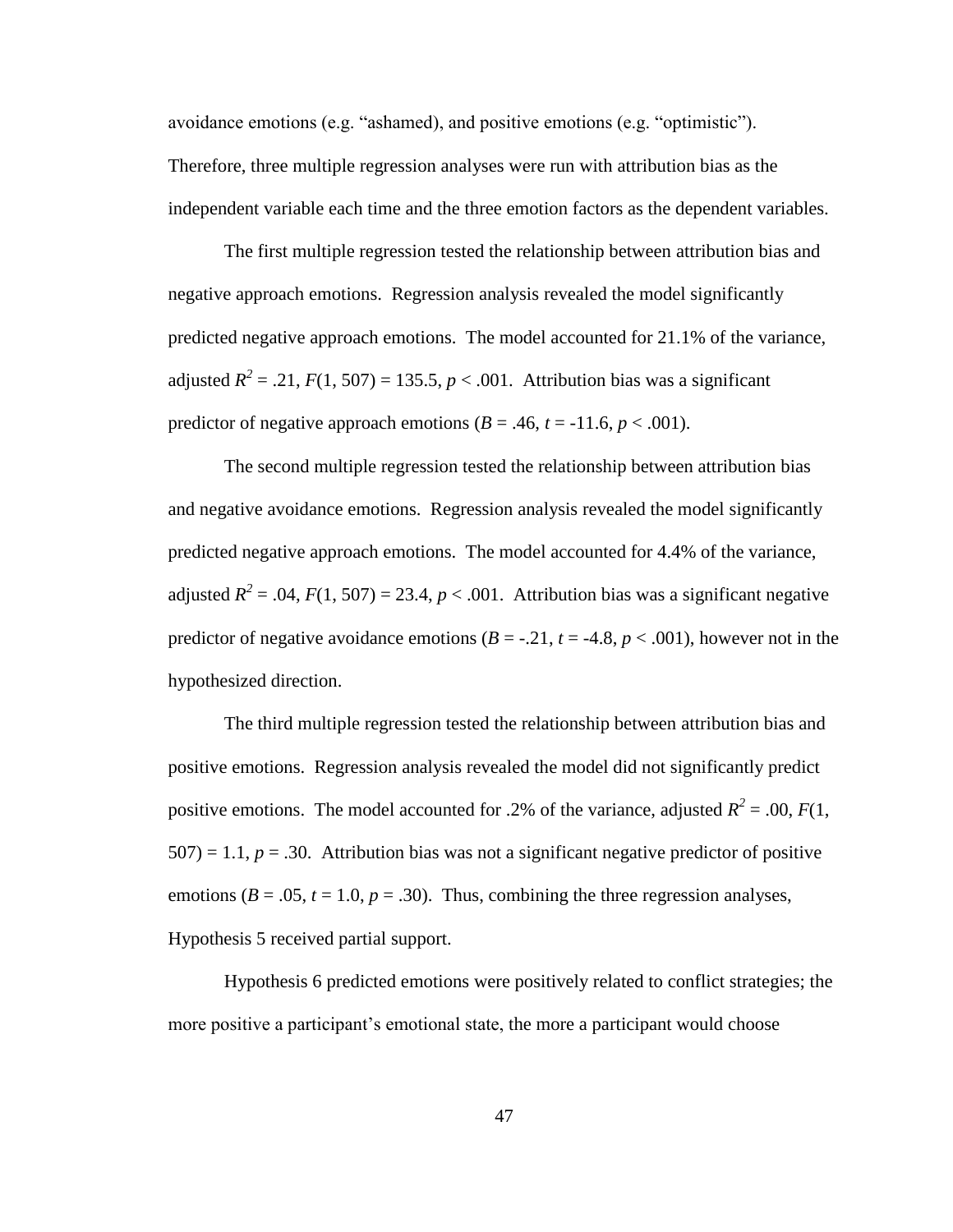avoidance emotions (e.g. "ashamed), and positive emotions (e.g. "optimistic"). Therefore, three multiple regression analyses were run with attribution bias as the independent variable each time and the three emotion factors as the dependent variables.

The first multiple regression tested the relationship between attribution bias and negative approach emotions. Regression analysis revealed the model significantly predicted negative approach emotions. The model accounted for 21.1% of the variance, adjusted $R^2 = .21$, $F(1, 507) = 135.5$, $p < .001$. Attribution bias was a significant predictor of negative approach emotions ($B = .46$, $t = -11.6$, $p < .001$).

The second multiple regression tested the relationship between attribution bias and negative avoidance emotions. Regression analysis revealed the model significantly predicted negative approach emotions. The model accounted for 4.4% of the variance, adjusted $R^2 = .04$, $F(1, 507) = 23.4$, $p < .001$. Attribution bias was a significant negative predictor of negative avoidance emotions ($B = -.21$, $t = -4.8$, $p < .001$), however not in the hypothesized direction.

The third multiple regression tested the relationship between attribution bias and positive emotions. Regression analysis revealed the model did not significantly predict positive emotions. The model accounted for .2% of the variance, adjusted $R^2 = .00$, $F(1, 507) = 1.1$, $p = .30$. Attribution bias was not a significant negative predictor of positive emotions ($B = .05$, $t = 1.0$, $p = .30$). Thus, combining the three regression analyses, Hypothesis 5 received partial support.

Hypothesis 6 predicted emotions were positively related to conflict strategies; the more positive a participant's emotional state, the more a participant would choose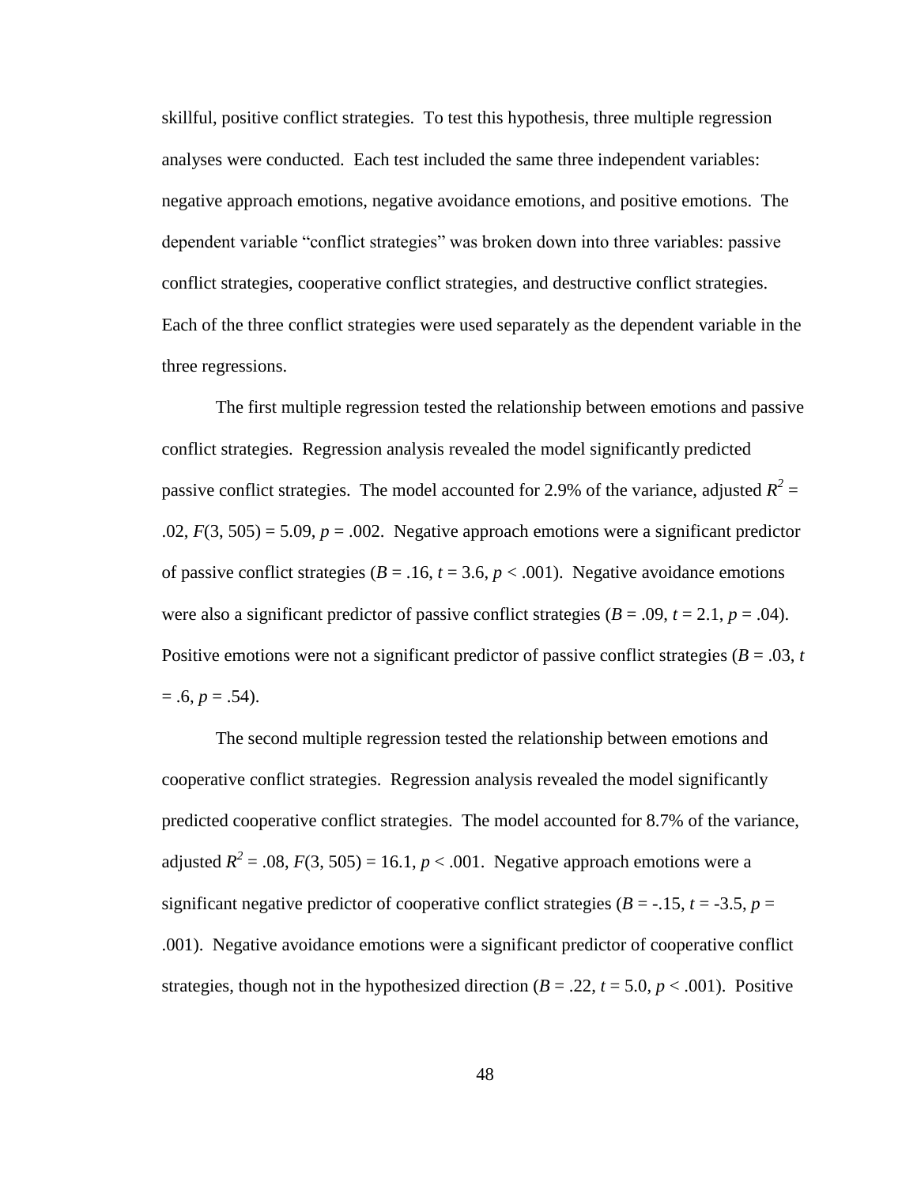skillful, positive conflict strategies. To test this hypothesis, three multiple regression analyses were conducted. Each test included the same three independent variables: negative approach emotions, negative avoidance emotions, and positive emotions. The dependent variable “conflict strategies” was broken down into three variables: passive conflict strategies, cooperative conflict strategies, and destructive conflict strategies. Each of the three conflict strategies were used separately as the dependent variable in the three regressions.

The first multiple regression tested the relationship between emotions and passive conflict strategies. Regression analysis revealed the model significantly predicted passive conflict strategies. The model accounted for 2.9% of the variance, adjusted $R^2 = .02$, $F(3, 505) = 5.09$, $p = .002$. Negative approach emotions were a significant predictor of passive conflict strategies ($B = .16$, $t = 3.6$, $p < .001$). Negative avoidance emotions were also a significant predictor of passive conflict strategies ($B = .09$, $t = 2.1$, $p = .04$). Positive emotions were not a significant predictor of passive conflict strategies ($B = .03$, $t = .6$, $p = .54$).

The second multiple regression tested the relationship between emotions and cooperative conflict strategies. Regression analysis revealed the model significantly predicted cooperative conflict strategies. The model accounted for 8.7% of the variance, adjusted $R^2 = .08$, $F(3, 505) = 16.1$, $p < .001$. Negative approach emotions were a significant negative predictor of cooperative conflict strategies ($B = -.15$, $t = -3.5$, $p = .001$). Negative avoidance emotions were a significant predictor of cooperative conflict strategies, though not in the hypothesized direction ($B = .22$, $t = 5.0$, $p < .001$). Positive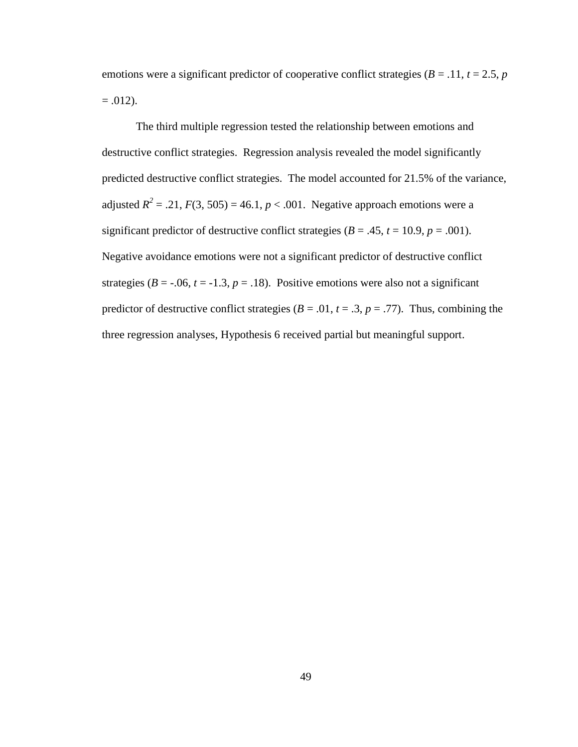emotions were a significant predictor of cooperative conflict strategies (*B* = .11, *t* = 2.5, *p* = .012).

The third multiple regression tested the relationship between emotions and destructive conflict strategies. Regression analysis revealed the model significantly predicted destructive conflict strategies. The model accounted for 21.5% of the variance, adjusted $R^2$ = .21, $F(3, 505)$ = 46.1, $p < .001$. Negative approach emotions were a significant predictor of destructive conflict strategies (*B* = .45, *t* = 10.9, *p* = .001). Negative avoidance emotions were not a significant predictor of destructive conflict strategies (*B* = -.06, *t* = -1.3, *p* = .18). Positive emotions were also not a significant predictor of destructive conflict strategies (*B* = .01, *t* = .3, *p* = .77). Thus, combining the three regression analyses, Hypothesis 6 received partial but meaningful support.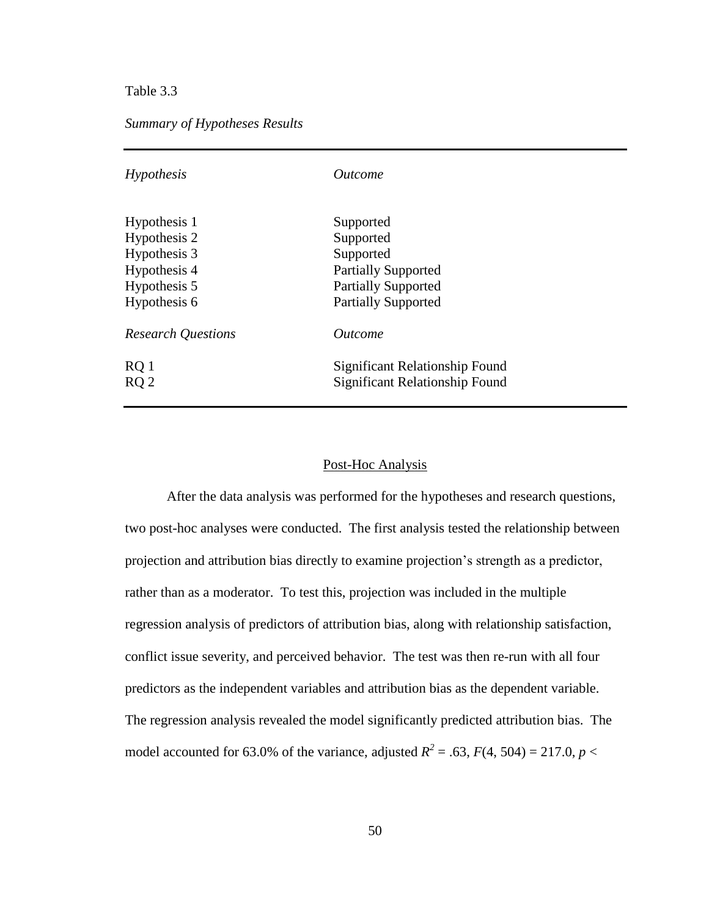Table 3.3

*Summary of Hypotheses Results*

| *Hypothesis* | *Outcome* |
|---|---|
| Hypothesis 1 | Supported |
| Hypothesis 2 | Supported |
| Hypothesis 3 | Supported |
| Hypothesis 4 | Partially Supported |
| Hypothesis 5 | Partially Supported |
| Hypothesis 6 | Partially Supported |
| *Research Questions* | *Outcome* |
| RQ 1 | Significant Relationship Found |
| RQ 2 | Significant Relationship Found |

## Post-Hoc Analysis

After the data analysis was performed for the hypotheses and research questions, two post-hoc analyses were conducted. The first analysis tested the relationship between projection and attribution bias directly to examine projection's strength as a predictor, rather than as a moderator. To test this, projection was included in the multiple regression analysis of predictors of attribution bias, along with relationship satisfaction, conflict issue severity, and perceived behavior. The test was then re-run with all four predictors as the independent variables and attribution bias as the dependent variable. The regression analysis revealed the model significantly predicted attribution bias. The model accounted for 63.0% of the variance, adjusted $R^2 = .63$, $F(4, 504) = 217.0$, $p <$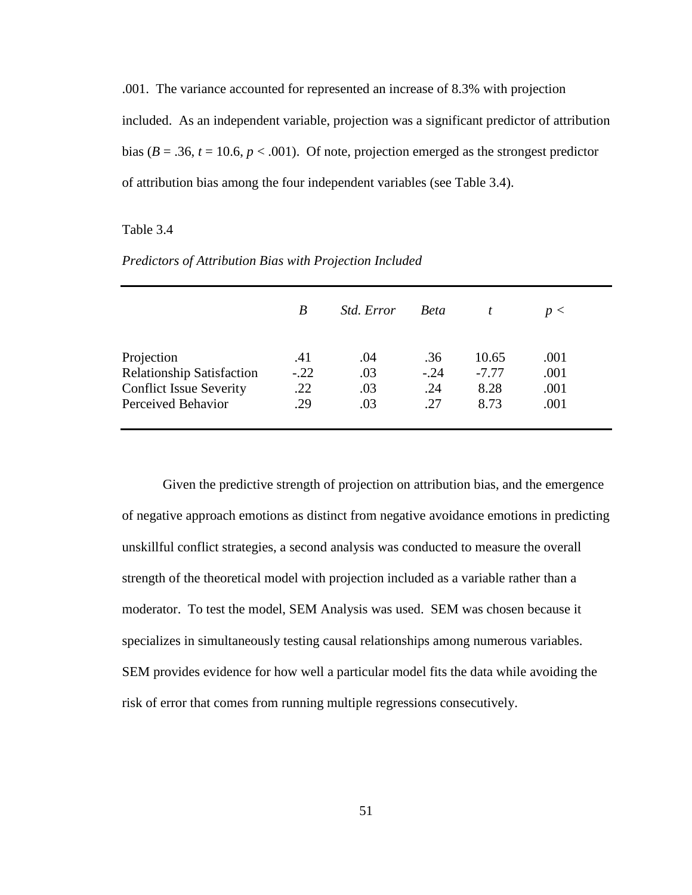.001. The variance accounted for represented an increase of 8.3% with projection included. As an independent variable, projection was a significant predictor of attribution bias ($B = .36$, $t = 10.6$, $p < .001$). Of note, projection emerged as the strongest predictor of attribution bias among the four independent variables (see Table 3.4).

Table 3.4

*Predictors of Attribution Bias with Projection Included*

| | *B* | *Std. Error* | *Beta* | *t* | *p <* |
|---|---|---|---|---|---|
| Projection | .41 | .04 | .36 | 10.65 | .001 |
| Relationship Satisfaction | -.22 | .03 | -.24 | -7.77 | .001 |
| Conflict Issue Severity | .22 | .03 | .24 | 8.28 | .001 |
| Perceived Behavior | .29 | .03 | .27 | 8.73 | .001 |

Given the predictive strength of projection on attribution bias, and the emergence of negative approach emotions as distinct from negative avoidance emotions in predicting unskillful conflict strategies, a second analysis was conducted to measure the overall strength of the theoretical model with projection included as a variable rather than a moderator. To test the model, SEM Analysis was used. SEM was chosen because it specializes in simultaneously testing causal relationships among numerous variables. SEM provides evidence for how well a particular model fits the data while avoiding the risk of error that comes from running multiple regressions consecutively.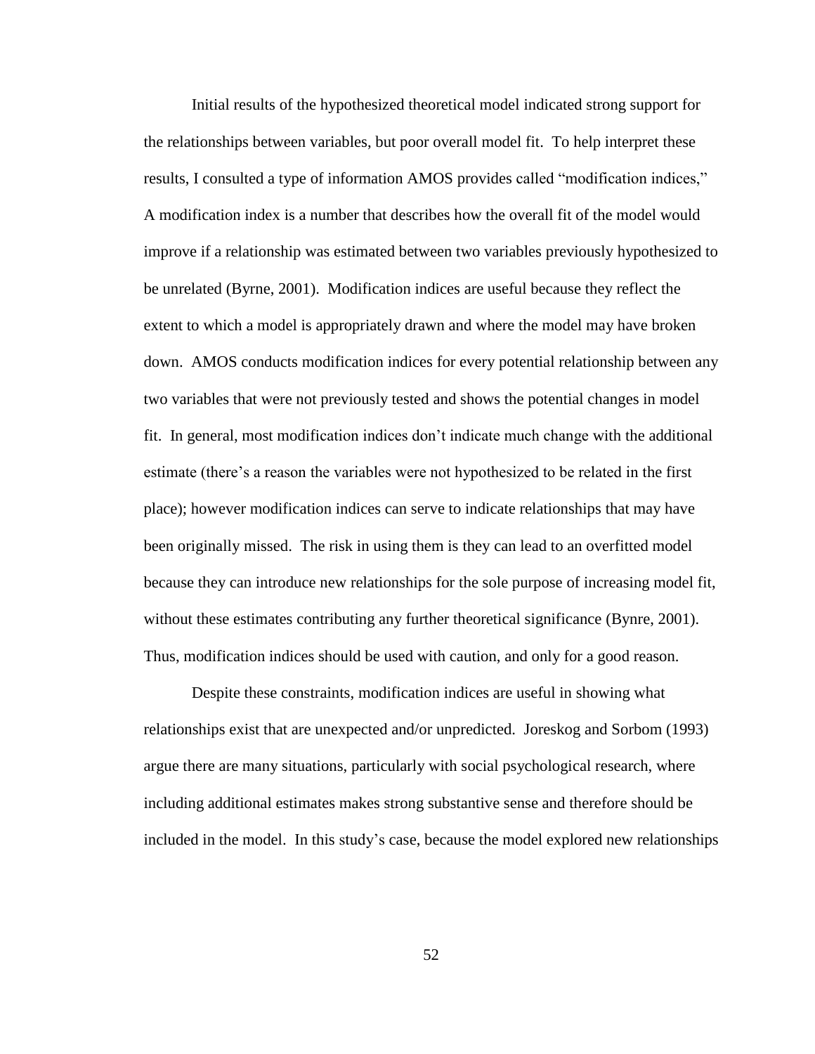Initial results of the hypothesized theoretical model indicated strong support for the relationships between variables, but poor overall model fit. To help interpret these results, I consulted a type of information AMOS provides called "modification indices," A modification index is a number that describes how the overall fit of the model would improve if a relationship was estimated between two variables previously hypothesized to be unrelated (Byrne, 2001). Modification indices are useful because they reflect the extent to which a model is appropriately drawn and where the model may have broken down. AMOS conducts modification indices for every potential relationship between any two variables that were not previously tested and shows the potential changes in model fit. In general, most modification indices don't indicate much change with the additional estimate (there's a reason the variables were not hypothesized to be related in the first place); however modification indices can serve to indicate relationships that may have been originally missed. The risk in using them is they can lead to an overfitted model because they can introduce new relationships for the sole purpose of increasing model fit, without these estimates contributing any further theoretical significance (Bynre, 2001). Thus, modification indices should be used with caution, and only for a good reason.

Despite these constraints, modification indices are useful in showing what relationships exist that are unexpected and/or unpredicted. Joreskog and Sorbom (1993) argue there are many situations, particularly with social psychological research, where including additional estimates makes strong substantive sense and therefore should be included in the model. In this study's case, because the model explored new relationships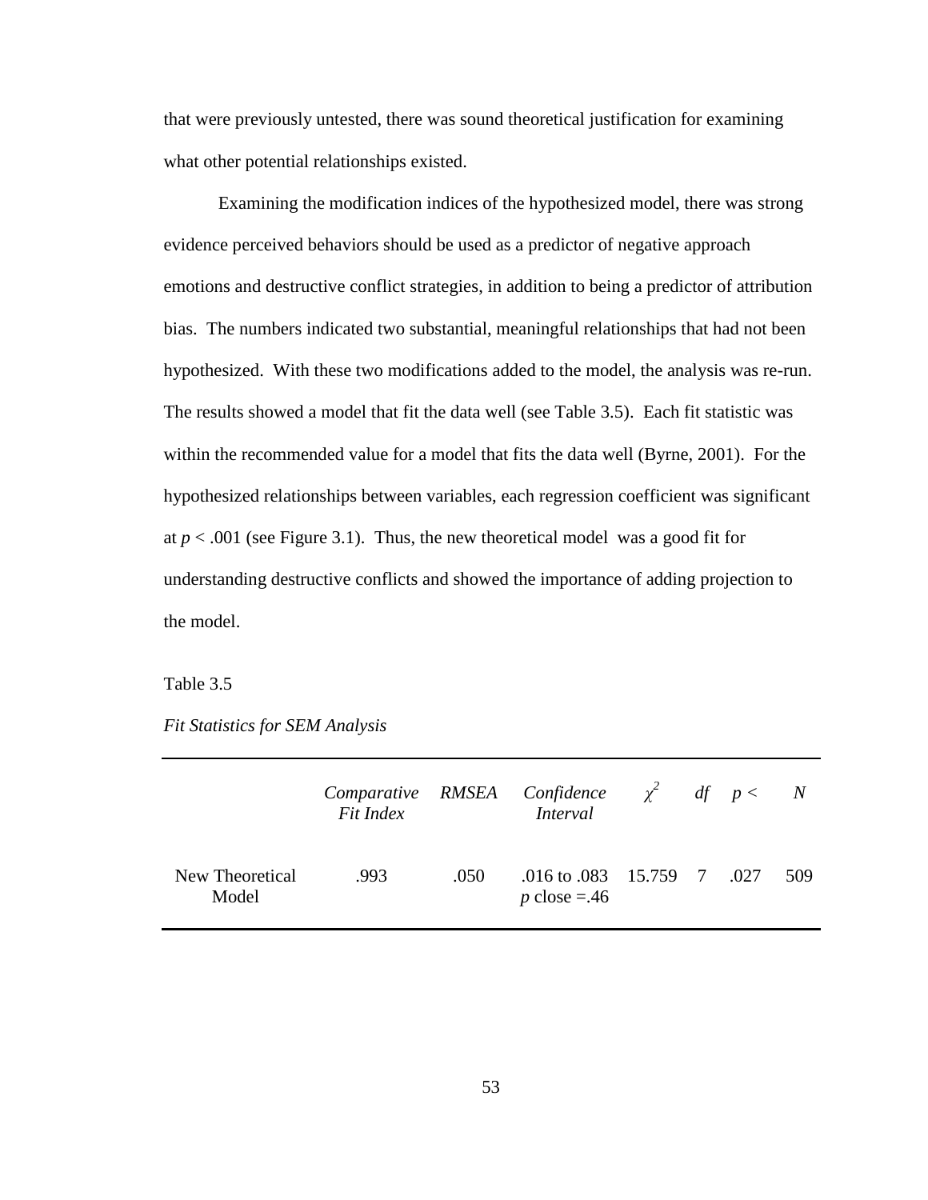that were previously untested, there was sound theoretical justification for examining what other potential relationships existed.

Examining the modification indices of the hypothesized model, there was strong evidence perceived behaviors should be used as a predictor of negative approach emotions and destructive conflict strategies, in addition to being a predictor of attribution bias. The numbers indicated two substantial, meaningful relationships that had not been hypothesized. With these two modifications added to the model, the analysis was re-run. The results showed a model that fit the data well (see Table 3.5). Each fit statistic was within the recommended value for a model that fits the data well (Byrne, 2001). For the hypothesized relationships between variables, each regression coefficient was significant at $p < .001$ (see Figure 3.1). Thus, the new theoretical model was a good fit for understanding destructive conflicts and showed the importance of adding projection to the model.

Table 3.5

*Fit Statistics for SEM Analysis*

| | *Comparative Fit Index* | *RMSEA* | *Confidence Interval* | $\chi^2$ | *df* | $p <$ | *N* |
|---|---|---|---|---|---|---|---|
| New Theoretical Model | .993 | .050 | .016 to .083 *p* close =.46 | 15.759 | 7 | .027 | 509 |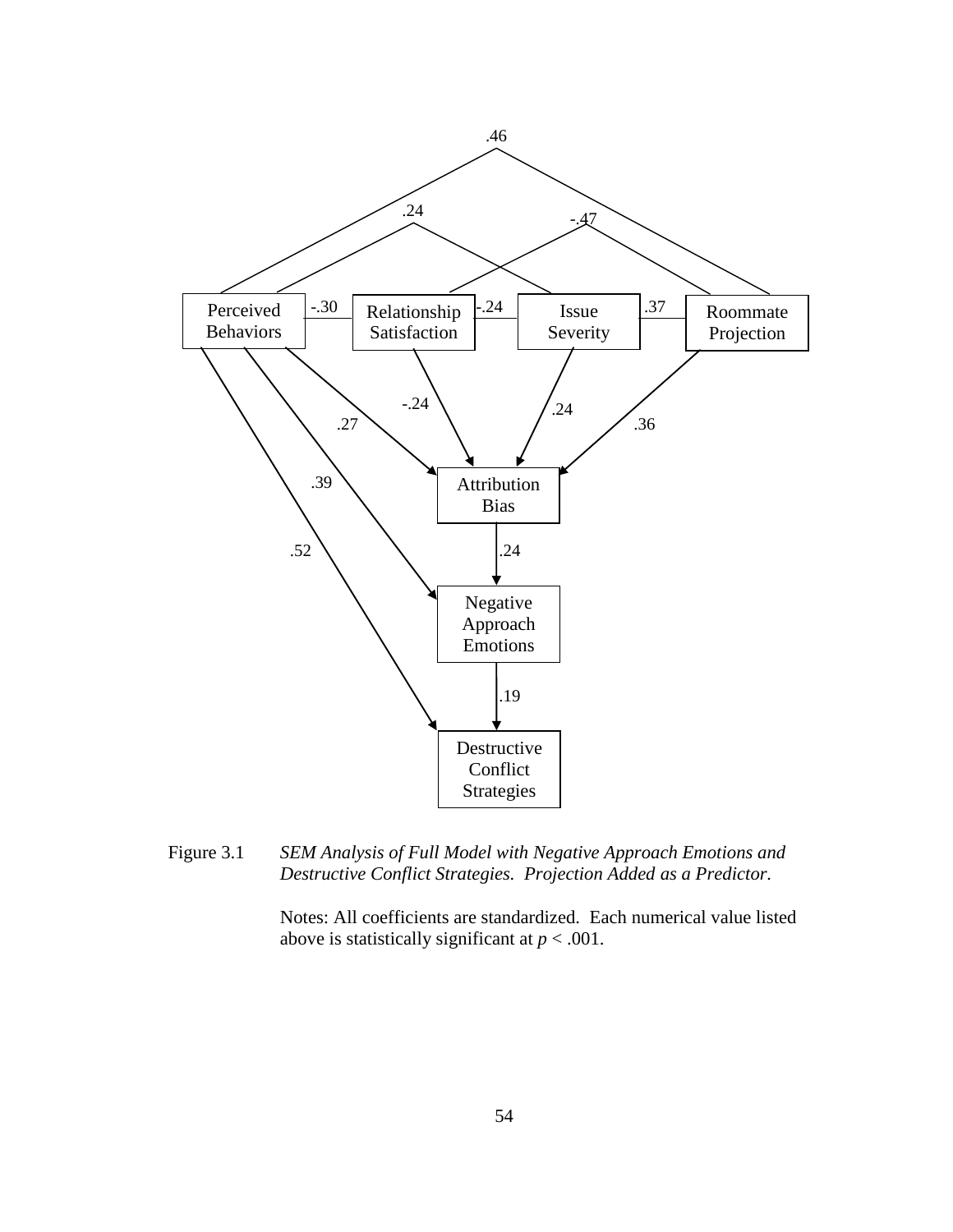Figure 3.1 *SEM Analysis of Full Model with Negative Approach Emotions and Destructive Conflict Strategies. Projection Added as a Predictor.*

Notes: All coefficients are standardized. Each numerical value listed above is statistically significant at $p < .001$.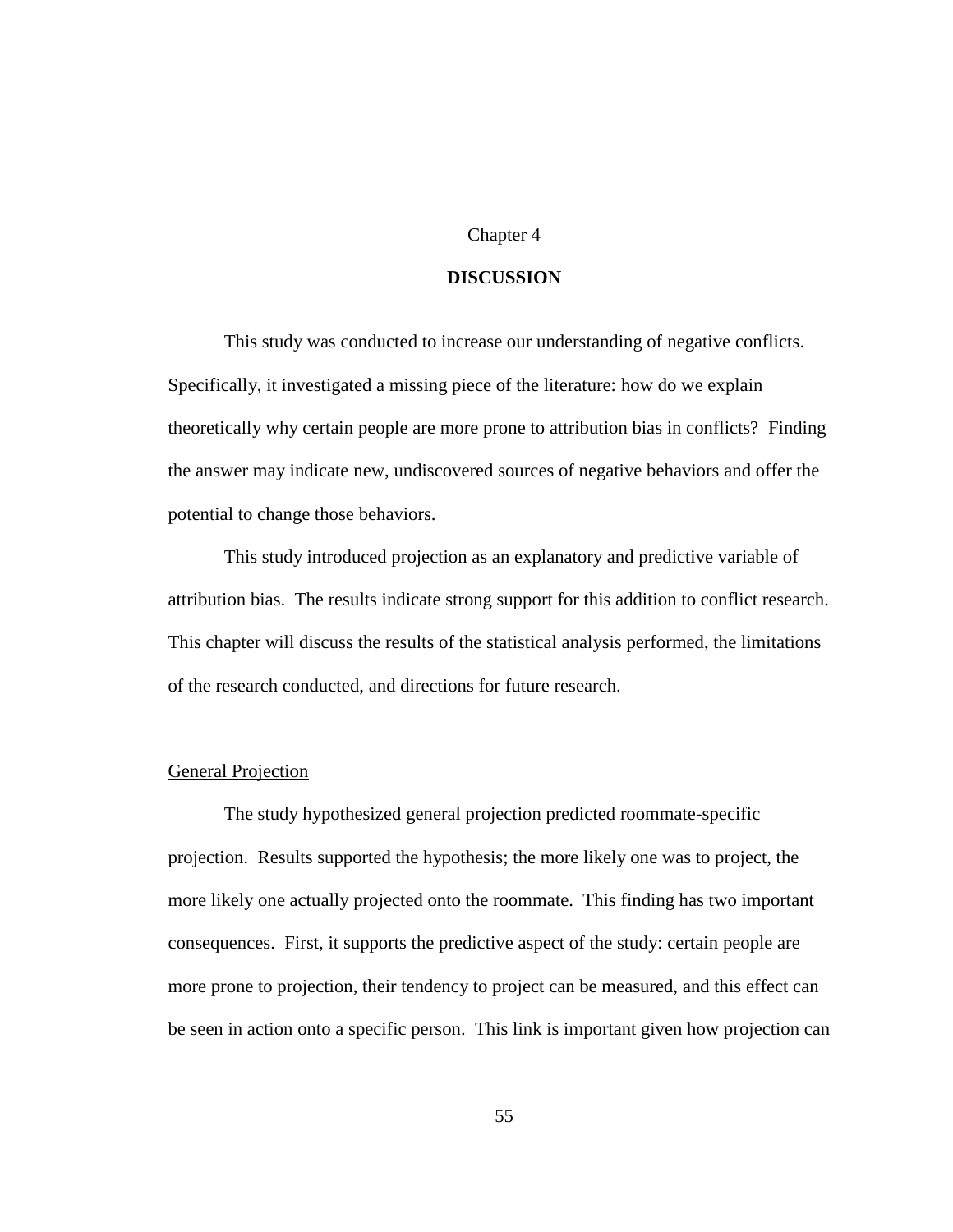# Chapter 4

## DISCUSSION

This study was conducted to increase our understanding of negative conflicts. Specifically, it investigated a missing piece of the literature: how do we explain theoretically why certain people are more prone to attribution bias in conflicts? Finding the answer may indicate new, undiscovered sources of negative behaviors and offer the potential to change those behaviors.

This study introduced projection as an explanatory and predictive variable of attribution bias. The results indicate strong support for this addition to conflict research. This chapter will discuss the results of the statistical analysis performed, the limitations of the research conducted, and directions for future research.

### General Projection

The study hypothesized general projection predicted roommate-specific projection. Results supported the hypothesis; the more likely one was to project, the more likely one actually projected onto the roommate. This finding has two important consequences. First, it supports the predictive aspect of the study: certain people are more prone to projection, their tendency to project can be measured, and this effect can be seen in action onto a specific person. This link is important given how projection can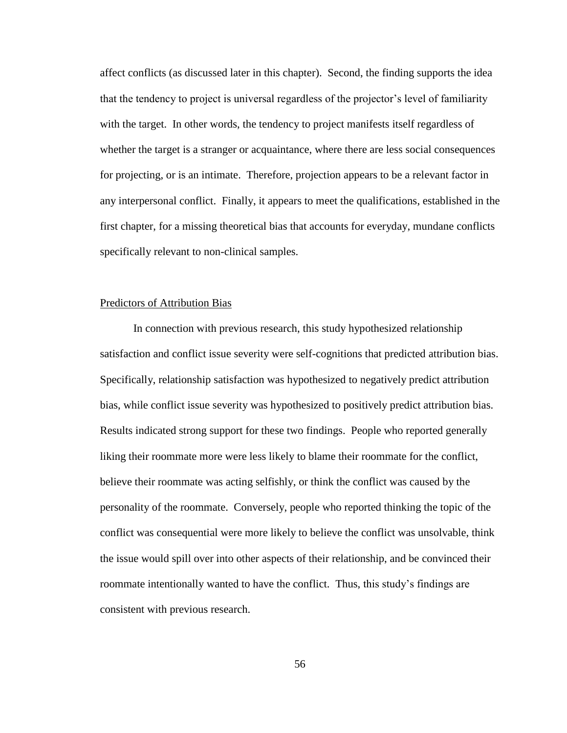affect conflicts (as discussed later in this chapter). Second, the finding supports the idea that the tendency to project is universal regardless of the projector's level of familiarity with the target. In other words, the tendency to project manifests itself regardless of whether the target is a stranger or acquaintance, where there are less social consequences for projecting, or is an intimate. Therefore, projection appears to be a relevant factor in any interpersonal conflict. Finally, it appears to meet the qualifications, established in the first chapter, for a missing theoretical bias that accounts for everyday, mundane conflicts specifically relevant to non-clinical samples.

## Predictors of Attribution Bias

In connection with previous research, this study hypothesized relationship satisfaction and conflict issue severity were self-cognitions that predicted attribution bias. Specifically, relationship satisfaction was hypothesized to negatively predict attribution bias, while conflict issue severity was hypothesized to positively predict attribution bias. Results indicated strong support for these two findings. People who reported generally liking their roommate more were less likely to blame their roommate for the conflict, believe their roommate was acting selfishly, or think the conflict was caused by the personality of the roommate. Conversely, people who reported thinking the topic of the conflict was consequential were more likely to believe the conflict was unsolvable, think the issue would spill over into other aspects of their relationship, and be convinced their roommate intentionally wanted to have the conflict. Thus, this study's findings are consistent with previous research.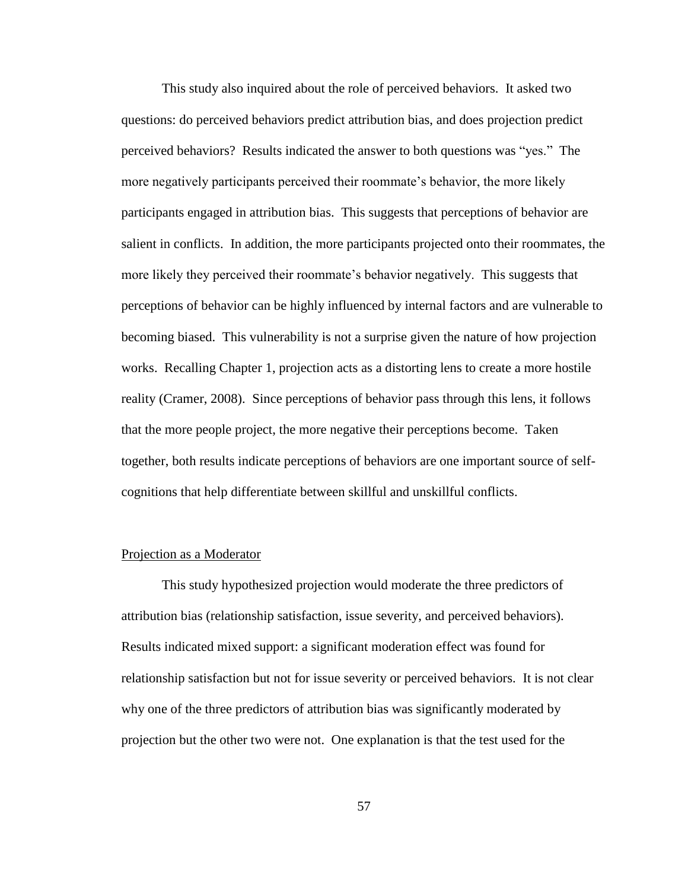This study also inquired about the role of perceived behaviors. It asked two questions: do perceived behaviors predict attribution bias, and does projection predict perceived behaviors? Results indicated the answer to both questions was "yes." The more negatively participants perceived their roommate's behavior, the more likely participants engaged in attribution bias. This suggests that perceptions of behavior are salient in conflicts. In addition, the more participants projected onto their roommates, the more likely they perceived their roommate's behavior negatively. This suggests that perceptions of behavior can be highly influenced by internal factors and are vulnerable to becoming biased. This vulnerability is not a surprise given the nature of how projection works. Recalling Chapter 1, projection acts as a distorting lens to create a more hostile reality (Cramer, 2008). Since perceptions of behavior pass through this lens, it follows that the more people project, the more negative their perceptions become. Taken together, both results indicate perceptions of behaviors are one important source of self-cognitions that help differentiate between skillful and unskillful conflicts.

## Projection as a Moderator

This study hypothesized projection would moderate the three predictors of attribution bias (relationship satisfaction, issue severity, and perceived behaviors). Results indicated mixed support: a significant moderation effect was found for relationship satisfaction but not for issue severity or perceived behaviors. It is not clear why one of the three predictors of attribution bias was significantly moderated by projection but the other two were not. One explanation is that the test used for the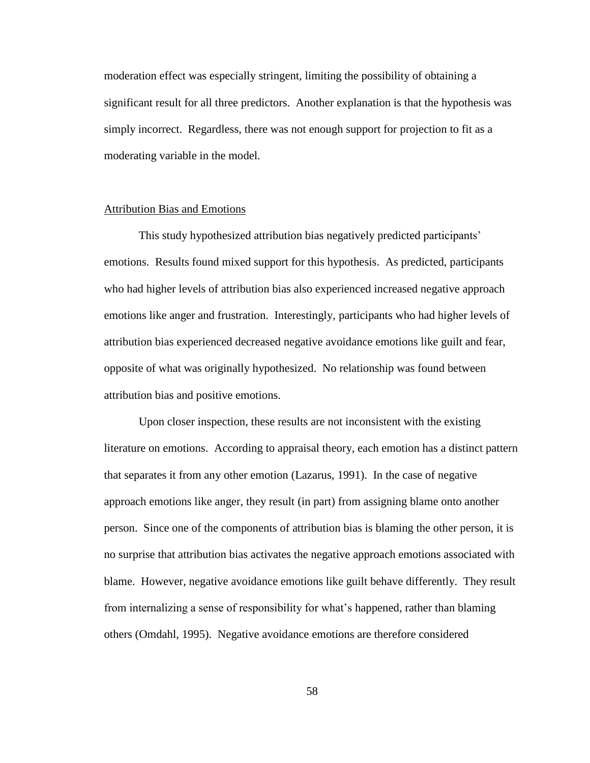moderation effect was especially stringent, limiting the possibility of obtaining a significant result for all three predictors. Another explanation is that the hypothesis was simply incorrect. Regardless, there was not enough support for projection to fit as a moderating variable in the model.

### Attribution Bias and Emotions

This study hypothesized attribution bias negatively predicted participants' emotions. Results found mixed support for this hypothesis. As predicted, participants who had higher levels of attribution bias also experienced increased negative approach emotions like anger and frustration. Interestingly, participants who had higher levels of attribution bias experienced decreased negative avoidance emotions like guilt and fear, opposite of what was originally hypothesized. No relationship was found between attribution bias and positive emotions.

Upon closer inspection, these results are not inconsistent with the existing literature on emotions. According to appraisal theory, each emotion has a distinct pattern that separates it from any other emotion (Lazarus, 1991). In the case of negative approach emotions like anger, they result (in part) from assigning blame onto another person. Since one of the components of attribution bias is blaming the other person, it is no surprise that attribution bias activates the negative approach emotions associated with blame. However, negative avoidance emotions like guilt behave differently. They result from internalizing a sense of responsibility for what's happened, rather than blaming others (Omdahl, 1995). Negative avoidance emotions are therefore considered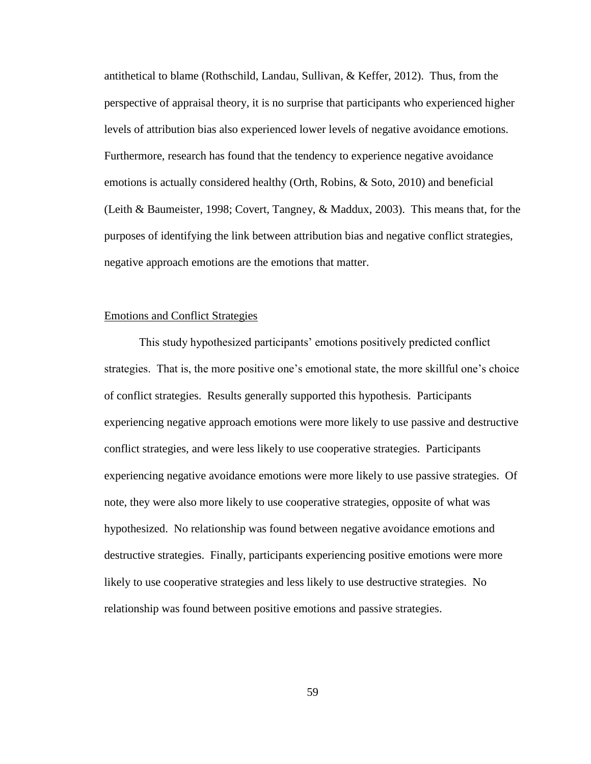antithetical to blame (Rothschild, Landau, Sullivan, & Keffer, 2012). Thus, from the perspective of appraisal theory, it is no surprise that participants who experienced higher levels of attribution bias also experienced lower levels of negative avoidance emotions. Furthermore, research has found that the tendency to experience negative avoidance emotions is actually considered healthy (Orth, Robins, & Soto, 2010) and beneficial (Leith & Baumeister, 1998; Covert, Tangney, & Maddux, 2003). This means that, for the purposes of identifying the link between attribution bias and negative conflict strategies, negative approach emotions are the emotions that matter.

### Emotions and Conflict Strategies

This study hypothesized participants' emotions positively predicted conflict strategies. That is, the more positive one's emotional state, the more skillful one's choice of conflict strategies. Results generally supported this hypothesis. Participants experiencing negative approach emotions were more likely to use passive and destructive conflict strategies, and were less likely to use cooperative strategies. Participants experiencing negative avoidance emotions were more likely to use passive strategies. Of note, they were also more likely to use cooperative strategies, opposite of what was hypothesized. No relationship was found between negative avoidance emotions and destructive strategies. Finally, participants experiencing positive emotions were more likely to use cooperative strategies and less likely to use destructive strategies. No relationship was found between positive emotions and passive strategies.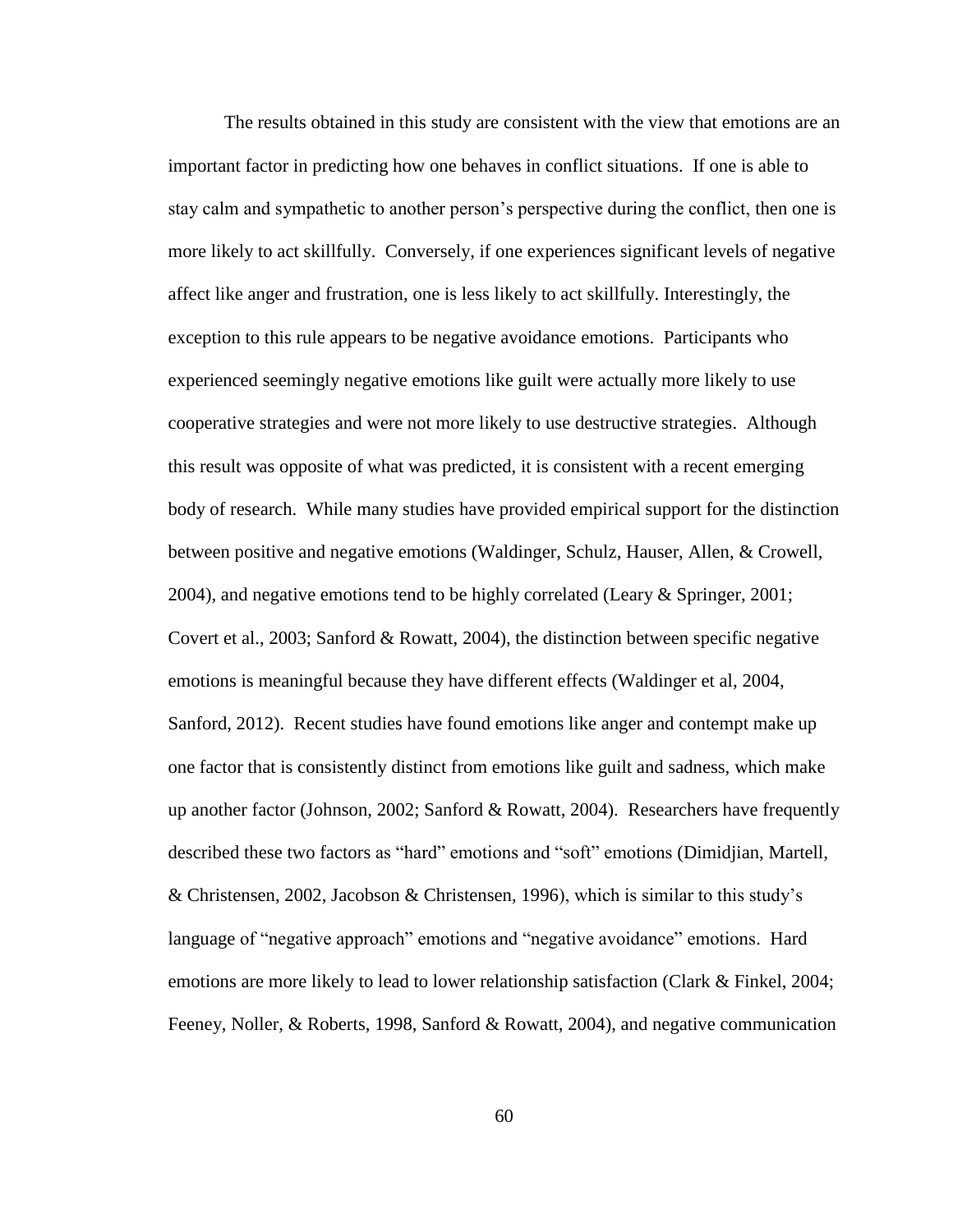The results obtained in this study are consistent with the view that emotions are an important factor in predicting how one behaves in conflict situations. If one is able to stay calm and sympathetic to another person's perspective during the conflict, then one is more likely to act skillfully. Conversely, if one experiences significant levels of negative affect like anger and frustration, one is less likely to act skillfully. Interestingly, the exception to this rule appears to be negative avoidance emotions. Participants who experienced seemingly negative emotions like guilt were actually more likely to use cooperative strategies and were not more likely to use destructive strategies. Although this result was opposite of what was predicted, it is consistent with a recent emerging body of research. While many studies have provided empirical support for the distinction between positive and negative emotions (Waldinger, Schulz, Hauser, Allen, & Crowell, 2004), and negative emotions tend to be highly correlated (Leary & Springer, 2001; Covert et al., 2003; Sanford & Rowatt, 2004), the distinction between specific negative emotions is meaningful because they have different effects (Waldinger et al, 2004, Sanford, 2012). Recent studies have found emotions like anger and contempt make up one factor that is consistently distinct from emotions like guilt and sadness, which make up another factor (Johnson, 2002; Sanford & Rowatt, 2004). Researchers have frequently described these two factors as "hard" emotions and "soft" emotions (Dimidjian, Martell, & Christensen, 2002, Jacobson & Christensen, 1996), which is similar to this study's language of "negative approach" emotions and "negative avoidance" emotions. Hard emotions are more likely to lead to lower relationship satisfaction (Clark & Finkel, 2004; Feeney, Noller, & Roberts, 1998, Sanford & Rowatt, 2004), and negative communication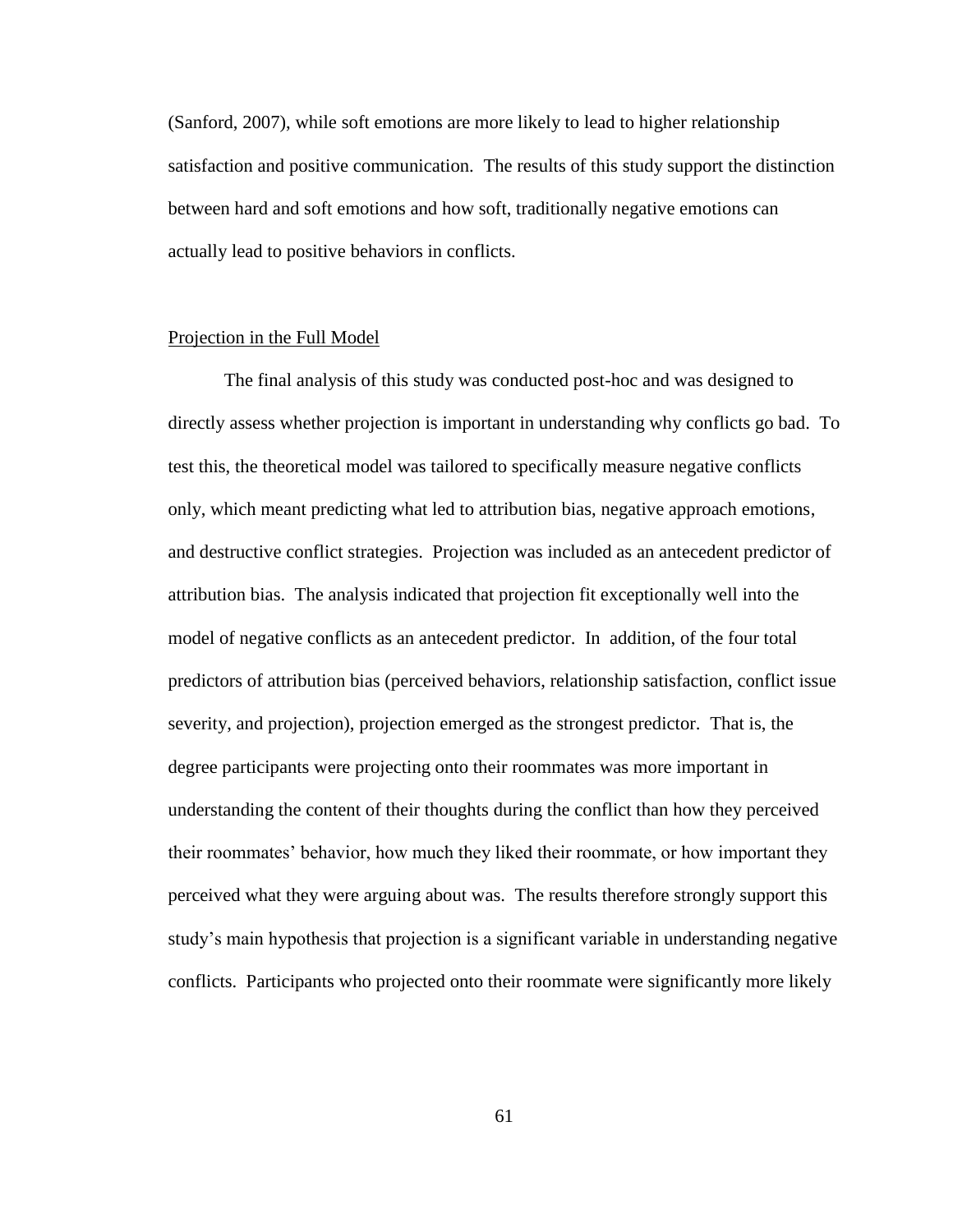(Sanford, 2007), while soft emotions are more likely to lead to higher relationship satisfaction and positive communication. The results of this study support the distinction between hard and soft emotions and how soft, traditionally negative emotions can actually lead to positive behaviors in conflicts.

## Projection in the Full Model

The final analysis of this study was conducted post-hoc and was designed to directly assess whether projection is important in understanding why conflicts go bad. To test this, the theoretical model was tailored to specifically measure negative conflicts only, which meant predicting what led to attribution bias, negative approach emotions, and destructive conflict strategies. Projection was included as an antecedent predictor of attribution bias. The analysis indicated that projection fit exceptionally well into the model of negative conflicts as an antecedent predictor. In addition, of the four total predictors of attribution bias (perceived behaviors, relationship satisfaction, conflict issue severity, and projection), projection emerged as the strongest predictor. That is, the degree participants were projecting onto their roommates was more important in understanding the content of their thoughts during the conflict than how they perceived their roommates' behavior, how much they liked their roommate, or how important they perceived what they were arguing about was. The results therefore strongly support this study's main hypothesis that projection is a significant variable in understanding negative conflicts. Participants who projected onto their roommate were significantly more likely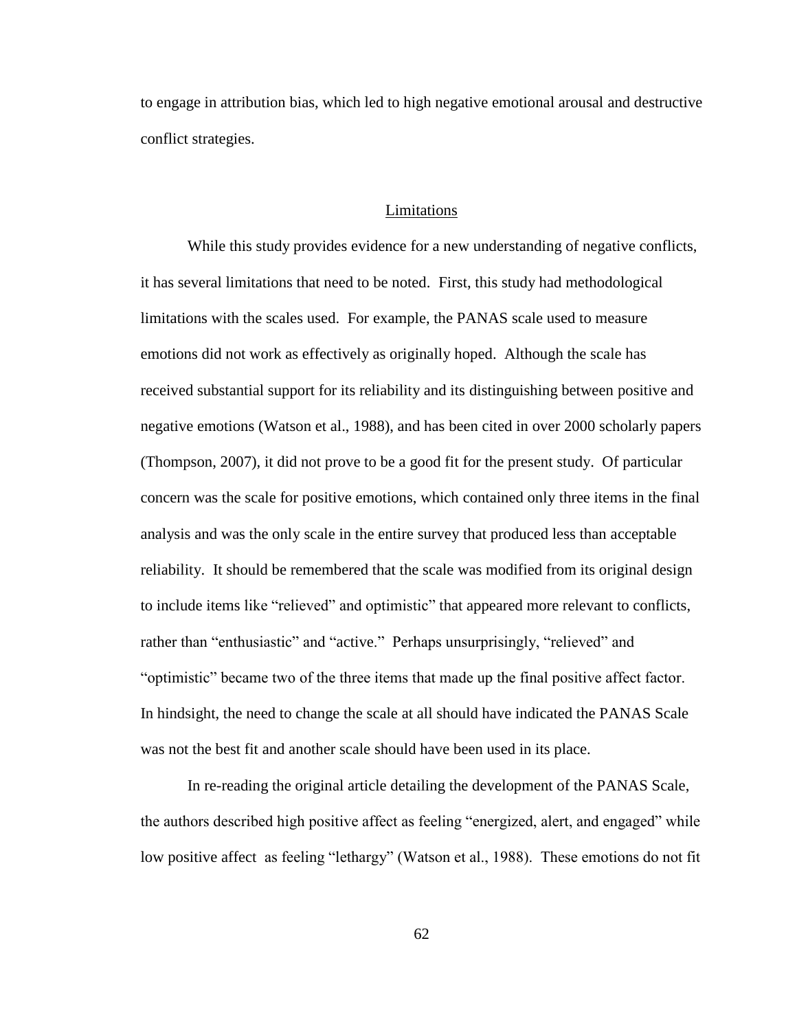to engage in attribution bias, which led to high negative emotional arousal and destructive conflict strategies.

## Limitations

While this study provides evidence for a new understanding of negative conflicts, it has several limitations that need to be noted. First, this study had methodological limitations with the scales used. For example, the PANAS scale used to measure emotions did not work as effectively as originally hoped. Although the scale has received substantial support for its reliability and its distinguishing between positive and negative emotions (Watson et al., 1988), and has been cited in over 2000 scholarly papers (Thompson, 2007), it did not prove to be a good fit for the present study. Of particular concern was the scale for positive emotions, which contained only three items in the final analysis and was the only scale in the entire survey that produced less than acceptable reliability. It should be remembered that the scale was modified from its original design to include items like "relieved" and optimistic" that appeared more relevant to conflicts, rather than "enthusiastic" and "active." Perhaps unsurprisingly, "relieved" and "optimistic" became two of the three items that made up the final positive affect factor. In hindsight, the need to change the scale at all should have indicated the PANAS Scale was not the best fit and another scale should have been used in its place.

In re-reading the original article detailing the development of the PANAS Scale, the authors described high positive affect as feeling "energized, alert, and engaged" while low positive affect as feeling "lethargy" (Watson et al., 1988). These emotions do not fit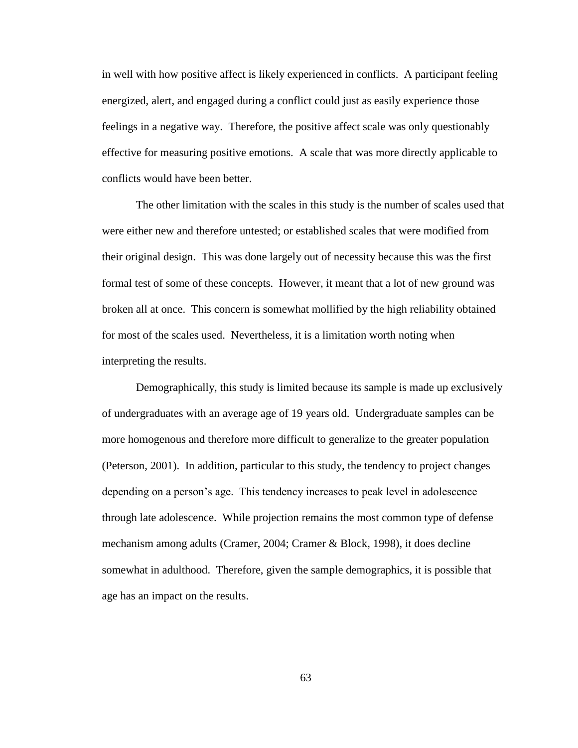in well with how positive affect is likely experienced in conflicts. A participant feeling energized, alert, and engaged during a conflict could just as easily experience those feelings in a negative way. Therefore, the positive affect scale was only questionably effective for measuring positive emotions. A scale that was more directly applicable to conflicts would have been better.

The other limitation with the scales in this study is the number of scales used that were either new and therefore untested; or established scales that were modified from their original design. This was done largely out of necessity because this was the first formal test of some of these concepts. However, it meant that a lot of new ground was broken all at once. This concern is somewhat mollified by the high reliability obtained for most of the scales used. Nevertheless, it is a limitation worth noting when interpreting the results.

Demographically, this study is limited because its sample is made up exclusively of undergraduates with an average age of 19 years old. Undergraduate samples can be more homogenous and therefore more difficult to generalize to the greater population (Peterson, 2001). In addition, particular to this study, the tendency to project changes depending on a person's age. This tendency increases to peak level in adolescence through late adolescence. While projection remains the most common type of defense mechanism among adults (Cramer, 2004; Cramer & Block, 1998), it does decline somewhat in adulthood. Therefore, given the sample demographics, it is possible that age has an impact on the results.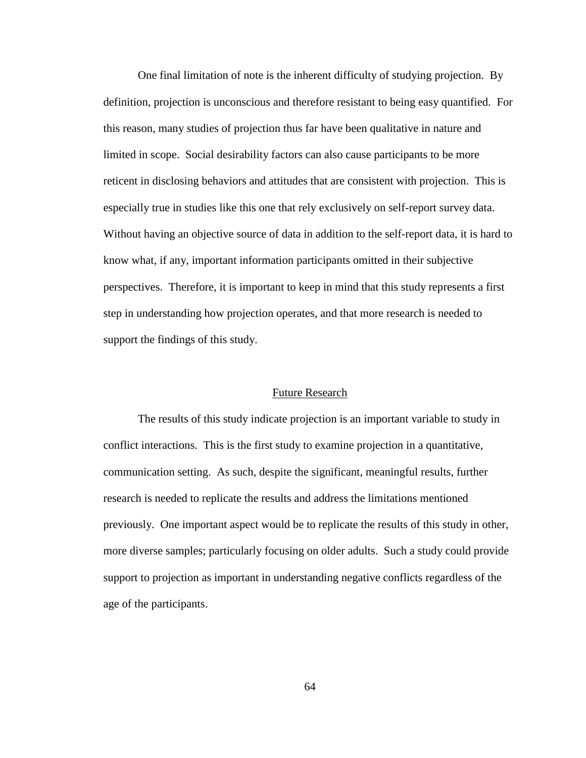One final limitation of note is the inherent difficulty of studying projection. By definition, projection is unconscious and therefore resistant to being easy quantified. For this reason, many studies of projection thus far have been qualitative in nature and limited in scope. Social desirability factors can also cause participants to be more reticent in disclosing behaviors and attitudes that are consistent with projection. This is especially true in studies like this one that rely exclusively on self-report survey data. Without having an objective source of data in addition to the self-report data, it is hard to know what, if any, important information participants omitted in their subjective perspectives. Therefore, it is important to keep in mind that this study represents a first step in understanding how projection operates, and that more research is needed to support the findings of this study.

## Future Research

The results of this study indicate projection is an important variable to study in conflict interactions. This is the first study to examine projection in a quantitative, communication setting. As such, despite the significant, meaningful results, further research is needed to replicate the results and address the limitations mentioned previously. One important aspect would be to replicate the results of this study in other, more diverse samples; particularly focusing on older adults. Such a study could provide support to projection as important in understanding negative conflicts regardless of the age of the participants.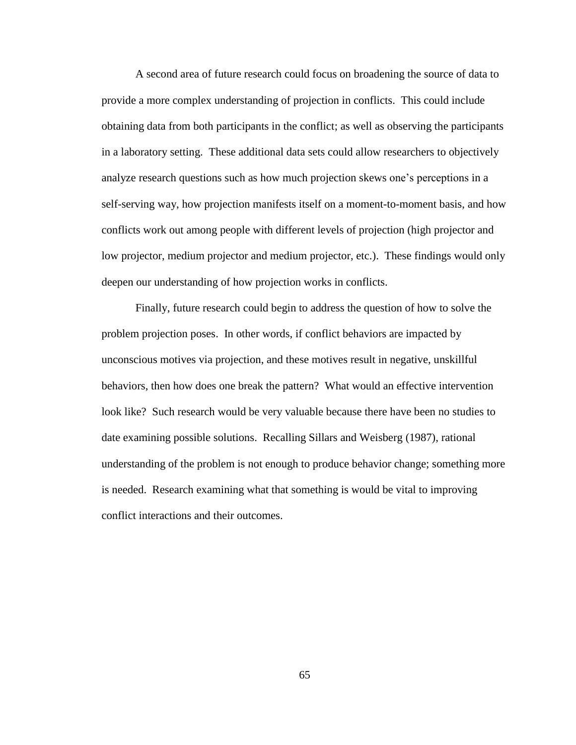A second area of future research could focus on broadening the source of data to provide a more complex understanding of projection in conflicts. This could include obtaining data from both participants in the conflict; as well as observing the participants in a laboratory setting. These additional data sets could allow researchers to objectively analyze research questions such as how much projection skews one's perceptions in a self-serving way, how projection manifests itself on a moment-to-moment basis, and how conflicts work out among people with different levels of projection (high projector and low projector, medium projector and medium projector, etc.). These findings would only deepen our understanding of how projection works in conflicts.

Finally, future research could begin to address the question of how to solve the problem projection poses. In other words, if conflict behaviors are impacted by unconscious motives via projection, and these motives result in negative, unskillful behaviors, then how does one break the pattern? What would an effective intervention look like? Such research would be very valuable because there have been no studies to date examining possible solutions. Recalling Sillars and Weisberg (1987), rational understanding of the problem is not enough to produce behavior change; something more is needed. Research examining what that something is would be vital to improving conflict interactions and their outcomes.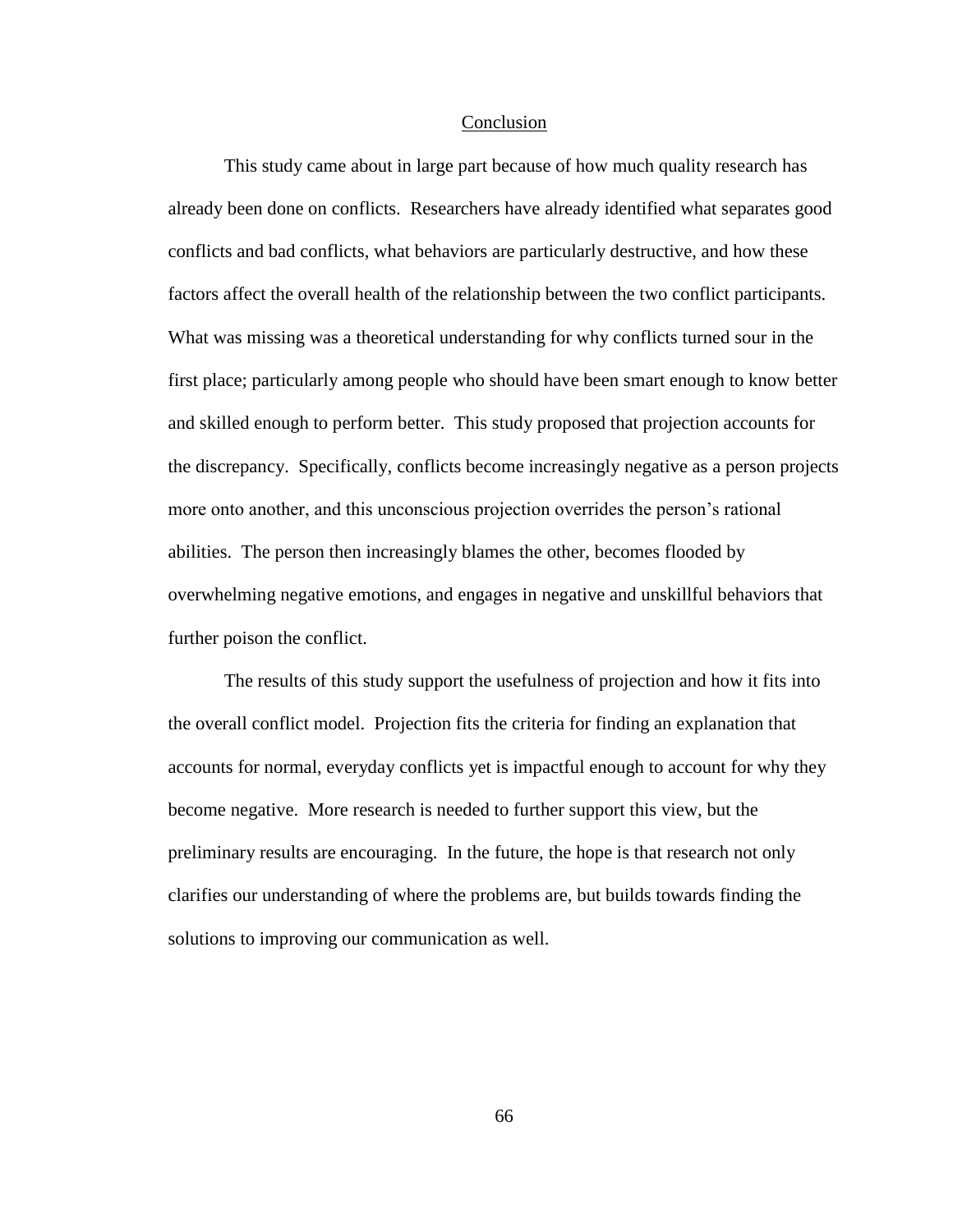## Conclusion

This study came about in large part because of how much quality research has already been done on conflicts. Researchers have already identified what separates good conflicts and bad conflicts, what behaviors are particularly destructive, and how these factors affect the overall health of the relationship between the two conflict participants. What was missing was a theoretical understanding for why conflicts turned sour in the first place; particularly among people who should have been smart enough to know better and skilled enough to perform better. This study proposed that projection accounts for the discrepancy. Specifically, conflicts become increasingly negative as a person projects more onto another, and this unconscious projection overrides the person's rational abilities. The person then increasingly blames the other, becomes flooded by overwhelming negative emotions, and engages in negative and unskillful behaviors that further poison the conflict.

The results of this study support the usefulness of projection and how it fits into the overall conflict model. Projection fits the criteria for finding an explanation that accounts for normal, everyday conflicts yet is impactful enough to account for why they become negative. More research is needed to further support this view, but the preliminary results are encouraging. In the future, the hope is that research not only clarifies our understanding of where the problems are, but builds towards finding the solutions to improving our communication as well.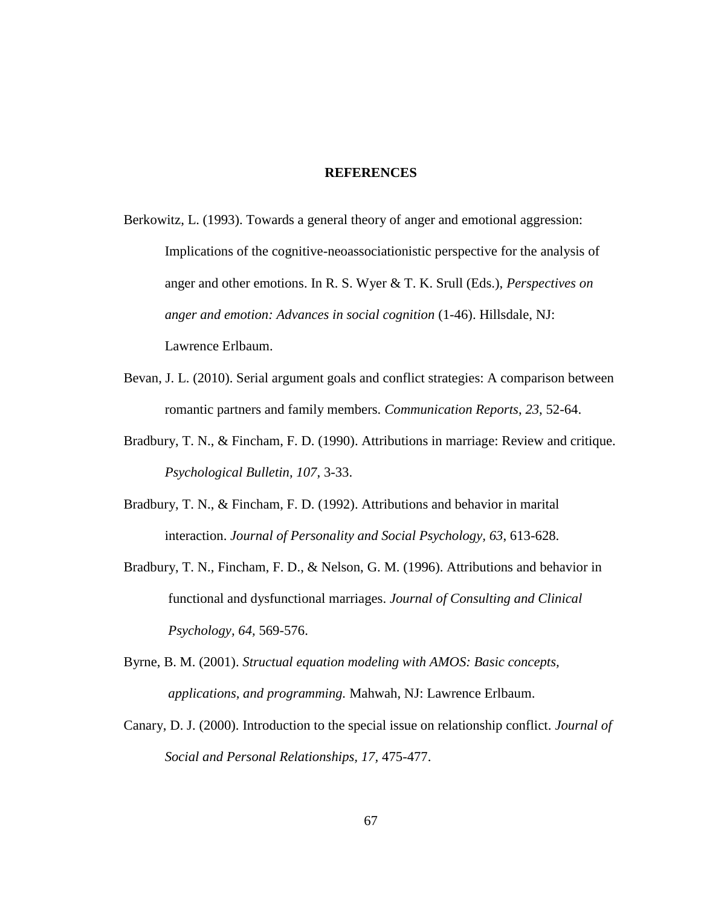# REFERENCES

Berkowitz, L. (1993). Towards a general theory of anger and emotional aggression: Implications of the cognitive-neoassociationistic perspective for the analysis of anger and other emotions. In R. S. Wyer & T. K. Srull (Eds.), *Perspectives on anger and emotion: Advances in social cognition* (1-46). Hillsdale, NJ: Lawrence Erlbaum.

Bevan, J. L. (2010). Serial argument goals and conflict strategies: A comparison between romantic partners and family members. *Communication Reports, 23*, 52-64.

Bradbury, T. N., & Fincham, F. D. (1990). Attributions in marriage: Review and critique. *Psychological Bulletin, 107*, 3-33.

Bradbury, T. N., & Fincham, F. D. (1992). Attributions and behavior in marital interaction. *Journal of Personality and Social Psychology*, *63*, 613-628.

Bradbury, T. N., Fincham, F. D., & Nelson, G. M. (1996). Attributions and behavior in functional and dysfunctional marriages. *Journal of Consulting and Clinical Psychology, 64*, 569-576.

Byrne, B. M. (2001). *Structual equation modeling with AMOS: Basic concepts, applications, and programming.* Mahwah, NJ: Lawrence Erlbaum.

Canary, D. J. (2000). Introduction to the special issue on relationship conflict. *Journal of Social and Personal Relationships, 17,* 475-477.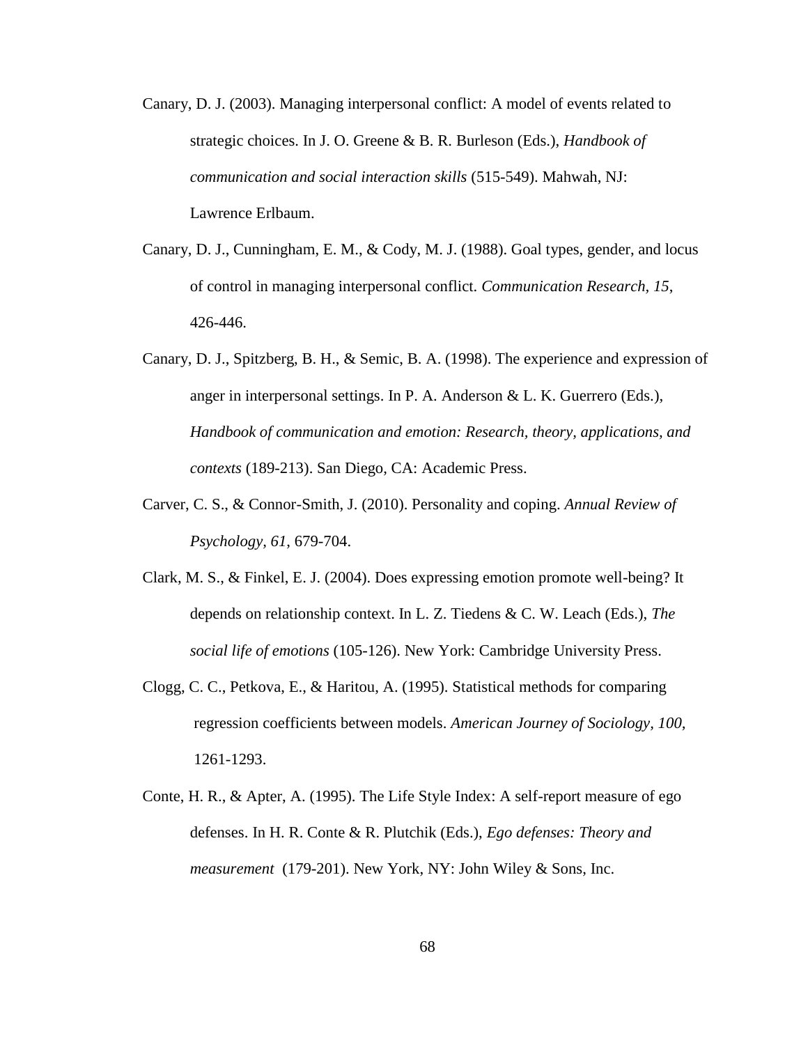Canary, D. J. (2003). Managing interpersonal conflict: A model of events related to strategic choices. In J. O. Greene & B. R. Burleson (Eds.), *Handbook of communication and social interaction skills* (515-549). Mahwah, NJ: Lawrence Erlbaum.

Canary, D. J., Cunningham, E. M., & Cody, M. J. (1988). Goal types, gender, and locus of control in managing interpersonal conflict. *Communication Research*, *15*, 426-446.

Canary, D. J., Spitzberg, B. H., & Semic, B. A. (1998). The experience and expression of anger in interpersonal settings. In P. A. Anderson & L. K. Guerrero (Eds.), *Handbook of communication and emotion: Research, theory, applications, and contexts* (189-213). San Diego, CA: Academic Press.

Carver, C. S., & Connor-Smith, J. (2010). Personality and coping. *Annual Review of Psychology, 61*, 679-704.

Clark, M. S., & Finkel, E. J. (2004). Does expressing emotion promote well-being? It depends on relationship context. In L. Z. Tiedens & C. W. Leach (Eds.), *The social life of emotions* (105-126). New York: Cambridge University Press.

Clogg, C. C., Petkova, E., & Haritou, A. (1995). Statistical methods for comparing regression coefficients between models. *American Journey of Sociology, 100*, 1261-1293.

Conte, H. R., & Apter, A. (1995). The Life Style Index: A self-report measure of ego defenses. In H. R. Conte & R. Plutchik (Eds.), *Ego defenses: Theory and measurement* (179-201). New York, NY: John Wiley & Sons, Inc.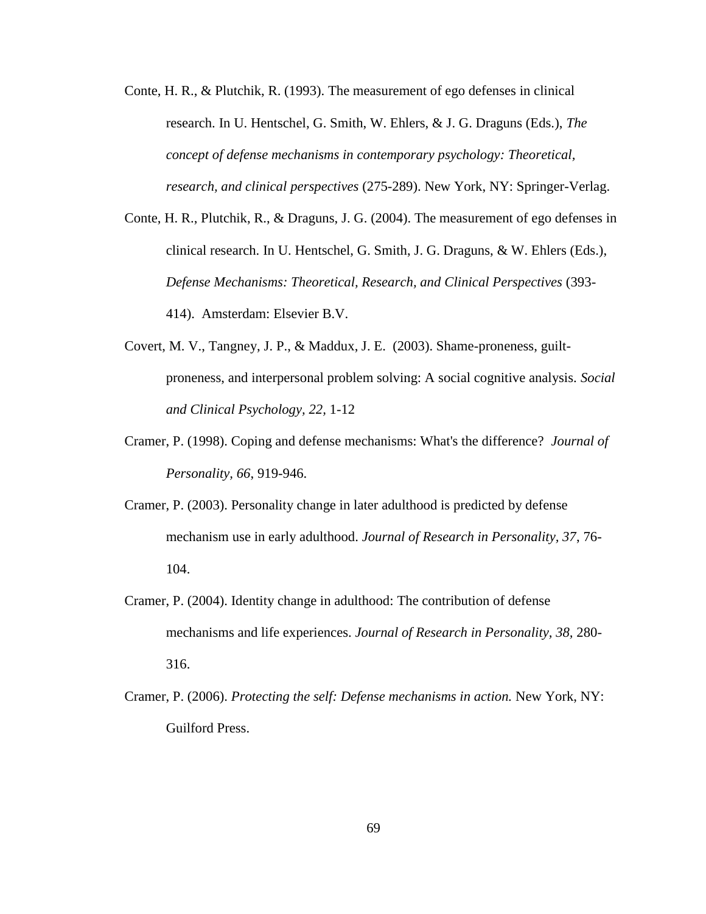Conte, H. R., & Plutchik, R. (1993). The measurement of ego defenses in clinical research. In U. Hentschel, G. Smith, W. Ehlers, & J. G. Draguns (Eds.), *The concept of defense mechanisms in contemporary psychology: Theoretical, research, and clinical perspectives* (275-289). New York, NY: Springer-Verlag.

Conte, H. R., Plutchik, R., & Draguns, J. G. (2004). The measurement of ego defenses in clinical research. In U. Hentschel, G. Smith, J. G. Draguns, & W. Ehlers (Eds.), *Defense Mechanisms: Theoretical, Research, and Clinical Perspectives* (393-414). Amsterdam: Elsevier B.V.

Covert, M. V., Tangney, J. P., & Maddux, J. E. (2003). Shame-proneness, guilt-proneness, and interpersonal problem solving: A social cognitive analysis. *Social and Clinical Psychology, 22,* 1-12

Cramer, P. (1998). Coping and defense mechanisms: What's the difference? *Journal of Personality, 66,* 919-946.

Cramer, P. (2003). Personality change in later adulthood is predicted by defense mechanism use in early adulthood. *Journal of Research in Personality, 37,* 76-104.

Cramer, P. (2004). Identity change in adulthood: The contribution of defense mechanisms and life experiences. *Journal of Research in Personality, 38,* 280-316.

Cramer, P. (2006). *Protecting the self: Defense mechanisms in action.* New York, NY: Guilford Press.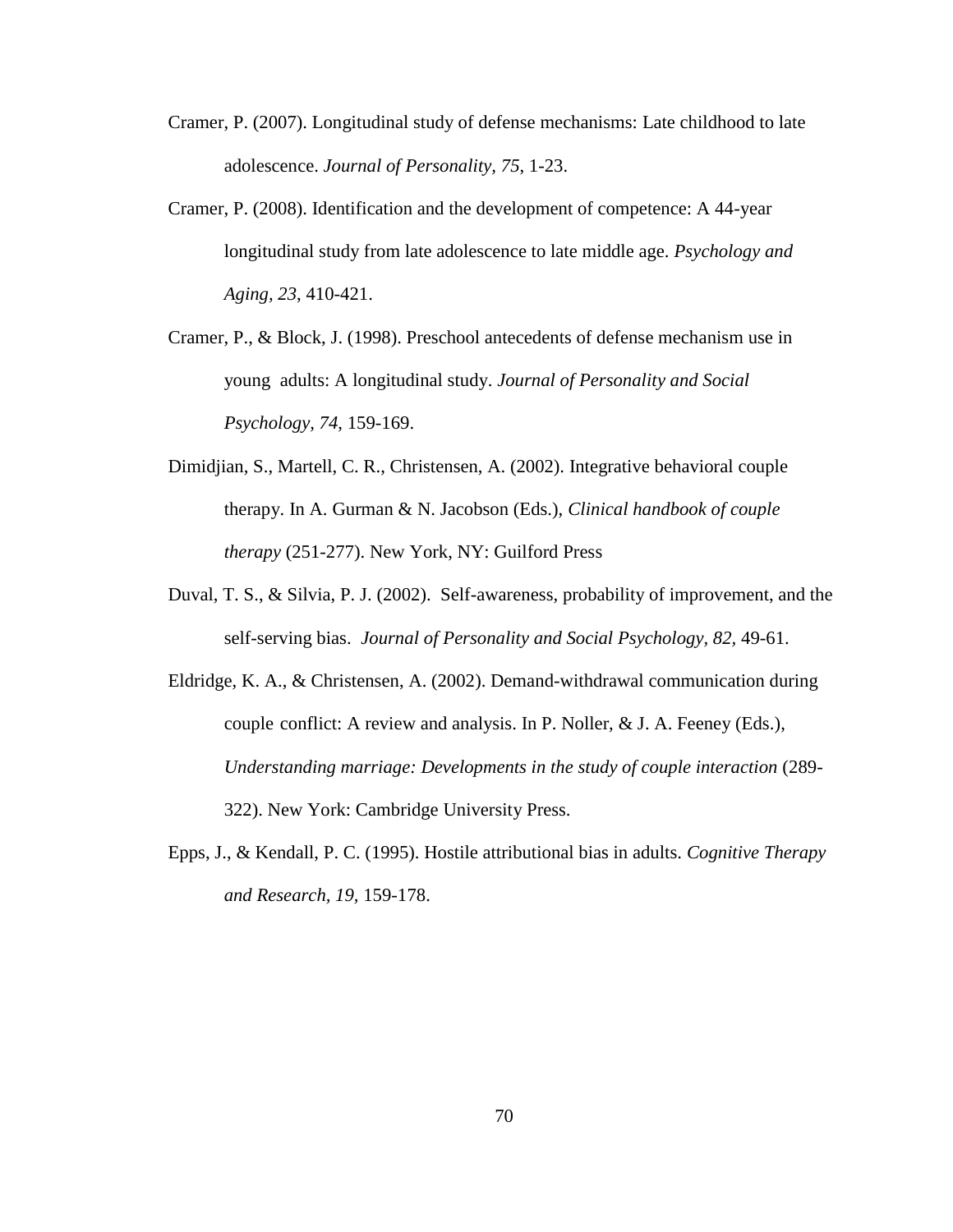Cramer, P. (2007). Longitudinal study of defense mechanisms: Late childhood to late adolescence. *Journal of Personality, 75*, 1-23.

Cramer, P. (2008). Identification and the development of competence: A 44-year longitudinal study from late adolescence to late middle age. *Psychology and Aging, 23*, 410-421.

Cramer, P., & Block, J. (1998). Preschool antecedents of defense mechanism use in young adults: A longitudinal study. *Journal of Personality and Social Psychology, 74*, 159-169.

Dimidjian, S., Martell, C. R., Christensen, A. (2002). Integrative behavioral couple therapy. In A. Gurman & N. Jacobson (Eds.), *Clinical handbook of couple therapy* (251-277). New York, NY: Guilford Press

Duval, T. S., & Silvia, P. J. (2002). Self-awareness, probability of improvement, and the self-serving bias. *Journal of Personality and Social Psychology, 82,* 49-61.

Eldridge, K. A., & Christensen, A. (2002). Demand-withdrawal communication during couple conflict: A review and analysis. In P. Noller, & J. A. Feeney (Eds.), *Understanding marriage: Developments in the study of couple interaction* (289-322). New York: Cambridge University Press.

Epps, J., & Kendall, P. C. (1995). Hostile attributional bias in adults. *Cognitive Therapy and Research, 19,* 159-178.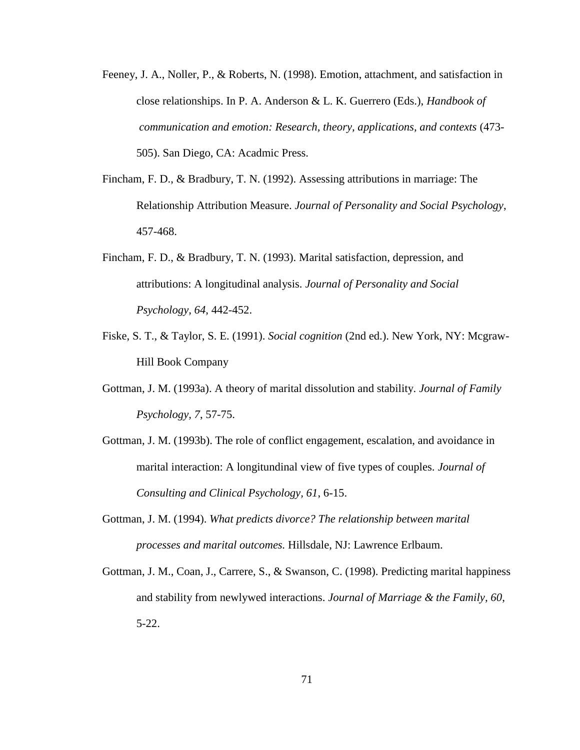Feeney, J. A., Noller, P., & Roberts, N. (1998). Emotion, attachment, and satisfaction in close relationships. In P. A. Anderson & L. K. Guerrero (Eds.), *Handbook of communication and emotion: Research, theory, applications, and contexts* (473-505). San Diego, CA: Acadmic Press.

Fincham, F. D., & Bradbury, T. N. (1992). Assessing attributions in marriage: The Relationship Attribution Measure. *Journal of Personality and Social Psychology*, 457-468.

Fincham, F. D., & Bradbury, T. N. (1993). Marital satisfaction, depression, and attributions: A longitudinal analysis. *Journal of Personality and Social Psychology*, *64*, 442-452.

Fiske, S. T., & Taylor, S. E. (1991). *Social cognition* (2nd ed.). New York, NY: Mcgraw-Hill Book Company

Gottman, J. M. (1993a). A theory of marital dissolution and stability. *Journal of Family Psychology*, *7*, 57-75.

Gottman, J. M. (1993b). The role of conflict engagement, escalation, and avoidance in marital interaction: A longitundinal view of five types of couples. *Journal of Consulting and Clinical Psychology*, *61*, 6-15.

Gottman, J. M. (1994). *What predicts divorce? The relationship between marital processes and marital outcomes.* Hillsdale, NJ: Lawrence Erlbaum.

Gottman, J. M., Coan, J., Carrere, S., & Swanson, C. (1998). Predicting marital happiness and stability from newlywed interactions. *Journal of Marriage & the Family*, *60*, 5-22.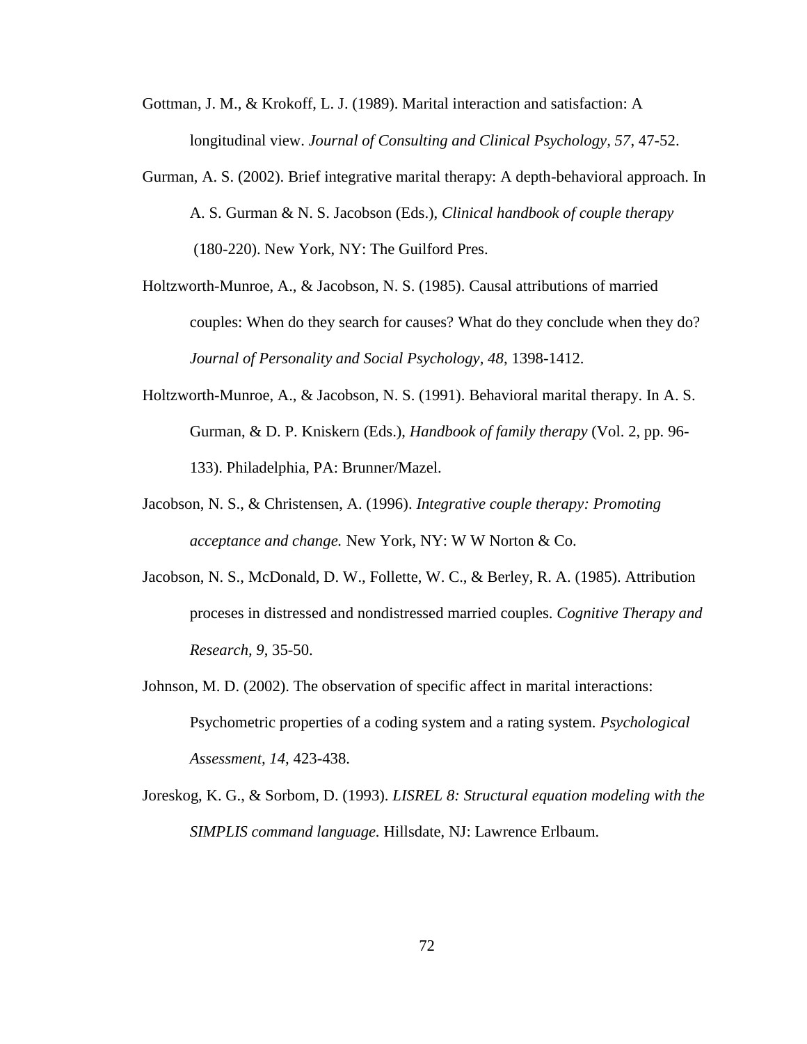Gottman, J. M., & Krokoff, L. J. (1989). Marital interaction and satisfaction: A longitudinal view. *Journal of Consulting and Clinical Psychology, 57*, 47-52.

Gurman, A. S. (2002). Brief integrative marital therapy: A depth-behavioral approach. In A. S. Gurman & N. S. Jacobson (Eds.), *Clinical handbook of couple therapy* (180-220). New York, NY: The Guilford Pres.

Holtzworth-Munroe, A., & Jacobson, N. S. (1985). Causal attributions of married couples: When do they search for causes? What do they conclude when they do? *Journal of Personality and Social Psychology, 48*, 1398-1412.

Holtzworth-Munroe, A., & Jacobson, N. S. (1991). Behavioral marital therapy. In A. S. Gurman, & D. P. Kniskern (Eds.), *Handbook of family therapy* (Vol. 2, pp. 96-133). Philadelphia, PA: Brunner/Mazel.

Jacobson, N. S., & Christensen, A. (1996). *Integrative couple therapy: Promoting acceptance and change.* New York, NY: W W Norton & Co.

Jacobson, N. S., McDonald, D. W., Follette, W. C., & Berley, R. A. (1985). Attribution proceses in distressed and nondistressed married couples. *Cognitive Therapy and Research, 9*, 35-50.

Johnson, M. D. (2002). The observation of specific affect in marital interactions: Psychometric properties of a coding system and a rating system. *Psychological Assessment, 14,* 423-438.

Joreskog, K. G., & Sorbom, D. (1993). *LISREL 8: Structural equation modeling with the SIMPLIS command language.* Hillsdate, NJ: Lawrence Erlbaum.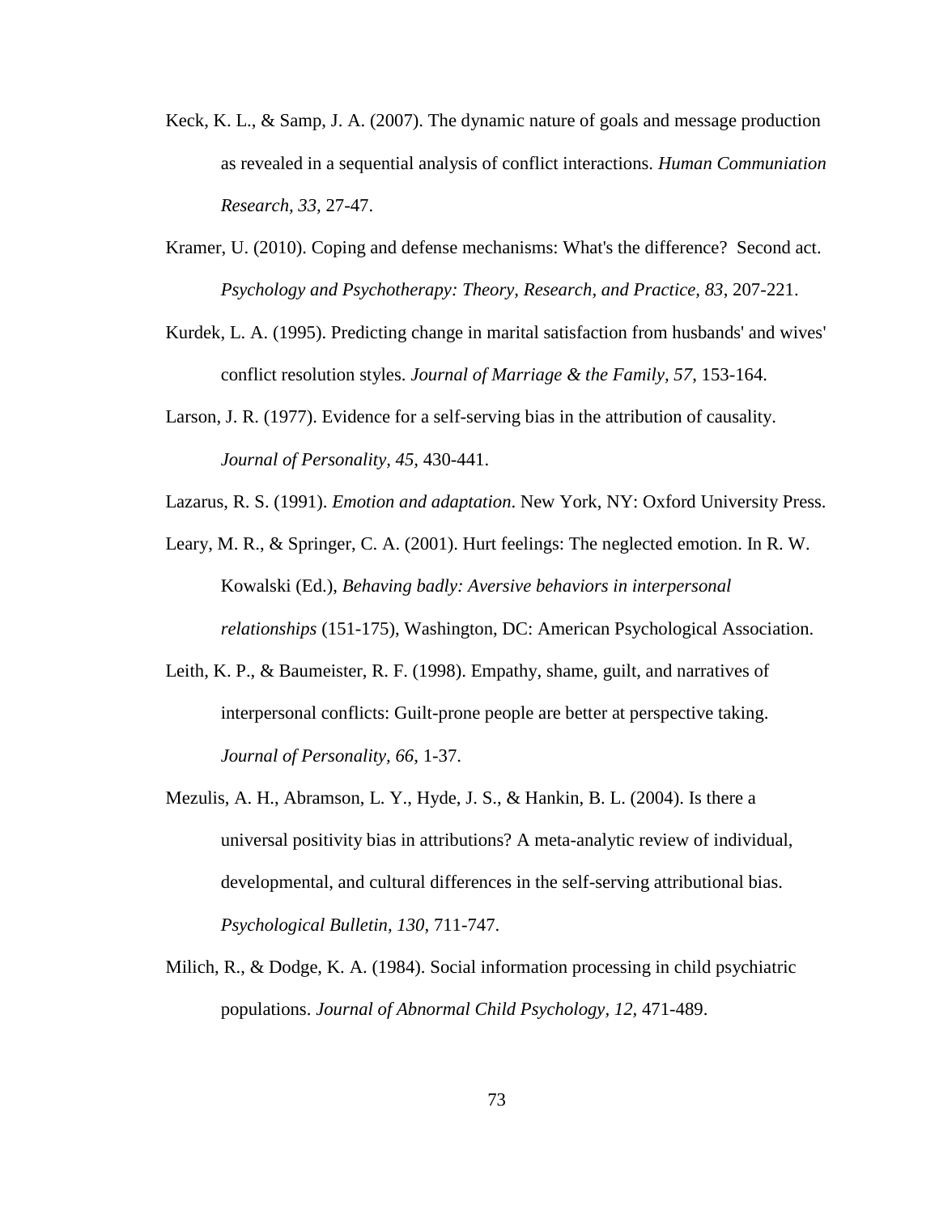Keck, K. L., & Samp, J. A. (2007). The dynamic nature of goals and message production as revealed in a sequential analysis of conflict interactions. *Human Communiation Research, 33*, 27-47.

Kramer, U. (2010). Coping and defense mechanisms: What's the difference? Second act. *Psychology and Psychotherapy: Theory, Research, and Practice, 83*, 207-221.

Kurdek, L. A. (1995). Predicting change in marital satisfaction from husbands' and wives' conflict resolution styles. *Journal of Marriage & the Family, 57*, 153-164.

Larson, J. R. (1977). Evidence for a self-serving bias in the attribution of causality. *Journal of Personality, 45*, 430-441.

Lazarus, R. S. (1991). *Emotion and adaptation*. New York, NY: Oxford University Press.

Leary, M. R., & Springer, C. A. (2001). Hurt feelings: The neglected emotion. In R. W. Kowalski (Ed.), *Behaving badly: Aversive behaviors in interpersonal relationships* (151-175), Washington, DC: American Psychological Association.

Leith, K. P., & Baumeister, R. F. (1998). Empathy, shame, guilt, and narratives of interpersonal conflicts: Guilt-prone people are better at perspective taking. *Journal of Personality, 66*, 1-37.

Mezulis, A. H., Abramson, L. Y., Hyde, J. S., & Hankin, B. L. (2004). Is there a universal positivity bias in attributions? A meta-analytic review of individual, developmental, and cultural differences in the self-serving attributional bias. *Psychological Bulletin, 130*, 711-747.

Milich, R., & Dodge, K. A. (1984). Social information processing in child psychiatric populations. *Journal of Abnormal Child Psychology, 12*, 471-489.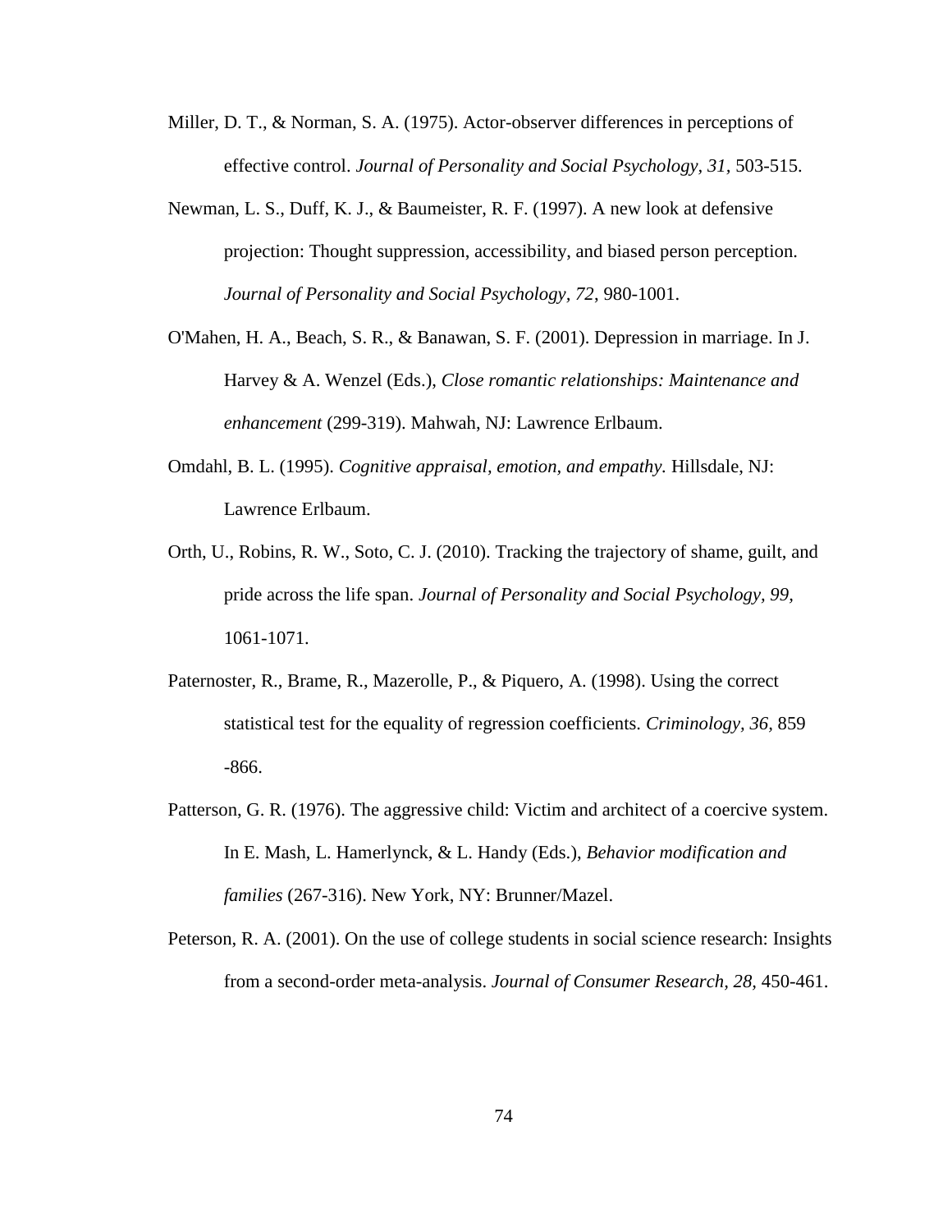Miller, D. T., & Norman, S. A. (1975). Actor-observer differences in perceptions of effective control. *Journal of Personality and Social Psychology, 31,* 503-515.

Newman, L. S., Duff, K. J., & Baumeister, R. F. (1997). A new look at defensive projection: Thought suppression, accessibility, and biased person perception. *Journal of Personality and Social Psychology, 72*, 980-1001.

O'Mahen, H. A., Beach, S. R., & Banawan, S. F. (2001). Depression in marriage. In J. Harvey & A. Wenzel (Eds.), *Close romantic relationships: Maintenance and enhancement* (299-319). Mahwah, NJ: Lawrence Erlbaum.

Omdahl, B. L. (1995). *Cognitive appraisal, emotion, and empathy.* Hillsdale, NJ: Lawrence Erlbaum.

Orth, U., Robins, R. W., Soto, C. J. (2010). Tracking the trajectory of shame, guilt, and pride across the life span. *Journal of Personality and Social Psychology, 99,* 1061-1071.

Paternoster, R., Brame, R., Mazerolle, P., & Piquero, A. (1998). Using the correct statistical test for the equality of regression coefficients. *Criminology*, *36,* 859 -866.

Patterson, G. R. (1976). The aggressive child: Victim and architect of a coercive system. In E. Mash, L. Hamerlynck, & L. Handy (Eds.), *Behavior modification and families* (267-316). New York, NY: Brunner/Mazel.

Peterson, R. A. (2001). On the use of college students in social science research: Insights from a second-order meta-analysis. *Journal of Consumer Research*, *28*, 450-461.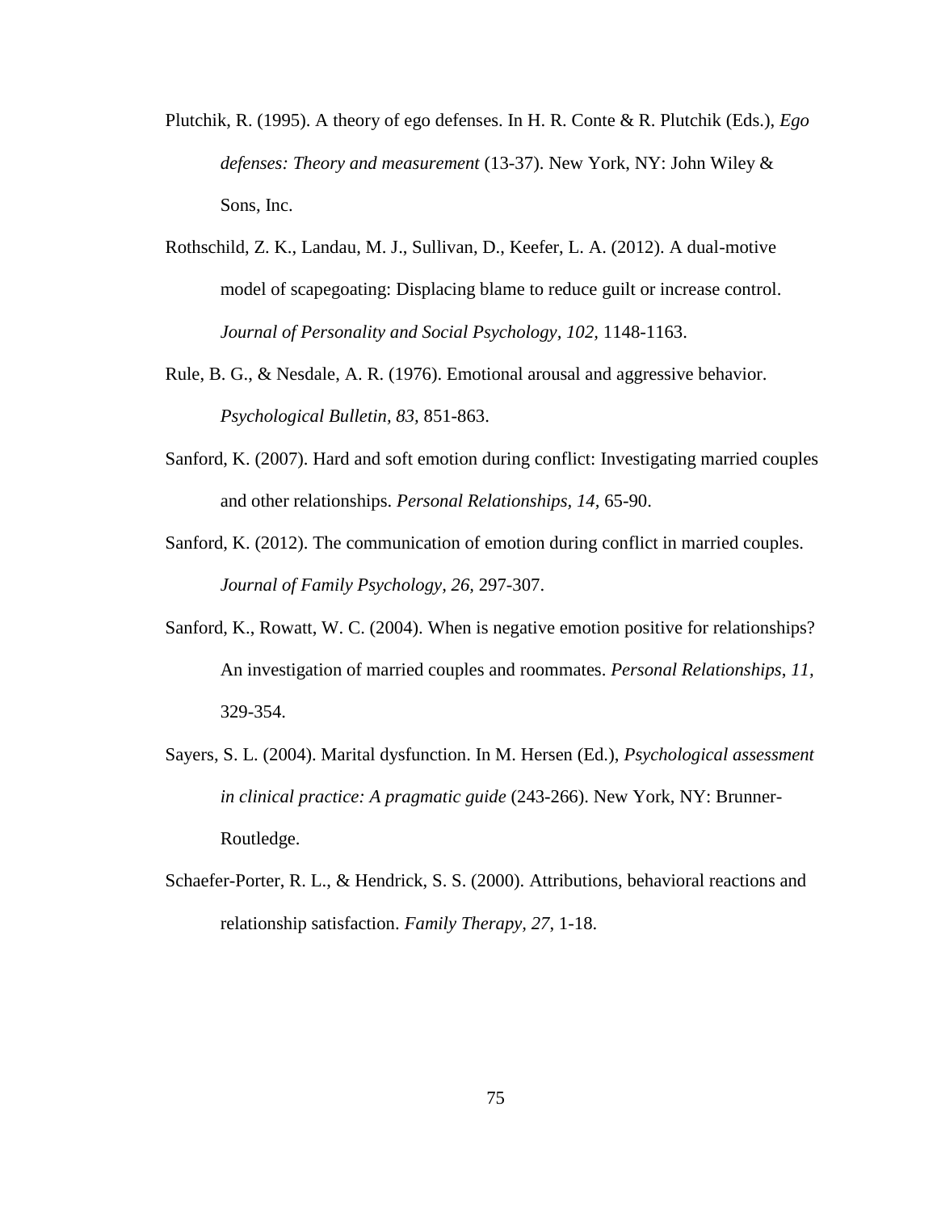Plutchik, R. (1995). A theory of ego defenses. In H. R. Conte & R. Plutchik (Eds.), *Ego defenses: Theory and measurement* (13-37). New York, NY: John Wiley & Sons, Inc.

Rothschild, Z. K., Landau, M. J., Sullivan, D., Keefer, L. A. (2012). A dual-motive model of scapegoating: Displacing blame to reduce guilt or increase control. *Journal of Personality and Social Psychology*, *102*, 1148-1163.

Rule, B. G., & Nesdale, A. R. (1976). Emotional arousal and aggressive behavior. *Psychological Bulletin, 83,* 851-863.

Sanford, K. (2007). Hard and soft emotion during conflict: Investigating married couples and other relationships. *Personal Relationships*, *14,* 65-90.

Sanford, K. (2012). The communication of emotion during conflict in married couples. *Journal of Family Psychology, 26,* 297-307.

Sanford, K., Rowatt, W. C. (2004). When is negative emotion positive for relationships? An investigation of married couples and roommates. *Personal Relationships*, *11,* 329-354.

Sayers, S. L. (2004). Marital dysfunction. In M. Hersen (Ed.), *Psychological assessment in clinical practice: A pragmatic guide* (243-266). New York, NY: Brunner-Routledge.

Schaefer-Porter, R. L., & Hendrick, S. S. (2000). Attributions, behavioral reactions and relationship satisfaction. *Family Therapy*, *27*, 1-18.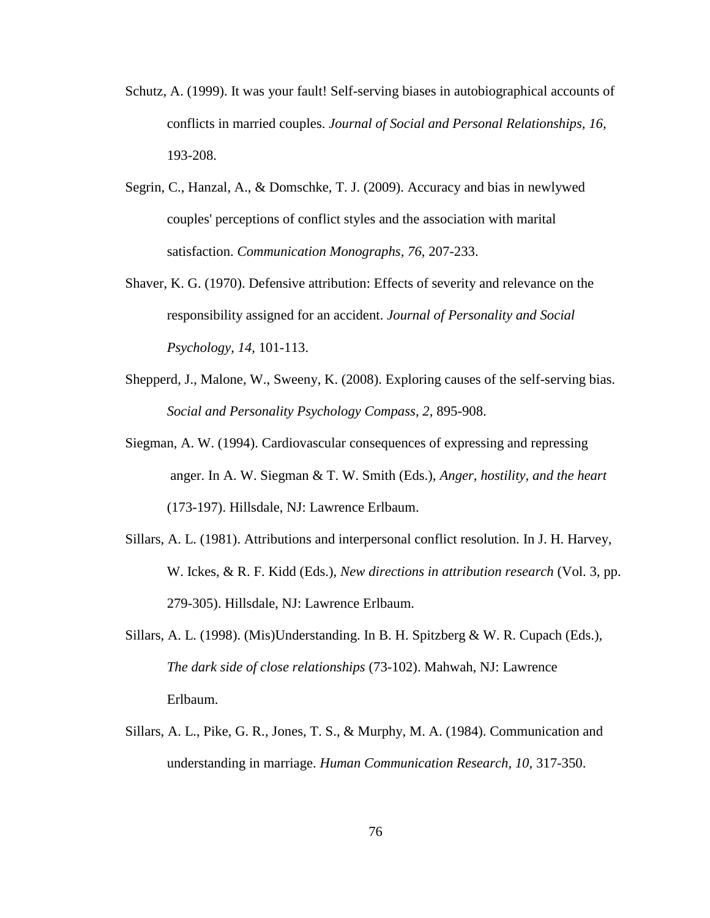Schutz, A. (1999). It was your fault! Self-serving biases in autobiographical accounts of conflicts in married couples. *Journal of Social and Personal Relationships, 16*, 193-208.

Segrin, C., Hanzal, A., & Domschke, T. J. (2009). Accuracy and bias in newlywed couples' perceptions of conflict styles and the association with marital satisfaction. *Communication Monographs, 76*, 207-233.

Shaver, K. G. (1970). Defensive attribution: Effects of severity and relevance on the responsibility assigned for an accident. *Journal of Personality and Social Psychology, 14,* 101-113.

Shepperd, J., Malone, W., Sweeny, K. (2008). Exploring causes of the self-serving bias. *Social and Personality Psychology Compass, 2,* 895-908.

Siegman, A. W. (1994). Cardiovascular consequences of expressing and repressing anger. In A. W. Siegman & T. W. Smith (Eds.), *Anger, hostility, and the heart* (173-197). Hillsdale, NJ: Lawrence Erlbaum.

Sillars, A. L. (1981). Attributions and interpersonal conflict resolution. In J. H. Harvey, W. Ickes, & R. F. Kidd (Eds.), *New directions in attribution research* (Vol. 3, pp. 279-305). Hillsdale, NJ: Lawrence Erlbaum.

Sillars, A. L. (1998). (Mis)Understanding. In B. H. Spitzberg & W. R. Cupach (Eds.), *The dark side of close relationships* (73-102). Mahwah, NJ: Lawrence Erlbaum.

Sillars, A. L., Pike, G. R., Jones, T. S., & Murphy, M. A. (1984). Communication and understanding in marriage. *Human Communication Research, 10*, 317-350.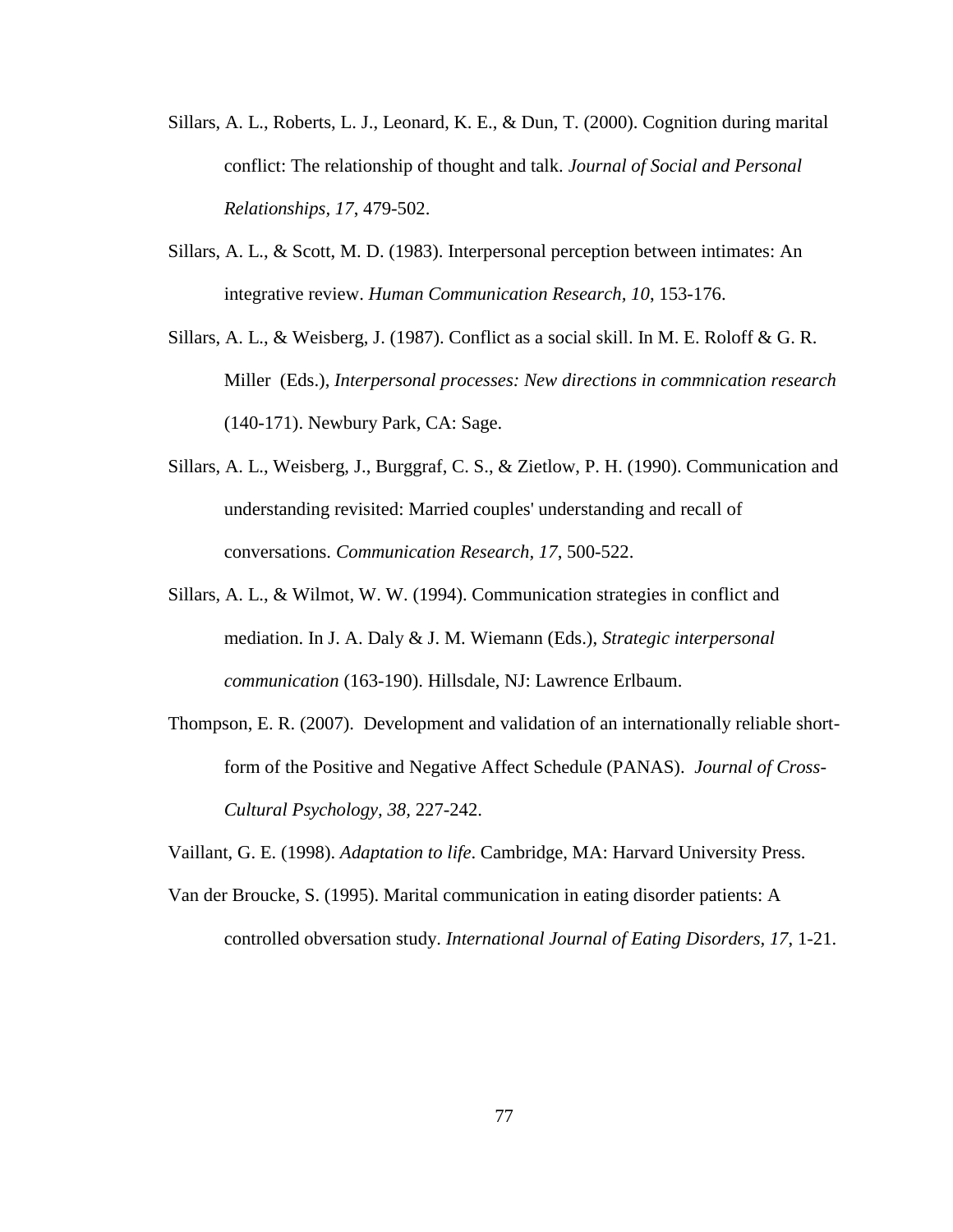Sillars, A. L., Roberts, L. J., Leonard, K. E., & Dun, T. (2000). Cognition during marital conflict: The relationship of thought and talk. *Journal of Social and Personal Relationships, 17*, 479-502.

Sillars, A. L., & Scott, M. D. (1983). Interpersonal perception between intimates: An integrative review. *Human Communication Research, 10*, 153-176.

Sillars, A. L., & Weisberg, J. (1987). Conflict as a social skill. In M. E. Roloff & G. R. Miller (Eds.), *Interpersonal processes: New directions in commnication research* (140-171). Newbury Park, CA: Sage.

Sillars, A. L., Weisberg, J., Burggraf, C. S., & Zietlow, P. H. (1990). Communication and understanding revisited: Married couples' understanding and recall of conversations. *Communication Research, 17*, 500-522.

Sillars, A. L., & Wilmot, W. W. (1994). Communication strategies in conflict and mediation. In J. A. Daly & J. M. Wiemann (Eds.), *Strategic interpersonal communication* (163-190). Hillsdale, NJ: Lawrence Erlbaum.

Thompson, E. R. (2007). Development and validation of an internationally reliable short-form of the Positive and Negative Affect Schedule (PANAS). *Journal of Cross-Cultural Psychology, 38*, 227-242.

Vaillant, G. E. (1998). *Adaptation to life*. Cambridge, MA: Harvard University Press.

Van der Broucke, S. (1995). Marital communication in eating disorder patients: A controlled obversation study. *International Journal of Eating Disorders, 17*, 1-21.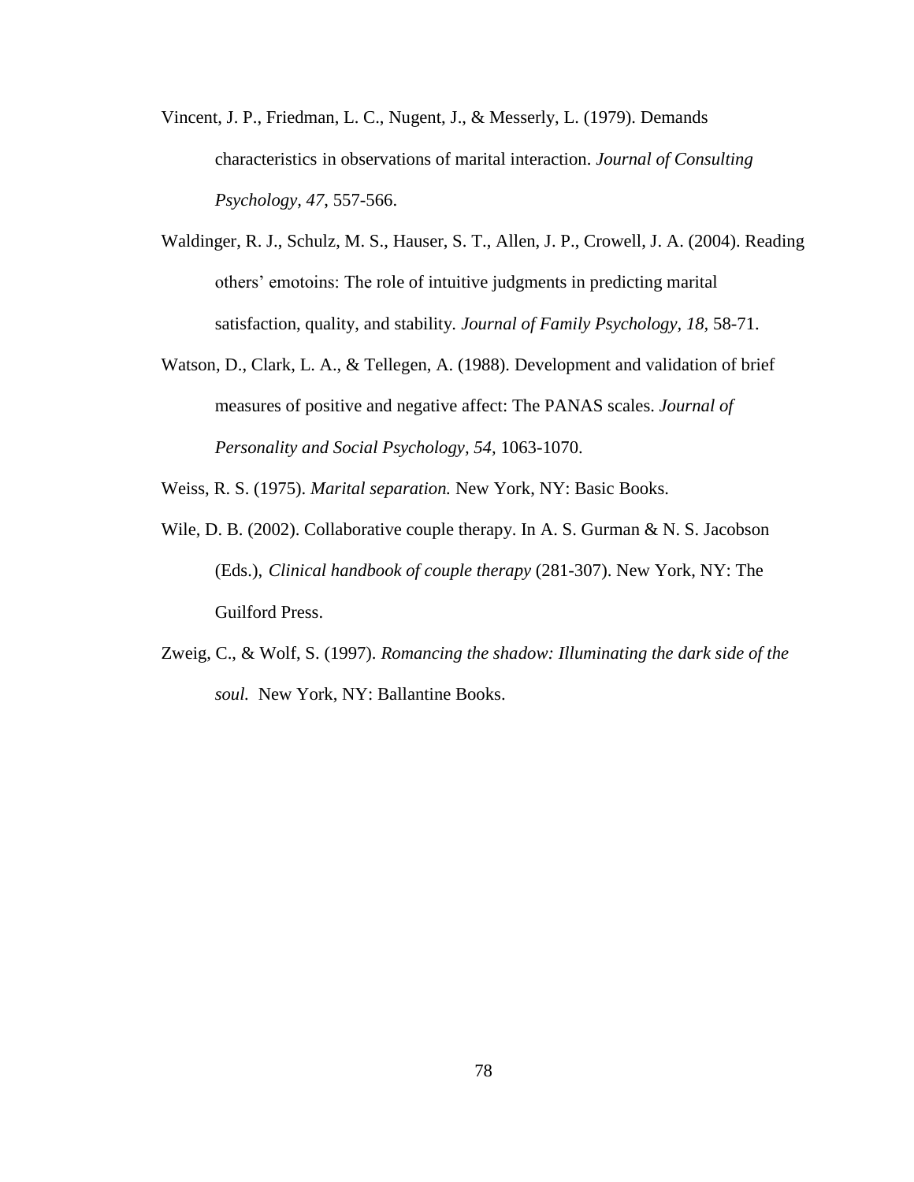Vincent, J. P., Friedman, L. C., Nugent, J., & Messerly, L. (1979). Demands characteristics in observations of marital interaction. *Journal of Consulting Psychology*, *47*, 557-566.

Waldinger, R. J., Schulz, M. S., Hauser, S. T., Allen, J. P., Crowell, J. A. (2004). Reading others' emotoins: The role of intuitive judgments in predicting marital satisfaction, quality, and stability. *Journal of Family Psychology*, *18*, 58-71.

Watson, D., Clark, L. A., & Tellegen, A. (1988). Development and validation of brief measures of positive and negative affect: The PANAS scales. *Journal of Personality and Social Psychology*, *54*, 1063-1070.

Weiss, R. S. (1975). *Marital separation.* New York, NY: Basic Books.

Wile, D. B. (2002). Collaborative couple therapy. In A. S. Gurman & N. S. Jacobson (Eds.), *Clinical handbook of couple therapy* (281-307). New York, NY: The Guilford Press.

Zweig, C., & Wolf, S. (1997). *Romancing the shadow: Illuminating the dark side of the soul.* New York, NY: Ballantine Books.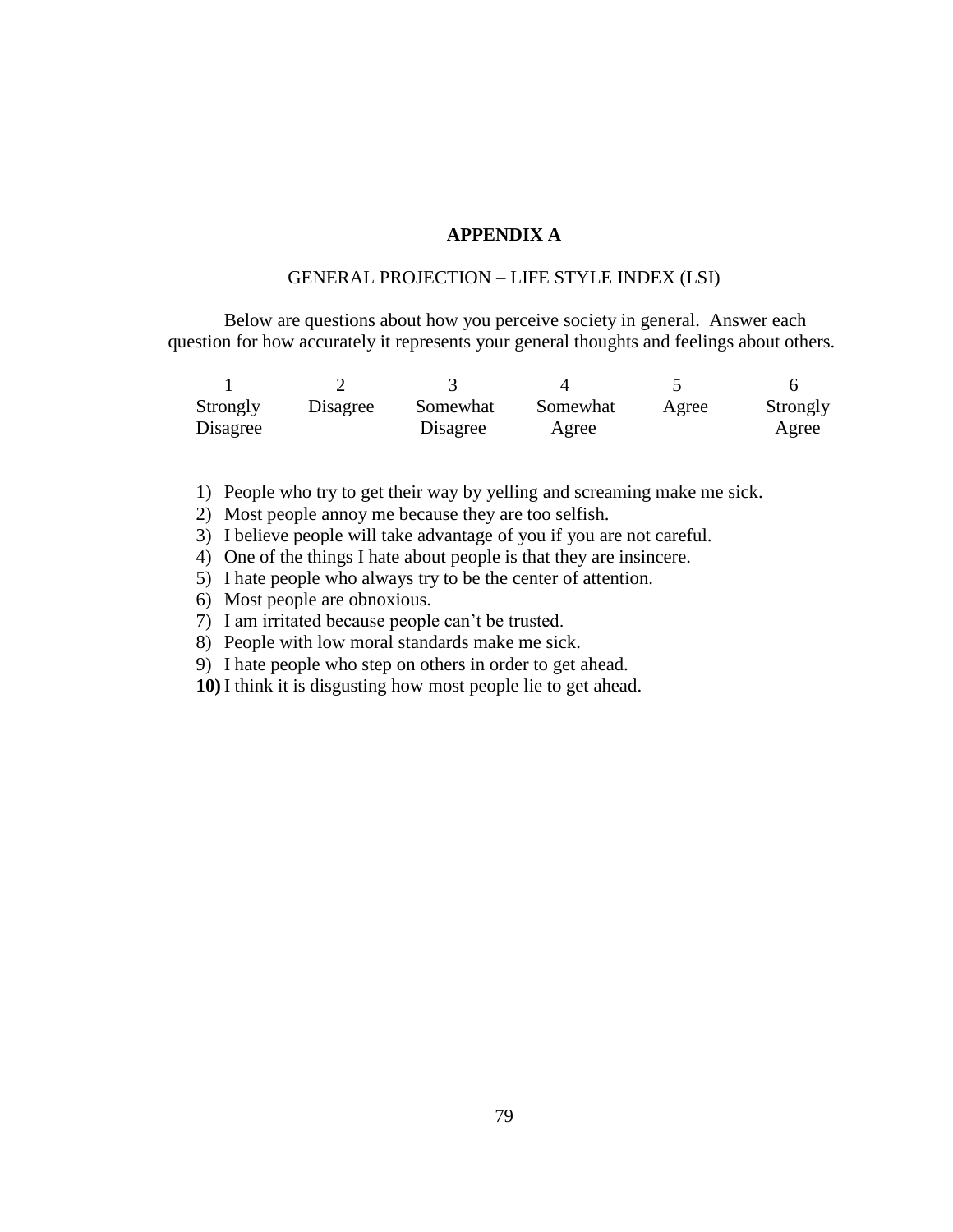# APPENDIX A

## GENERAL PROJECTION – LIFE STYLE INDEX (LSI)

Below are questions about how you perceive society in general. Answer each question for how accurately it represents your general thoughts and feelings about others.

| 1 | 2 | 3 | 4 | 5 | 6 |
|---|---|---|---|---|---|
| Strongly Disagree | Disagree | Somewhat Disagree | Somewhat Agree | Agree | Strongly Agree |

1) People who try to get their way by yelling and screaming make me sick.
2) Most people annoy me because they are too selfish.
3) I believe people will take advantage of you if you are not careful.
4) One of the things I hate about people is that they are insincere.
5) I hate people who always try to be the center of attention.
6) Most people are obnoxious.
7) I am irritated because people can't be trusted.
8) People with low moral standards make me sick.
9) I hate people who step on others in order to get ahead.
10) I think it is disgusting how most people lie to get ahead.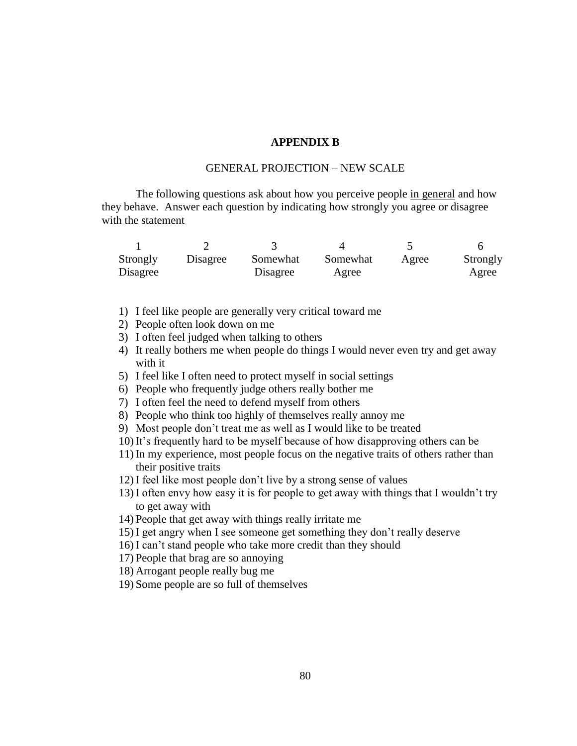# APPENDIX B

## GENERAL PROJECTION – NEW SCALE

The following questions ask about how you perceive people <u>in general</u> and how they behave. Answer each question by indicating how strongly you agree or disagree with the statement

| 1 | 2 | 3 | 4 | 5 | 6 |
|---|---|---|---|---|---|
| Strongly Disagree | Disagree | Somewhat Disagree | Somewhat Agree | Agree | Strongly Agree |

1) I feel like people are generally very critical toward me
2) People often look down on me
3) I often feel judged when talking to others
4) It really bothers me when people do things I would never even try and get away with it
5) I feel like I often need to protect myself in social settings
6) People who frequently judge others really bother me
7) I often feel the need to defend myself from others
8) People who think too highly of themselves really annoy me
9) Most people don't treat me as well as I would like to be treated
10) It's frequently hard to be myself because of how disapproving others can be
11) In my experience, most people focus on the negative traits of others rather than their positive traits
12) I feel like most people don't live by a strong sense of values
13) I often envy how easy it is for people to get away with things that I wouldn't try to get away with
14) People that get away with things really irritate me
15) I get angry when I see someone get something they don't really deserve
16) I can't stand people who take more credit than they should
17) People that brag are so annoying
18) Arrogant people really bug me
19) Some people are so full of themselves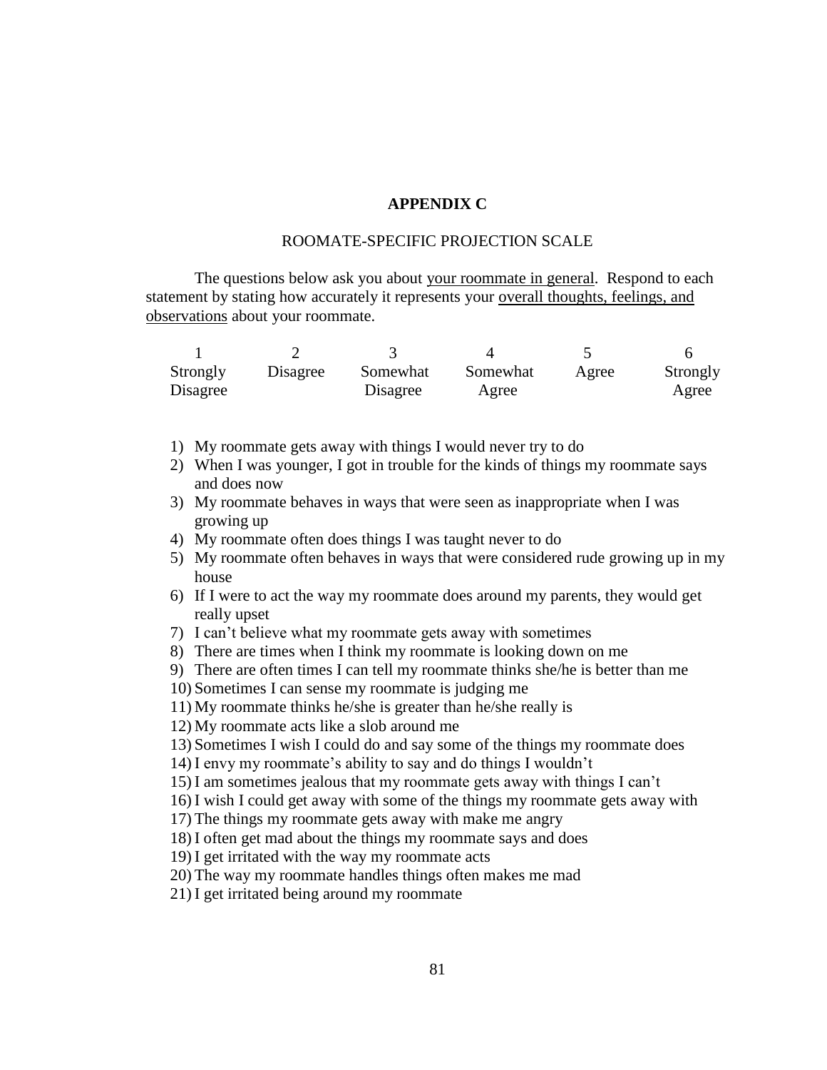# APPENDIX C

## ROOMATE-SPECIFIC PROJECTION SCALE

The questions below ask you about your roommate in general. Respond to each statement by stating how accurately it represents your overall thoughts, feelings, and observations about your roommate.

| 1 | 2 | 3 | 4 | 5 | 6 |
|---|---|---|---|---|---|
| Strongly Disagree | Disagree | Somewhat Disagree | Somewhat Agree | Agree | Strongly Agree |

1) My roommate gets away with things I would never try to do
2) When I was younger, I got in trouble for the kinds of things my roommate says and does now
3) My roommate behaves in ways that were seen as inappropriate when I was growing up
4) My roommate often does things I was taught never to do
5) My roommate often behaves in ways that were considered rude growing up in my house
6) If I were to act the way my roommate does around my parents, they would get really upset
7) I can't believe what my roommate gets away with sometimes
8) There are times when I think my roommate is looking down on me
9) There are often times I can tell my roommate thinks she/he is better than me
10) Sometimes I can sense my roommate is judging me
11) My roommate thinks he/she is greater than he/she really is
12) My roommate acts like a slob around me
13) Sometimes I wish I could do and say some of the things my roommate does
14) I envy my roommate's ability to say and do things I wouldn't
15) I am sometimes jealous that my roommate gets away with things I can't
16) I wish I could get away with some of the things my roommate gets away with
17) The things my roommate gets away with make me angry
18) I often get mad about the things my roommate says and does
19) I get irritated with the way my roommate acts
20) The way my roommate handles things often makes me mad
21) I get irritated being around my roommate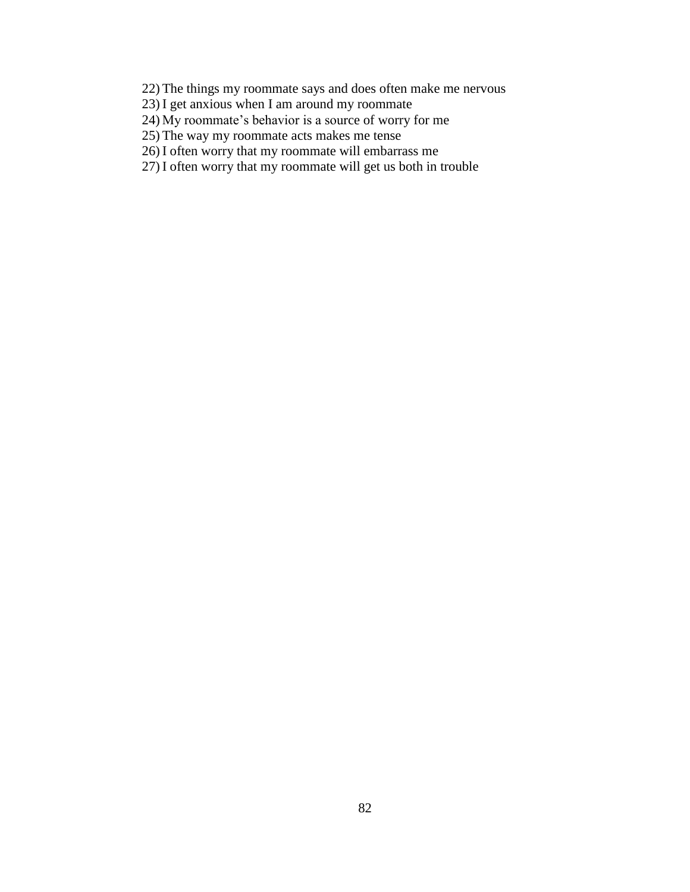22) The things my roommate says and does often make me nervous
23) I get anxious when I am around my roommate
24) My roommate's behavior is a source of worry for me
25) The way my roommate acts makes me tense
26) I often worry that my roommate will embarrass me
27) I often worry that my roommate will get us both in trouble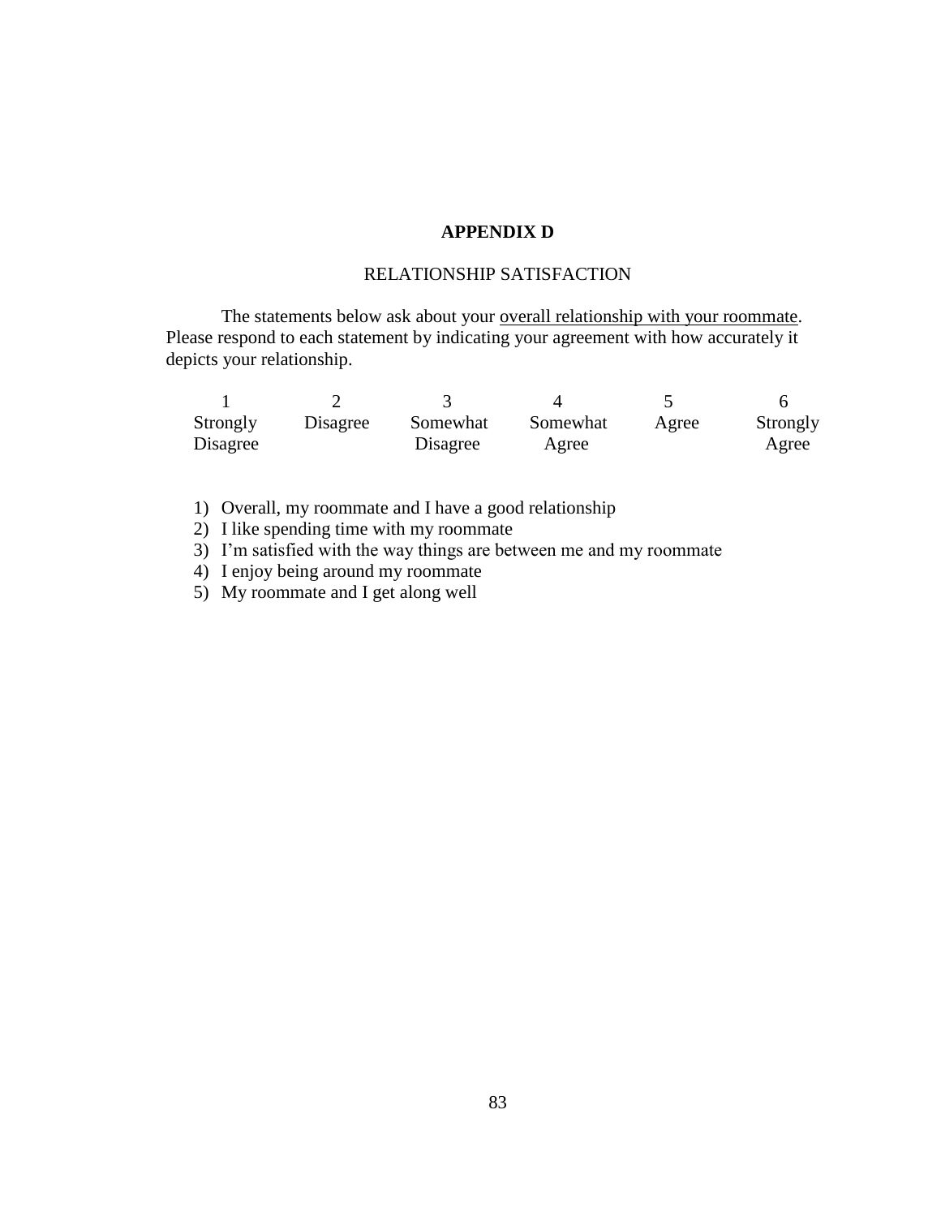# APPENDIX D

## RELATIONSHIP SATISFACTION

The statements below ask about your <u>overall relationship with your roommate</u>. Please respond to each statement by indicating your agreement with how accurately it depicts your relationship.

| 1 | 2 | 3 | 4 | 5 | 6 |
|---|---|---|---|---|---|
| Strongly Disagree | Disagree | Somewhat Disagree | Somewhat Agree | Agree | Strongly Agree |

1) Overall, my roommate and I have a good relationship
2) I like spending time with my roommate
3) I'm satisfied with the way things are between me and my roommate
4) I enjoy being around my roommate
5) My roommate and I get along well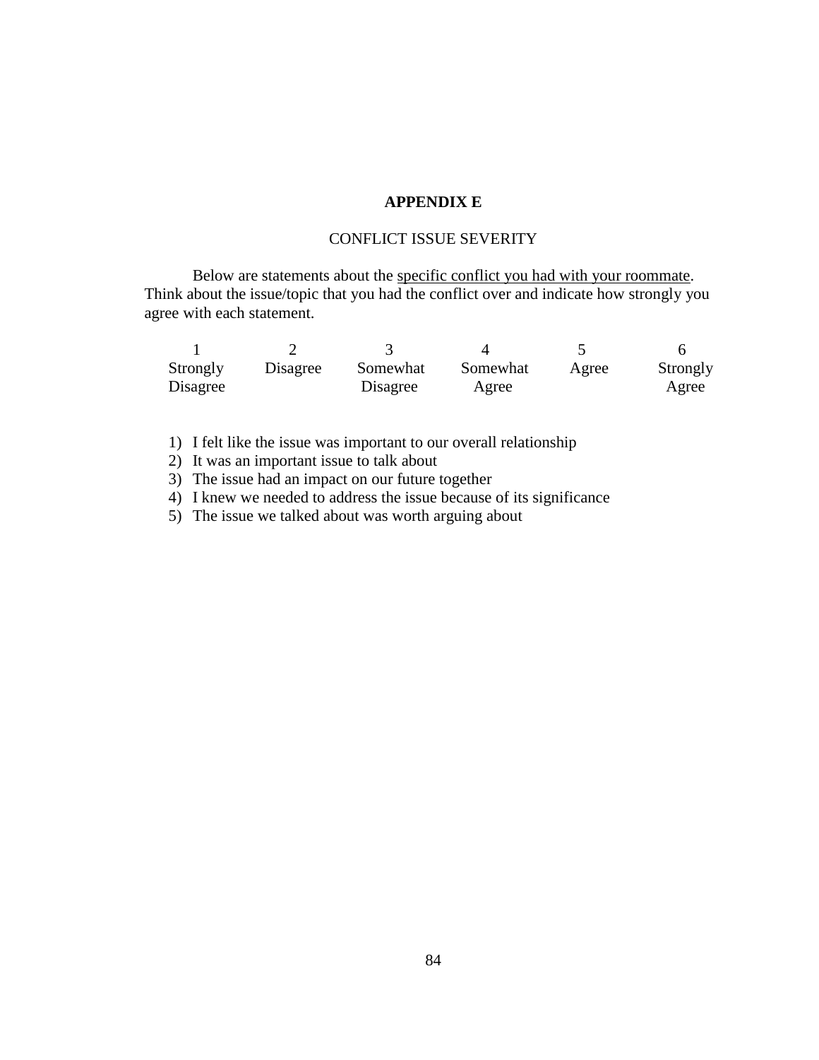# APPENDIX E

## CONFLICT ISSUE SEVERITY

Below are statements about the specific conflict you had with your roommate. Think about the issue/topic that you had the conflict over and indicate how strongly you agree with each statement.

| 1 | 2 | 3 | 4 | 5 | 6 |
|---|---|---|---|---|---|
| Strongly Disagree | Disagree | Somewhat Disagree | Somewhat Agree | Agree | Strongly Agree |

1) I felt like the issue was important to our overall relationship
2) It was an important issue to talk about
3) The issue had an impact on our future together
4) I knew we needed to address the issue because of its significance
5) The issue we talked about was worth arguing about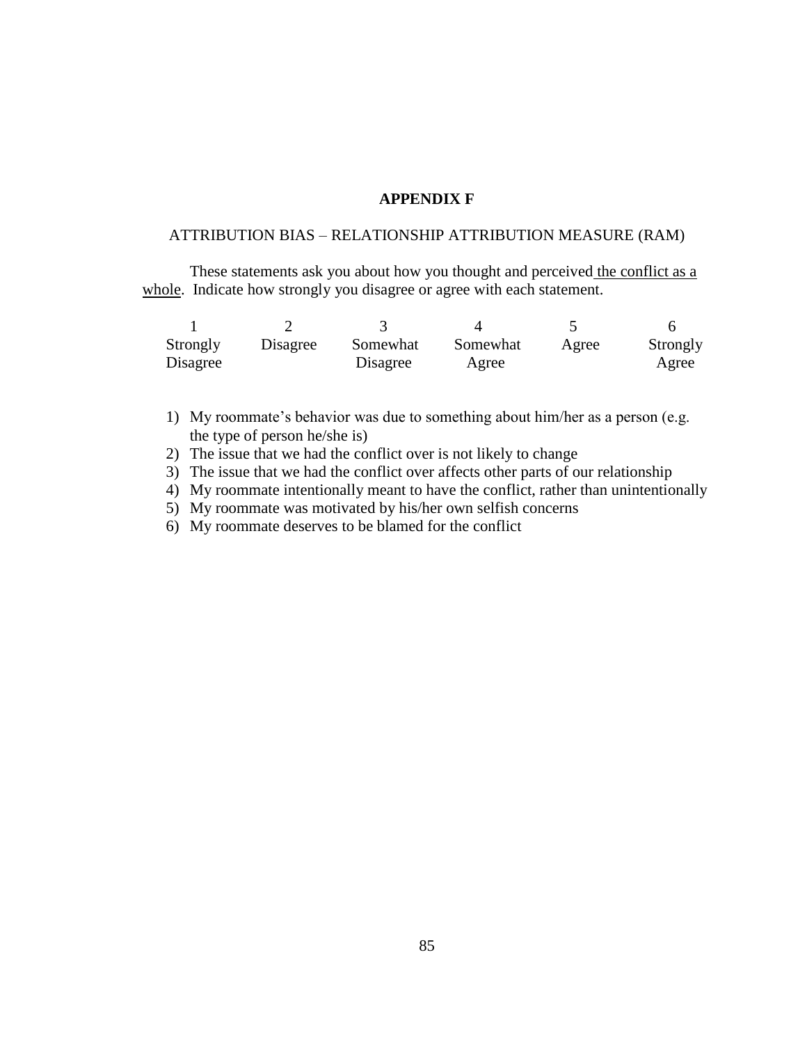# APPENDIX F

## ATTRIBUTION BIAS – RELATIONSHIP ATTRIBUTION MEASURE (RAM)

These statements ask you about how you thought and perceived <u>the conflict as a whole</u>. Indicate how strongly you disagree or agree with each statement.

| 1 | 2 | 3 | 4 | 5 | 6 |
|---|---|---|---|---|---|
| Strongly Disagree | Disagree | Somewhat Disagree | Somewhat Agree | Agree | Strongly Agree |

1) My roommate's behavior was due to something about him/her as a person (e.g. the type of person he/she is)
2) The issue that we had the conflict over is not likely to change
3) The issue that we had the conflict over affects other parts of our relationship
4) My roommate intentionally meant to have the conflict, rather than unintentionally
5) My roommate was motivated by his/her own selfish concerns
6) My roommate deserves to be blamed for the conflict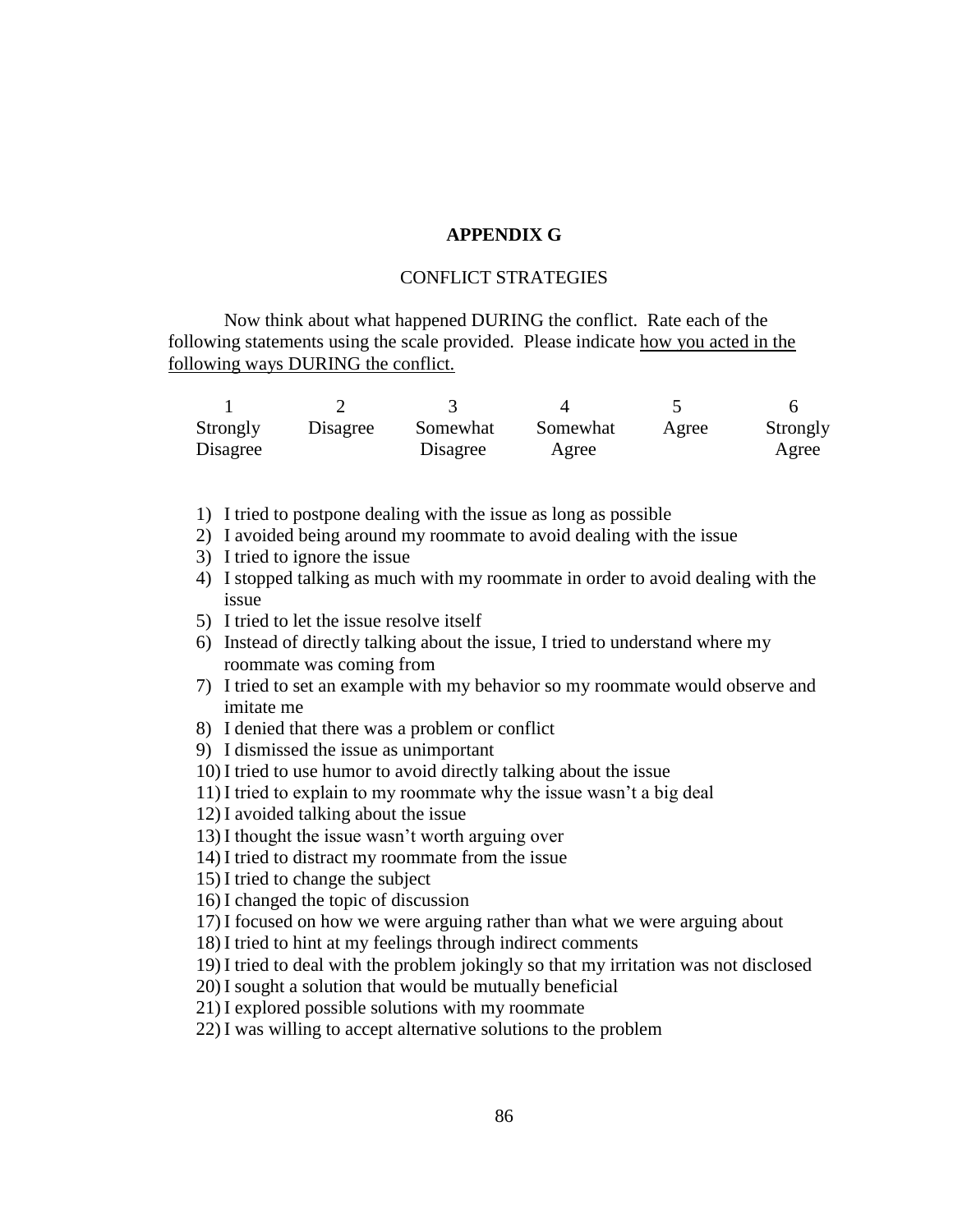# APPENDIX G

## CONFLICT STRATEGIES

Now think about what happened DURING the conflict. Rate each of the following statements using the scale provided. Please indicate <u>how you acted in the following ways DURING the conflict.</u>

| 1 | 2 | 3 | 4 | 5 | 6 |
|---|---|---|---|---|---|
| Strongly Disagree | Disagree | Somewhat Disagree | Somewhat Agree | Agree | Strongly Agree |

1) I tried to postpone dealing with the issue as long as possible
2) I avoided being around my roommate to avoid dealing with the issue
3) I tried to ignore the issue
4) I stopped talking as much with my roommate in order to avoid dealing with the issue
5) I tried to let the issue resolve itself
6) Instead of directly talking about the issue, I tried to understand where my roommate was coming from
7) I tried to set an example with my behavior so my roommate would observe and imitate me
8) I denied that there was a problem or conflict
9) I dismissed the issue as unimportant
10) I tried to use humor to avoid directly talking about the issue
11) I tried to explain to my roommate why the issue wasn't a big deal
12) I avoided talking about the issue
13) I thought the issue wasn't worth arguing over
14) I tried to distract my roommate from the issue
15) I tried to change the subject
16) I changed the topic of discussion
17) I focused on how we were arguing rather than what we were arguing about
18) I tried to hint at my feelings through indirect comments
19) I tried to deal with the problem jokingly so that my irritation was not disclosed
20) I sought a solution that would be mutually beneficial
21) I explored possible solutions with my roommate
22) I was willing to accept alternative solutions to the problem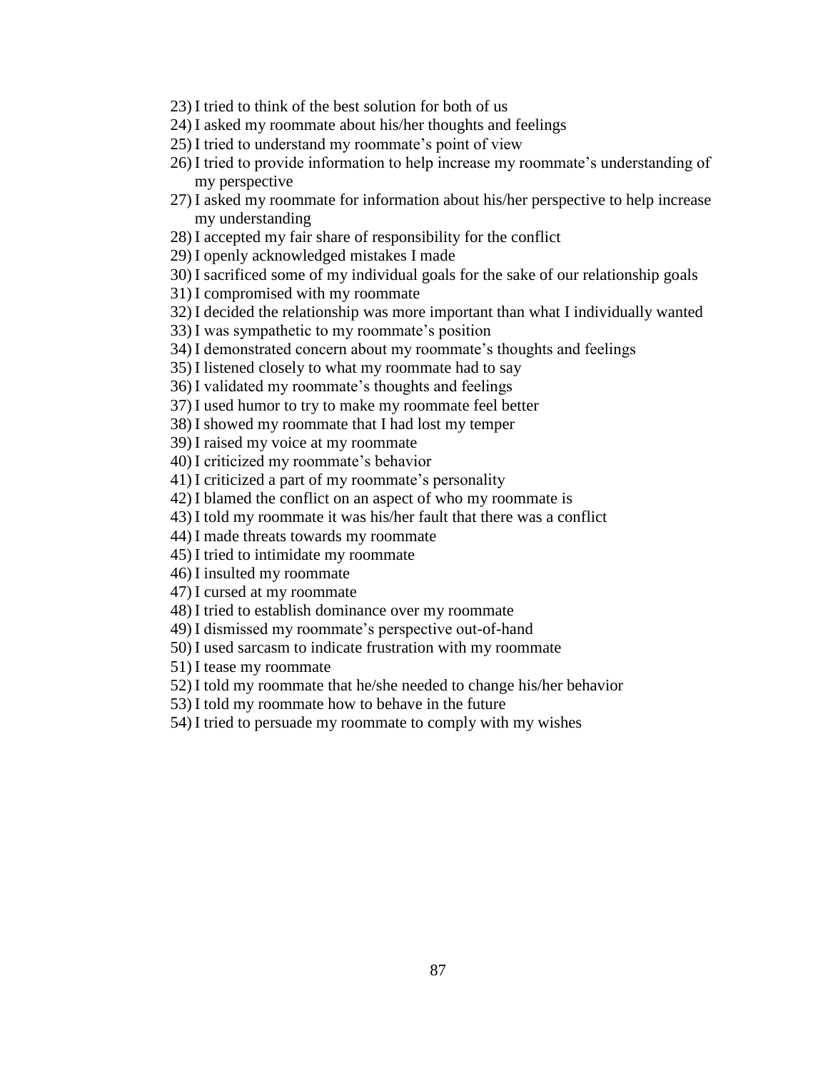23) I tried to think of the best solution for both of us
24) I asked my roommate about his/her thoughts and feelings
25) I tried to understand my roommate's point of view
26) I tried to provide information to help increase my roommate's understanding of my perspective
27) I asked my roommate for information about his/her perspective to help increase my understanding
28) I accepted my fair share of responsibility for the conflict
29) I openly acknowledged mistakes I made
30) I sacrificed some of my individual goals for the sake of our relationship goals
31) I compromised with my roommate
32) I decided the relationship was more important than what I individually wanted
33) I was sympathetic to my roommate's position
34) I demonstrated concern about my roommate's thoughts and feelings
35) I listened closely to what my roommate had to say
36) I validated my roommate's thoughts and feelings
37) I used humor to try to make my roommate feel better
38) I showed my roommate that I had lost my temper
39) I raised my voice at my roommate
40) I criticized my roommate's behavior
41) I criticized a part of my roommate's personality
42) I blamed the conflict on an aspect of who my roommate is
43) I told my roommate it was his/her fault that there was a conflict
44) I made threats towards my roommate
45) I tried to intimidate my roommate
46) I insulted my roommate
47) I cursed at my roommate
48) I tried to establish dominance over my roommate
49) I dismissed my roommate's perspective out-of-hand
50) I used sarcasm to indicate frustration with my roommate
51) I tease my roommate
52) I told my roommate that he/she needed to change his/her behavior
53) I told my roommate how to behave in the future
54) I tried to persuade my roommate to comply with my wishes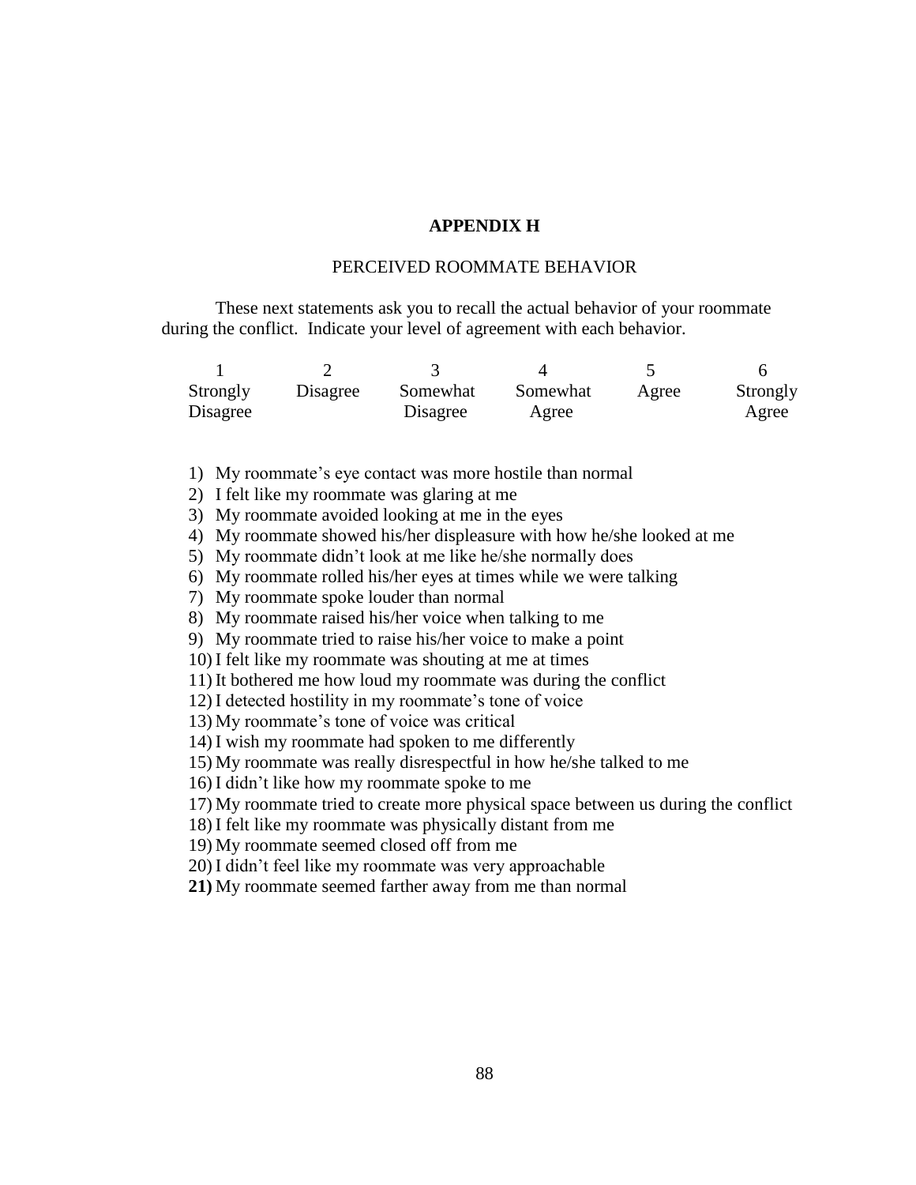## APPENDIX H

### PERCEIVED ROOMMATE BEHAVIOR

These next statements ask you to recall the actual behavior of your roommate during the conflict. Indicate your level of agreement with each behavior.

| 1 | 2 | 3 | 4 | 5 | 6 |
|---|---|---|---|---|---|
| Strongly Disagree | Disagree | Somewhat Disagree | Somewhat Agree | Agree | Strongly Agree |

1) My roommate's eye contact was more hostile than normal
2) I felt like my roommate was glaring at me
3) My roommate avoided looking at me in the eyes
4) My roommate showed his/her displeasure with how he/she looked at me
5) My roommate didn't look at me like he/she normally does
6) My roommate rolled his/her eyes at times while we were talking
7) My roommate spoke louder than normal
8) My roommate raised his/her voice when talking to me
9) My roommate tried to raise his/her voice to make a point
10) I felt like my roommate was shouting at me at times
11) It bothered me how loud my roommate was during the conflict
12) I detected hostility in my roommate's tone of voice
13) My roommate's tone of voice was critical
14) I wish my roommate had spoken to me differently
15) My roommate was really disrespectful in how he/she talked to me
16) I didn't like how my roommate spoke to me
17) My roommate tried to create more physical space between us during the conflict
18) I felt like my roommate was physically distant from me
19) My roommate seemed closed off from me
20) I didn't feel like my roommate was very approachable
21) My roommate seemed farther away from me than normal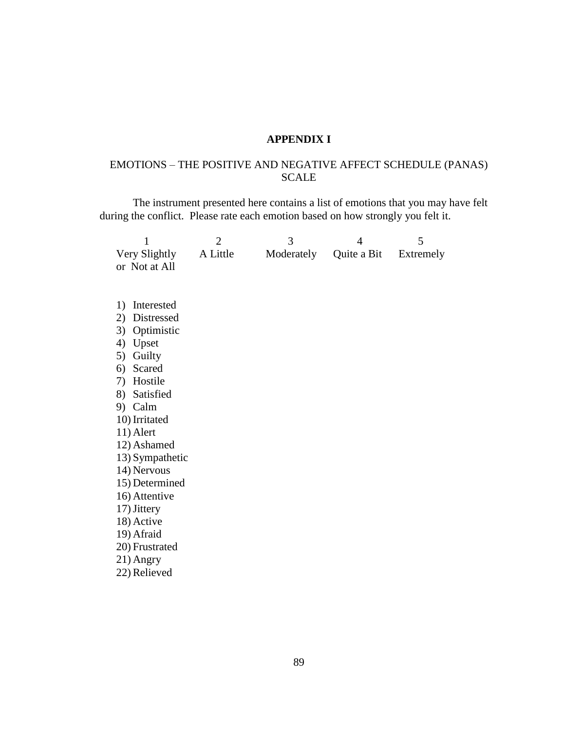# APPENDIX I

## EMOTIONS – THE POSITIVE AND NEGATIVE AFFECT SCHEDULE (PANAS) SCALE

The instrument presented here contains a list of emotions that you may have felt during the conflict. Please rate each emotion based on how strongly you felt it.

| 1 | 2 | 3 | 4 | 5 |
|---|---|---|---|---|
| Very Slightly or Not at All | A Little | Moderately | Quite a Bit | Extremely |

1) Interested
2) Distressed
3) Optimistic
4) Upset
5) Guilty
6) Scared
7) Hostile
8) Satisfied
9) Calm
10) Irritated
11) Alert
12) Ashamed
13) Sympathetic
14) Nervous
15) Determined
16) Attentive
17) Jittery
18) Active
19) Afraid
20) Frustrated
21) Angry
22) Relieved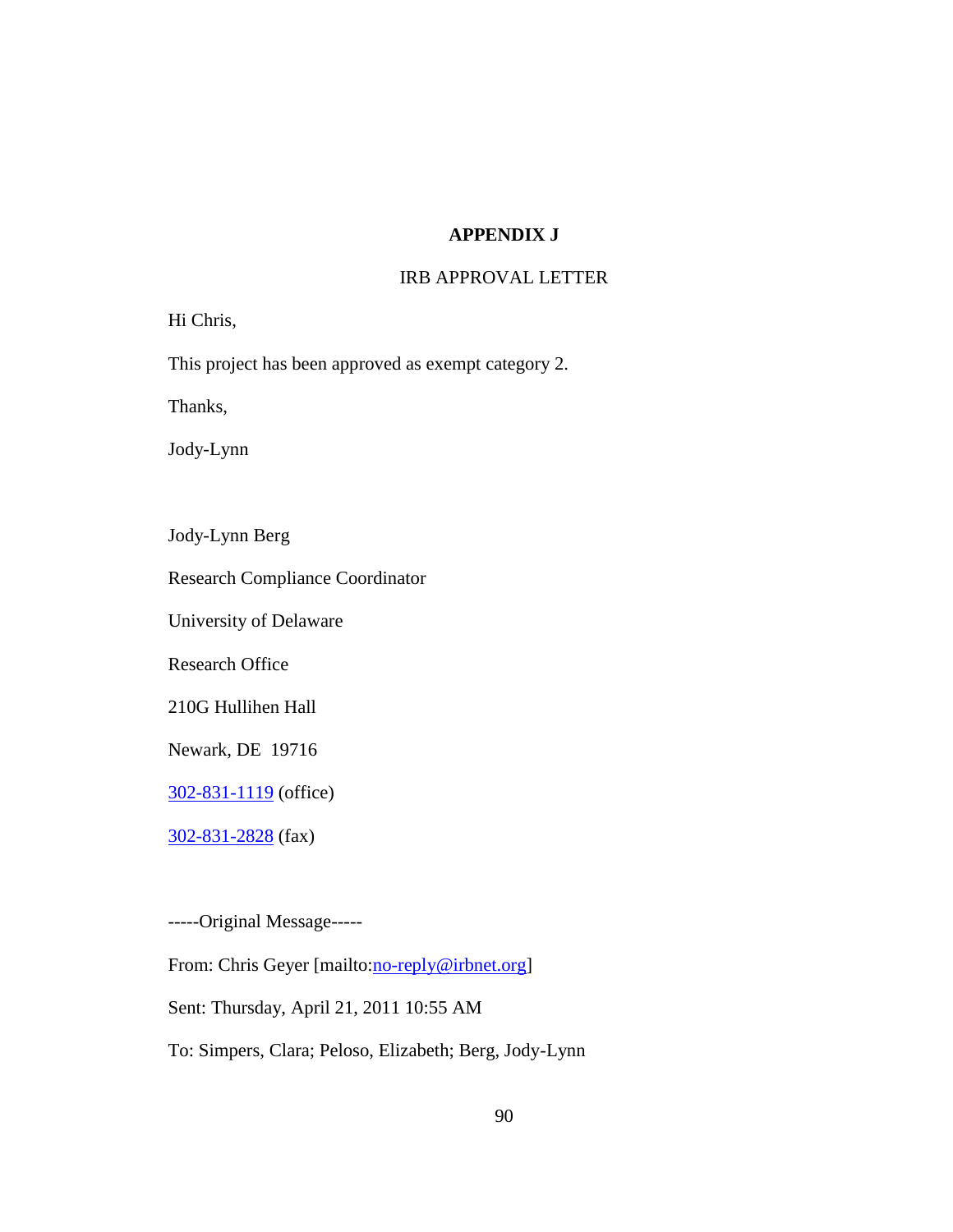# APPENDIX J

## IRB APPROVAL LETTER

Hi Chris,

This project has been approved as exempt category 2.

Thanks,

Jody-Lynn

Jody-Lynn Berg

Research Compliance Coordinator

University of Delaware

Research Office

210G Hullihen Hall

Newark, DE 19716

302-831-1119 (office)

302-831-2828 (fax)

-----Original Message-----

From: Chris Geyer [mailto:no-reply@irbnet.org]

Sent: Thursday, April 21, 2011 10:55 AM

To: Simpers, Clara; Peloso, Elizabeth; Berg, Jody-Lynn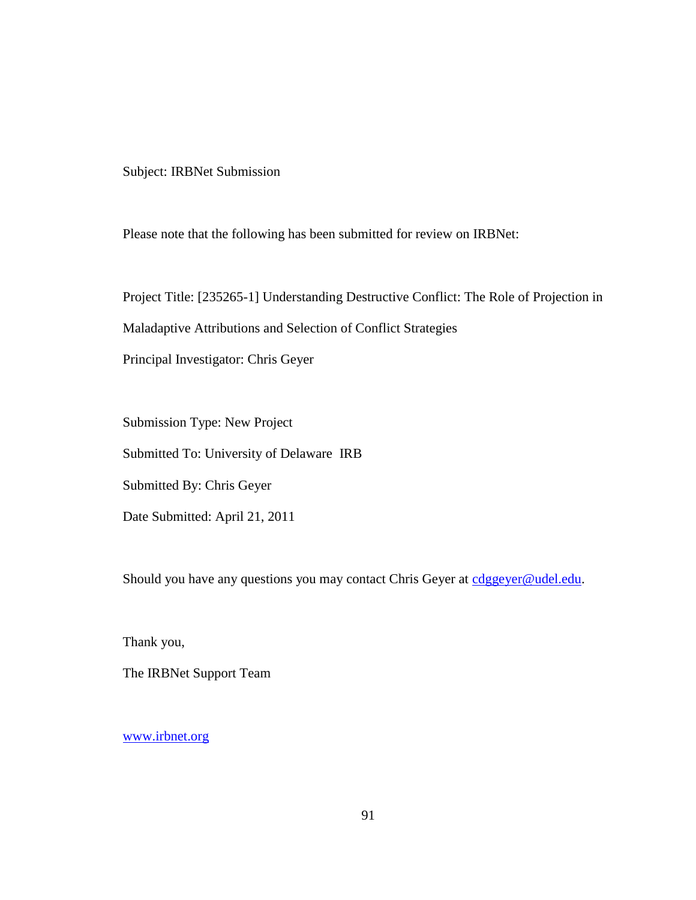Subject: IRBNet Submission

Please note that the following has been submitted for review on IRBNet:

Project Title: [235265-1] Understanding Destructive Conflict: The Role of Projection in Maladaptive Attributions and Selection of Conflict Strategies

Principal Investigator: Chris Geyer

Submission Type: New Project

Submitted To: University of Delaware IRB

Submitted By: Chris Geyer

Date Submitted: April 21, 2011

Should you have any questions you may contact Chris Geyer at cdggeyer@udel.edu.

Thank you,

The IRBNet Support Team

www.irbnet.org